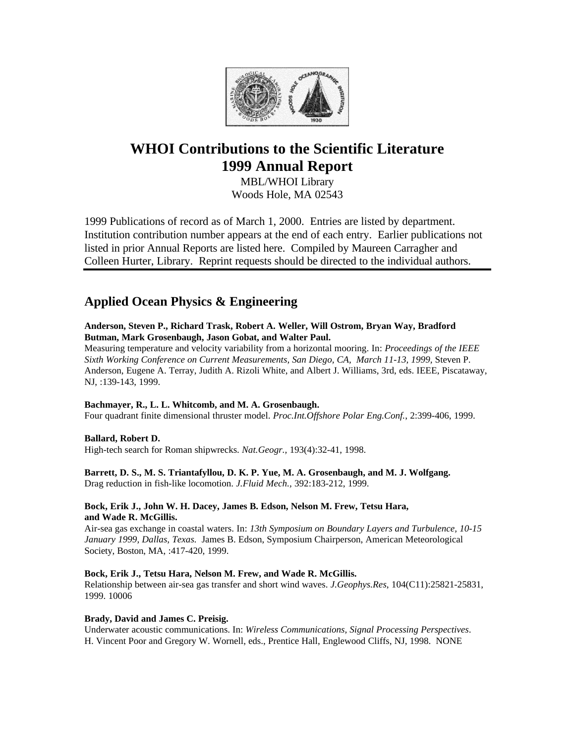# WHOI Contributions to the Scientific Literature
# 1999 Annual Report

MBL/WHOI Library
Woods Hole, MA 02543

1999 Publications of record as of March 1, 2000. Entries are listed by department. Institution contribution number appears at the end of each entry. Earlier publications not listed in prior Annual Reports are listed here. Compiled by Maureen Carragher and Colleen Hurter, Library. Reprint requests should be directed to the individual authors.

## Applied Ocean Physics & Engineering

**Anderson, Steven P., Richard Trask, Robert A. Weller, Will Ostrom, Bryan Way, Bradford Butman, Mark Grosenbaugh, Jason Gobat, and Walter Paul.**
Measuring temperature and velocity variability from a horizontal mooring. In: *Proceedings of the IEEE Sixth Working Conference on Current Measurements, San Diego, CA, March 11-13, 1999*, Steven P. Anderson, Eugene A. Terray, Judith A. Rizoli White, and Albert J. Williams, 3rd, eds. IEEE, Piscataway, NJ, :139-143, 1999.

**Bachmayer, R., L. L. Whitcomb, and M. A. Grosenbaugh.**
Four quadrant finite dimensional thruster model. *Proc.Int.Offshore Polar Eng.Conf.*, 2:399-406, 1999.

**Ballard, Robert D.**
High-tech search for Roman shipwrecks. *Nat.Geogr.,* 193(4):32-41, 1998.

**Barrett, D. S., M. S. Triantafyllou, D. K. P. Yue, M. A. Grosenbaugh, and M. J. Wolfgang.**
Drag reduction in fish-like locomotion. *J.Fluid Mech.*, 392:183-212, 1999.

**Bock, Erik J., John W. H. Dacey, James B. Edson, Nelson M. Frew, Tetsu Hara, and Wade R. McGillis.**
Air-sea gas exchange in coastal waters. In: *13th Symposium on Boundary Layers and Turbulence, 10-15 January 1999, Dallas, Texas.* James B. Edson, Symposium Chairperson, American Meteorological Society, Boston, MA, :417-420, 1999.

**Bock, Erik J., Tetsu Hara, Nelson M. Frew, and Wade R. McGillis.**
Relationship between air-sea gas transfer and short wind waves. *J.Geophys.Res*, 104(C11):25821-25831, 1999. 10006

**Brady, David and James C. Preisig.**
Underwater acoustic communications. In: *Wireless Communications, Signal Processing Perspectives*. H. Vincent Poor and Gregory W. Wornell, eds., Prentice Hall, Englewood Cliffs, NJ, 1998. NONE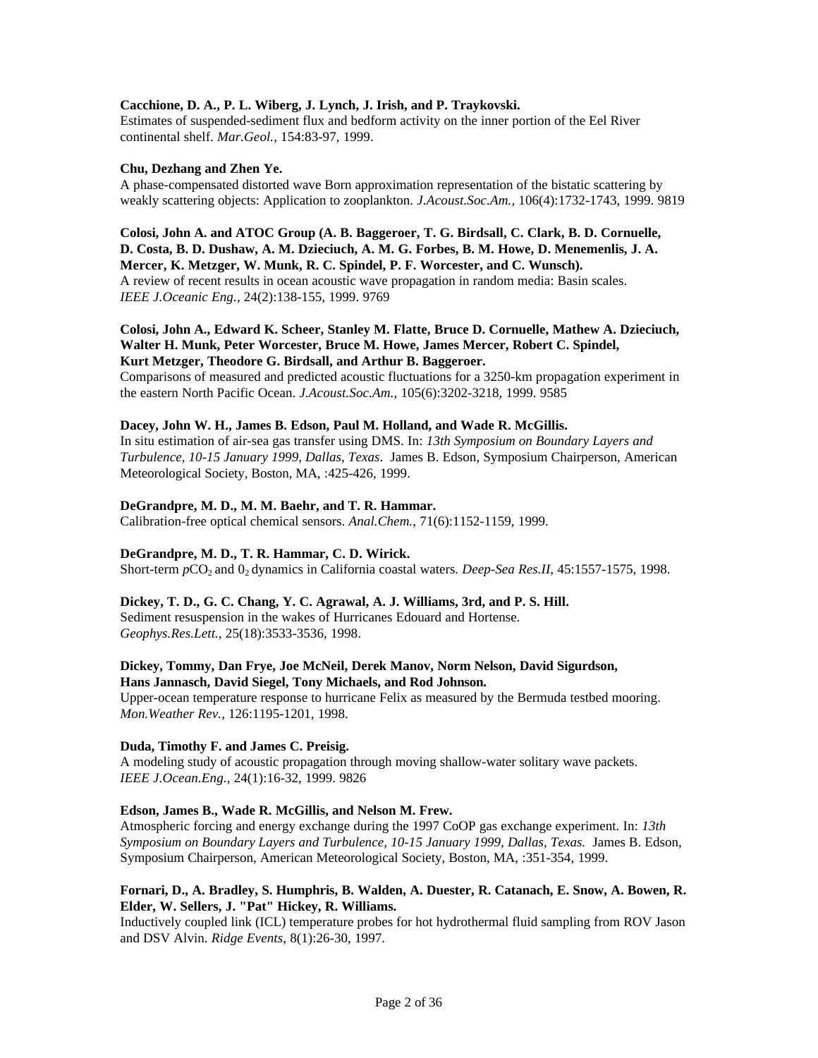**Cacchione, D. A., P. L. Wiberg, J. Lynch, J. Irish, and P. Traykovski.**
Estimates of suspended-sediment flux and bedform activity on the inner portion of the Eel River continental shelf. *Mar.Geol.*, 154:83-97, 1999.

**Chu, Dezhang and Zhen Ye.**
A phase-compensated distorted wave Born approximation representation of the bistatic scattering by weakly scattering objects: Application to zooplankton. *J.Acoust.Soc.Am.*, 106(4):1732-1743, 1999. 9819

**Colosi, John A. and ATOC Group (A. B. Baggeroer, T. G. Birdsall, C. Clark, B. D. Cornuelle, D. Costa, B. D. Dushaw, A. M. Dzieciuch, A. M. G. Forbes, B. M. Howe, D. Menemenlis, J. A. Mercer, K. Metzger, W. Munk, R. C. Spindel, P. F. Worcester, and C. Wunsch).**
A review of recent results in ocean acoustic wave propagation in random media: Basin scales. *IEEE J.Oceanic Eng.*, 24(2):138-155, 1999. 9769

**Colosi, John A., Edward K. Scheer, Stanley M. Flatte, Bruce D. Cornuelle, Mathew A. Dzieciuch, Walter H. Munk, Peter Worcester, Bruce M. Howe, James Mercer, Robert C. Spindel, Kurt Metzger, Theodore G. Birdsall, and Arthur B. Baggeroer.**
Comparisons of measured and predicted acoustic fluctuations for a 3250-km propagation experiment in the eastern North Pacific Ocean. *J.Acoust.Soc.Am.*, 105(6):3202-3218, 1999. 9585

**Dacey, John W. H., James B. Edson, Paul M. Holland, and Wade R. McGillis.**
In situ estimation of air-sea gas transfer using DMS. In: *13th Symposium on Boundary Layers and Turbulence, 10-15 January 1999, Dallas, Texas*. James B. Edson, Symposium Chairperson, American Meteorological Society, Boston, MA, :425-426, 1999.

**DeGrandpre, M. D., M. M. Baehr, and T. R. Hammar.**
Calibration-free optical chemical sensors. *Anal.Chem.*, 71(6):1152-1159, 1999.

**DeGrandpre, M. D., T. R. Hammar, C. D. Wirick.**
Short-term $p\mathrm{CO}_2$ and $0_2$ dynamics in California coastal waters. *Deep-Sea Res.II*, 45:1557-1575, 1998.

**Dickey, T. D., G. C. Chang, Y. C. Agrawal, A. J. Williams, 3rd, and P. S. Hill.**
Sediment resuspension in the wakes of Hurricanes Edouard and Hortense. *Geophys.Res.Lett.*, 25(18):3533-3536, 1998.

**Dickey, Tommy, Dan Frye, Joe McNeil, Derek Manov, Norm Nelson, David Sigurdson, Hans Jannasch, David Siegel, Tony Michaels, and Rod Johnson.**
Upper-ocean temperature response to hurricane Felix as measured by the Bermuda testbed mooring. *Mon.Weather Rev.*, 126:1195-1201, 1998.

**Duda, Timothy F. and James C. Preisig.**
A modeling study of acoustic propagation through moving shallow-water solitary wave packets. *IEEE J.Ocean.Eng.*, 24(1):16-32, 1999. 9826

**Edson, James B., Wade R. McGillis, and Nelson M. Frew.**
Atmospheric forcing and energy exchange during the 1997 CoOP gas exchange experiment. In: *13th Symposium on Boundary Layers and Turbulence, 10-15 January 1999, Dallas, Texas.* James B. Edson, Symposium Chairperson, American Meteorological Society, Boston, MA, :351-354, 1999.

**Fornari, D., A. Bradley, S. Humphris, B. Walden, A. Duester, R. Catanach, E. Snow, A. Bowen, R. Elder, W. Sellers, J. "Pat" Hickey, R. Williams.**
Inductively coupled link (ICL) temperature probes for hot hydrothermal fluid sampling from ROV Jason and DSV Alvin. *Ridge Events*, 8(1):26-30, 1997.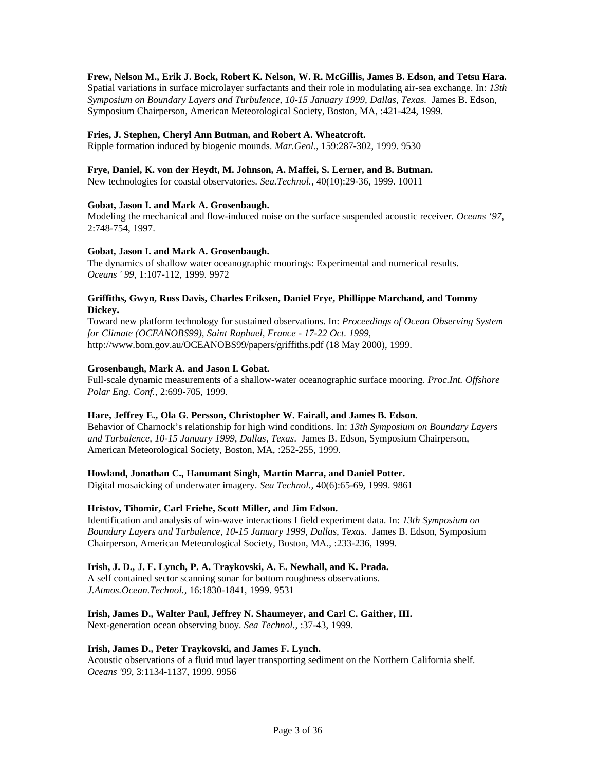**Frew, Nelson M., Erik J. Bock, Robert K. Nelson, W. R. McGillis, James B. Edson, and Tetsu Hara.**
Spatial variations in surface microlayer surfactants and their role in modulating air-sea exchange. In: *13th Symposium on Boundary Layers and Turbulence, 10-15 January 1999, Dallas, Texas.* James B. Edson, Symposium Chairperson, American Meteorological Society, Boston, MA, :421-424, 1999.

**Fries, J. Stephen, Cheryl Ann Butman, and Robert A. Wheatcroft.**
Ripple formation induced by biogenic mounds. *Mar.Geol.,* 159:287-302, 1999. 9530

**Frye, Daniel, K. von der Heydt, M. Johnson, A. Maffei, S. Lerner, and B. Butman.**
New technologies for coastal observatories. *Sea.Technol.,* 40(10):29-36, 1999. 10011

**Gobat, Jason I. and Mark A. Grosenbaugh.**
Modeling the mechanical and flow-induced noise on the surface suspended acoustic receiver. *Oceans '97*, 2:748-754, 1997.

**Gobat, Jason I. and Mark A. Grosenbaugh.**
The dynamics of shallow water oceanographic moorings: Experimental and numerical results. *Oceans ' 99*, 1:107-112, 1999. 9972

**Griffiths, Gwyn, Russ Davis, Charles Eriksen, Daniel Frye, Phillippe Marchand, and Tommy Dickey.**
Toward new platform technology for sustained observations. In: *Proceedings of Ocean Observing System for Climate (OCEANOBS99), Saint Raphael, France - 17-22 Oct. 1999,* http://www.bom.gov.au/OCEANOBS99/papers/griffiths.pdf (18 May 2000), 1999.

**Grosenbaugh, Mark A. and Jason I. Gobat.**
Full-scale dynamic measurements of a shallow-water oceanographic surface mooring. *Proc.Int. Offshore Polar Eng. Conf.,* 2:699-705, 1999.

**Hare, Jeffrey E., Ola G. Persson, Christopher W. Fairall, and James B. Edson.**
Behavior of Charnock's relationship for high wind conditions. In: *13th Symposium on Boundary Layers and Turbulence, 10-15 January 1999, Dallas, Texas*. James B. Edson, Symposium Chairperson, American Meteorological Society, Boston, MA, :252-255, 1999.

**Howland, Jonathan C., Hanumant Singh, Martin Marra, and Daniel Potter.**
Digital mosaicking of underwater imagery. *Sea Technol.,* 40(6):65-69, 1999. 9861

**Hristov, Tihomir, Carl Friehe, Scott Miller, and Jim Edson.**
Identification and analysis of win-wave interactions I field experiment data. In: *13th Symposium on Boundary Layers and Turbulence, 10-15 January 1999, Dallas, Texas.* James B. Edson, Symposium Chairperson, American Meteorological Society, Boston, MA., :233-236, 1999.

**Irish, J. D., J. F. Lynch, P. A. Traykovski, A. E. Newhall, and K. Prada.**
A self contained sector scanning sonar for bottom roughness observations. *J.Atmos.Ocean.Technol.,* 16:1830-1841, 1999. 9531

**Irish, James D., Walter Paul, Jeffrey N. Shaumeyer, and Carl C. Gaither, III.**
Next-generation ocean observing buoy. *Sea Technol.,* :37-43, 1999.

**Irish, James D., Peter Traykovski, and James F. Lynch.**
Acoustic observations of a fluid mud layer transporting sediment on the Northern California shelf. *Oceans '99*, 3:1134-1137, 1999. 9956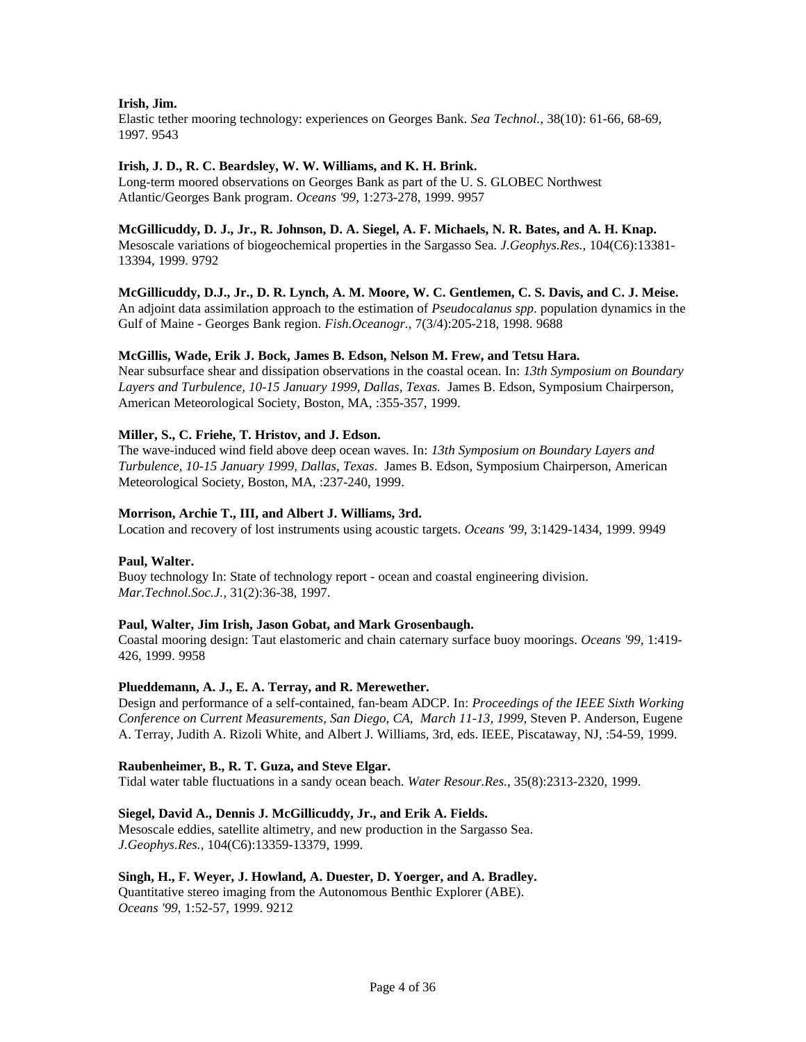**Irish, Jim.**
Elastic tether mooring technology: experiences on Georges Bank. *Sea Technol.*, 38(10): 61-66, 68-69, 1997. 9543

**Irish, J. D., R. C. Beardsley, W. W. Williams, and K. H. Brink.**
Long-term moored observations on Georges Bank as part of the U. S. GLOBEC Northwest Atlantic/Georges Bank program. *Oceans '99*, 1:273-278, 1999. 9957

**McGillicuddy, D. J., Jr., R. Johnson, D. A. Siegel, A. F. Michaels, N. R. Bates, and A. H. Knap.**
Mesoscale variations of biogeochemical properties in the Sargasso Sea. *J.Geophys.Res.*, 104(C6):13381-13394, 1999. 9792

**McGillicuddy, D.J., Jr., D. R. Lynch, A. M. Moore, W. C. Gentlemen, C. S. Davis, and C. J. Meise.**
An adjoint data assimilation approach to the estimation of *Pseudocalanus spp*. population dynamics in the Gulf of Maine - Georges Bank region. *Fish.Oceanogr.*, 7(3/4):205-218, 1998. 9688

**McGillis, Wade, Erik J. Bock, James B. Edson, Nelson M. Frew, and Tetsu Hara.**
Near subsurface shear and dissipation observations in the coastal ocean. In: *13th Symposium on Boundary Layers and Turbulence, 10-15 January 1999, Dallas, Texas.* James B. Edson, Symposium Chairperson, American Meteorological Society, Boston, MA, :355-357, 1999.

**Miller, S., C. Friehe, T. Hristov, and J. Edson.**
The wave-induced wind field above deep ocean waves. In: *13th Symposium on Boundary Layers and Turbulence, 10-15 January 1999, Dallas, Texas*. James B. Edson, Symposium Chairperson, American Meteorological Society, Boston, MA, :237-240, 1999.

**Morrison, Archie T., III, and Albert J. Williams, 3rd.**
Location and recovery of lost instruments using acoustic targets. *Oceans '99*, 3:1429-1434, 1999. 9949

**Paul, Walter.**
Buoy technology In: State of technology report - ocean and coastal engineering division. *Mar.Technol.Soc.J.*, 31(2):36-38, 1997.

**Paul, Walter, Jim Irish, Jason Gobat, and Mark Grosenbaugh.**
Coastal mooring design: Taut elastomeric and chain caternary surface buoy moorings. *Oceans '99*, 1:419-426, 1999. 9958

**Plueddemann, A. J., E. A. Terray, and R. Merewether.**
Design and performance of a self-contained, fan-beam ADCP. In: *Proceedings of the IEEE Sixth Working Conference on Current Measurements, San Diego, CA, March 11-13, 1999*, Steven P. Anderson, Eugene A. Terray, Judith A. Rizoli White, and Albert J. Williams, 3rd, eds. IEEE, Piscataway, NJ, :54-59, 1999.

**Raubenheimer, B., R. T. Guza, and Steve Elgar.**
Tidal water table fluctuations in a sandy ocean beach. *Water Resour.Res.*, 35(8):2313-2320, 1999.

**Siegel, David A., Dennis J. McGillicuddy, Jr., and Erik A. Fields.**
Mesoscale eddies, satellite altimetry, and new production in the Sargasso Sea. *J.Geophys.Res.*, 104(C6):13359-13379, 1999.

**Singh, H., F. Weyer, J. Howland, A. Duester, D. Yoerger, and A. Bradley.**
Quantitative stereo imaging from the Autonomous Benthic Explorer (ABE). *Oceans '99*, 1:52-57, 1999. 9212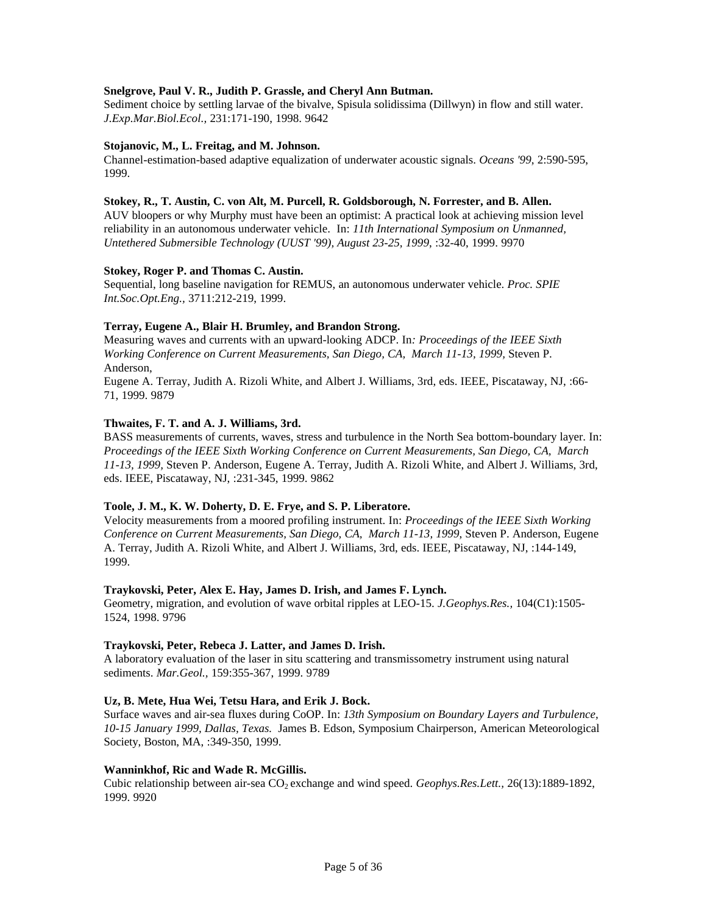**Snelgrove, Paul V. R., Judith P. Grassle, and Cheryl Ann Butman.**
Sediment choice by settling larvae of the bivalve, Spisula solidissima (Dillwyn) in flow and still water. *J.Exp.Mar.Biol.Ecol.,* 231:171-190, 1998. 9642

**Stojanovic, M., L. Freitag, and M. Johnson.**
Channel-estimation-based adaptive equalization of underwater acoustic signals. *Oceans '99*, 2:590-595, 1999.

**Stokey, R., T. Austin, C. von Alt, M. Purcell, R. Goldsborough, N. Forrester, and B. Allen.**
AUV bloopers or why Murphy must have been an optimist: A practical look at achieving mission level reliability in an autonomous underwater vehicle. In: *11th International Symposium on Unmanned, Untethered Submersible Technology (UUST '99), August 23-25, 1999*, :32-40, 1999. 9970

**Stokey, Roger P. and Thomas C. Austin.**
Sequential, long baseline navigation for REMUS, an autonomous underwater vehicle. *Proc. SPIE Int.Soc.Opt.Eng.,* 3711:212-219, 1999.

**Terray, Eugene A., Blair H. Brumley, and Brandon Strong.**
Measuring waves and currents with an upward-looking ADCP. In*: Proceedings of the IEEE Sixth Working Conference on Current Measurements, San Diego, CA, March 11-13, 1999,* Steven P. Anderson,
Eugene A. Terray, Judith A. Rizoli White, and Albert J. Williams, 3rd, eds. IEEE, Piscataway, NJ, :66-71, 1999. 9879

**Thwaites, F. T. and A. J. Williams, 3rd.**
BASS measurements of currents, waves, stress and turbulence in the North Sea bottom-boundary layer. In: *Proceedings of the IEEE Sixth Working Conference on Current Measurements, San Diego, CA, March 11-13, 1999,* Steven P. Anderson, Eugene A. Terray, Judith A. Rizoli White, and Albert J. Williams, 3rd, eds. IEEE, Piscataway, NJ, :231-345, 1999. 9862

**Toole, J. M., K. W. Doherty, D. E. Frye, and S. P. Liberatore.**
Velocity measurements from a moored profiling instrument. In: *Proceedings of the IEEE Sixth Working Conference on Current Measurements, San Diego, CA, March 11-13, 1999,* Steven P. Anderson, Eugene A. Terray, Judith A. Rizoli White, and Albert J. Williams, 3rd, eds. IEEE, Piscataway, NJ, :144-149, 1999.

**Traykovski, Peter, Alex E. Hay, James D. Irish, and James F. Lynch.**
Geometry, migration, and evolution of wave orbital ripples at LEO-15. *J.Geophys.Res.,* 104(C1):1505-1524, 1998. 9796

**Traykovski, Peter, Rebeca J. Latter, and James D. Irish.**
A laboratory evaluation of the laser in situ scattering and transmissometry instrument using natural sediments. *Mar.Geol.,* 159:355-367, 1999. 9789

**Uz, B. Mete, Hua Wei, Tetsu Hara, and Erik J. Bock.**
Surface waves and air-sea fluxes during CoOP. In: *13th Symposium on Boundary Layers and Turbulence, 10-15 January 1999, Dallas, Texas.* James B. Edson, Symposium Chairperson, American Meteorological Society, Boston, MA, :349-350, 1999.

**Wanninkhof, Ric and Wade R. McGillis.**
Cubic relationship between air-sea $CO_2$ exchange and wind speed. *Geophys.Res.Lett.,* 26(13):1889-1892, 1999. 9920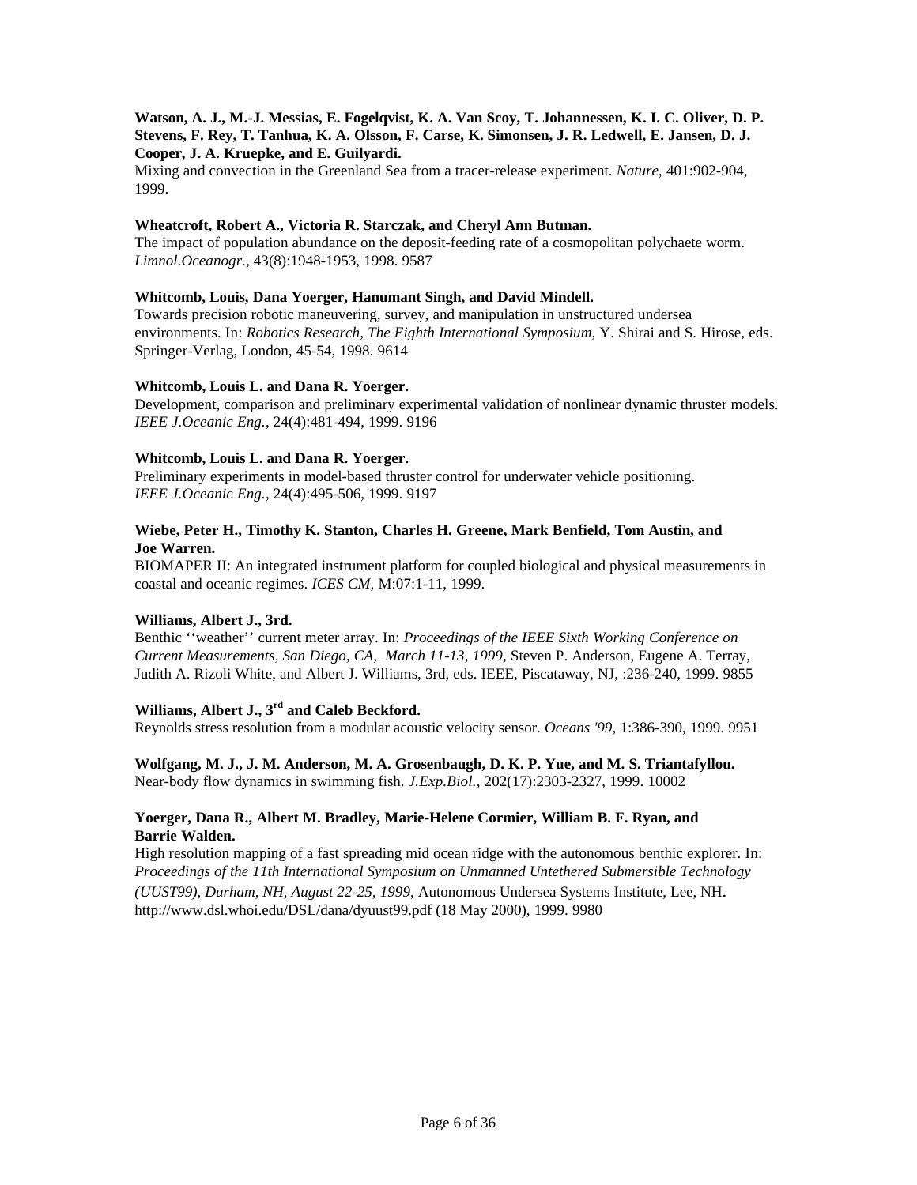**Watson, A. J., M.-J. Messias, E. Fogelqvist, K. A. Van Scoy, T. Johannessen, K. I. C. Oliver, D. P. Stevens, F. Rey, T. Tanhua, K. A. Olsson, F. Carse, K. Simonsen, J. R. Ledwell, E. Jansen, D. J. Cooper, J. A. Kruepke, and E. Guilyardi.**
Mixing and convection in the Greenland Sea from a tracer-release experiment. *Nature*, 401:902-904, 1999.

**Wheatcroft, Robert A., Victoria R. Starczak, and Cheryl Ann Butman.**
The impact of population abundance on the deposit-feeding rate of a cosmopolitan polychaete worm. *Limnol.Oceanogr.*, 43(8):1948-1953, 1998. 9587

**Whitcomb, Louis, Dana Yoerger, Hanumant Singh, and David Mindell.**
Towards precision robotic maneuvering, survey, and manipulation in unstructured undersea environments. In: *Robotics Research, The Eighth International Symposium*, Y. Shirai and S. Hirose, eds. Springer-Verlag, London, 45-54, 1998. 9614

**Whitcomb, Louis L. and Dana R. Yoerger.**
Development, comparison and preliminary experimental validation of nonlinear dynamic thruster models. *IEEE J.Oceanic Eng.*, 24(4):481-494, 1999. 9196

**Whitcomb, Louis L. and Dana R. Yoerger.**
Preliminary experiments in model-based thruster control for underwater vehicle positioning. *IEEE J.Oceanic Eng.*, 24(4):495-506, 1999. 9197

**Wiebe, Peter H., Timothy K. Stanton, Charles H. Greene, Mark Benfield, Tom Austin, and Joe Warren.**
BIOMAPER II: An integrated instrument platform for coupled biological and physical measurements in coastal and oceanic regimes. *ICES CM*, M:07:1-11, 1999.

**Williams, Albert J., 3rd.**
Benthic ''weather'' current meter array. In: *Proceedings of the IEEE Sixth Working Conference on Current Measurements, San Diego, CA, March 11-13, 1999*, Steven P. Anderson, Eugene A. Terray, Judith A. Rizoli White, and Albert J. Williams, 3rd, eds. IEEE, Piscataway, NJ, :236-240, 1999. 9855

**Williams, Albert J., 3rd and Caleb Beckford.**
Reynolds stress resolution from a modular acoustic velocity sensor. *Oceans '99*, 1:386-390, 1999. 9951

**Wolfgang, M. J., J. M. Anderson, M. A. Grosenbaugh, D. K. P. Yue, and M. S. Triantafyllou.**
Near-body flow dynamics in swimming fish. *J.Exp.Biol.*, 202(17):2303-2327, 1999. 10002

**Yoerger, Dana R., Albert M. Bradley, Marie-Helene Cormier, William B. F. Ryan, and Barrie Walden.**
High resolution mapping of a fast spreading mid ocean ridge with the autonomous benthic explorer. In: *Proceedings of the 11th International Symposium on Unmanned Untethered Submersible Technology (UUST99), Durham, NH, August 22-25, 1999*, Autonomous Undersea Systems Institute, Lee, NH. http://www.dsl.whoi.edu/DSL/dana/dyuust99.pdf (18 May 2000), 1999. 9980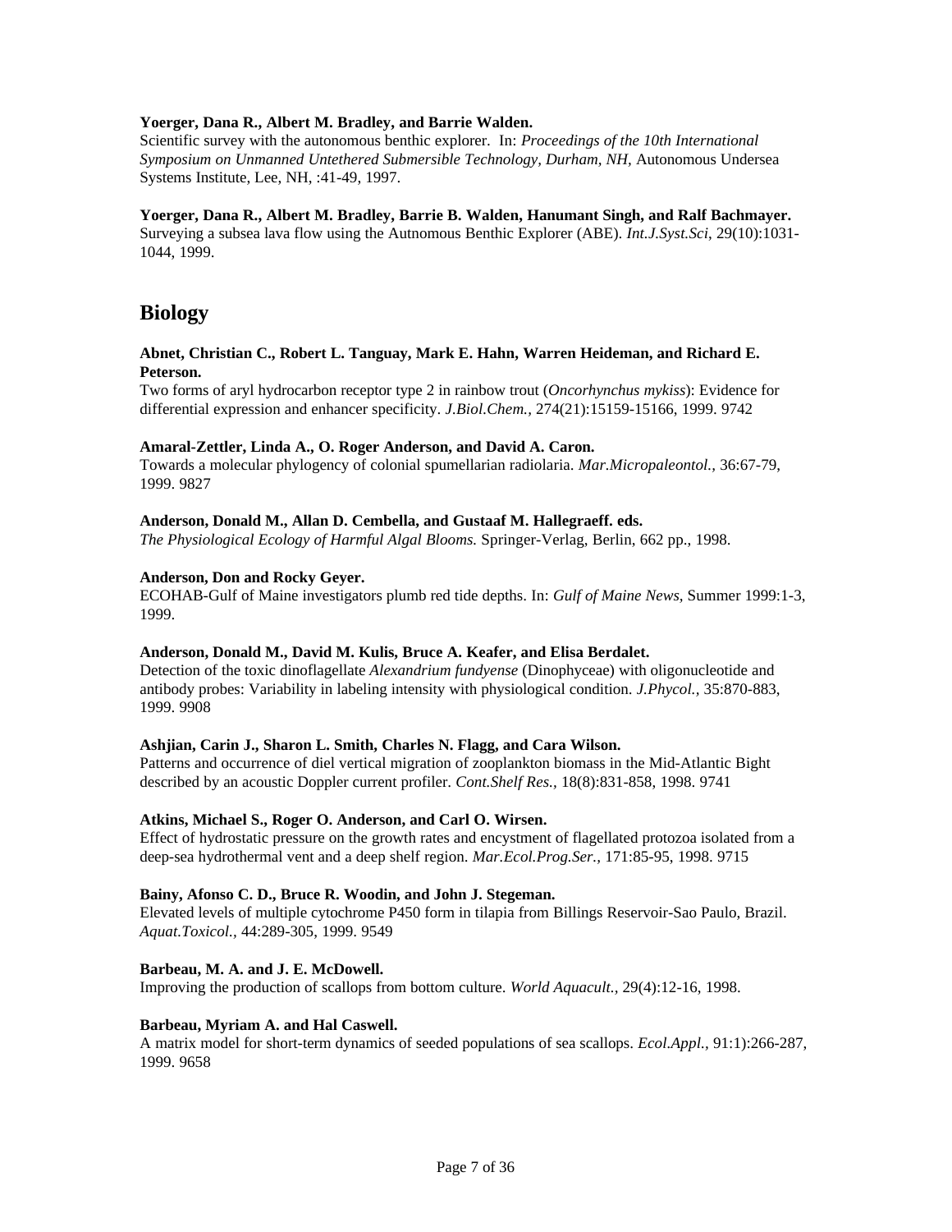**Yoerger, Dana R., Albert M. Bradley, and Barrie Walden.**
Scientific survey with the autonomous benthic explorer. In: *Proceedings of the 10th International Symposium on Unmanned Untethered Submersible Technology, Durham, NH,* Autonomous Undersea Systems Institute, Lee, NH, :41-49, 1997.

**Yoerger, Dana R., Albert M. Bradley, Barrie B. Walden, Hanumant Singh, and Ralf Bachmayer.**
Surveying a subsea lava flow using the Autnomous Benthic Explorer (ABE). *Int.J.Syst.Sci*, 29(10):1031-1044, 1999.

## Biology

**Abnet, Christian C., Robert L. Tanguay, Mark E. Hahn, Warren Heideman, and Richard E. Peterson.**
Two forms of aryl hydrocarbon receptor type 2 in rainbow trout (*Oncorhynchus mykiss*): Evidence for differential expression and enhancer specificity. *J.Biol.Chem.,* 274(21):15159-15166, 1999. 9742

**Amaral-Zettler, Linda A., O. Roger Anderson, and David A. Caron.**
Towards a molecular phylogency of colonial spumellarian radiolaria. *Mar.Micropaleontol.,* 36:67-79, 1999. 9827

**Anderson, Donald M., Allan D. Cembella, and Gustaaf M. Hallegraeff. eds.**
*The Physiological Ecology of Harmful Algal Blooms.* Springer-Verlag, Berlin, 662 pp., 1998.

**Anderson, Don and Rocky Geyer.**
ECOHAB-Gulf of Maine investigators plumb red tide depths. In: *Gulf of Maine News,* Summer 1999:1-3, 1999.

**Anderson, Donald M., David M. Kulis, Bruce A. Keafer, and Elisa Berdalet.**
Detection of the toxic dinoflagellate *Alexandrium fundyense* (Dinophyceae) with oligonucleotide and antibody probes: Variability in labeling intensity with physiological condition. *J.Phycol.,* 35:870-883, 1999. 9908

**Ashjian, Carin J., Sharon L. Smith, Charles N. Flagg, and Cara Wilson.**
Patterns and occurrence of diel vertical migration of zooplankton biomass in the Mid-Atlantic Bight described by an acoustic Doppler current profiler. *Cont.Shelf Res.,* 18(8):831-858, 1998. 9741

**Atkins, Michael S., Roger O. Anderson, and Carl O. Wirsen.**
Effect of hydrostatic pressure on the growth rates and encystment of flagellated protozoa isolated from a deep-sea hydrothermal vent and a deep shelf region. *Mar.Ecol.Prog.Ser.,* 171:85-95, 1998. 9715

**Bainy, Afonso C. D., Bruce R. Woodin, and John J. Stegeman.**
Elevated levels of multiple cytochrome P450 form in tilapia from Billings Reservoir-Sao Paulo, Brazil. *Aquat.Toxicol.,* 44:289-305, 1999. 9549

**Barbeau, M. A. and J. E. McDowell.**
Improving the production of scallops from bottom culture. *World Aquacult.,* 29(4):12-16, 1998.

**Barbeau, Myriam A. and Hal Caswell.**
A matrix model for short-term dynamics of seeded populations of sea scallops. *Ecol.Appl.,* 91:1):266-287, 1999. 9658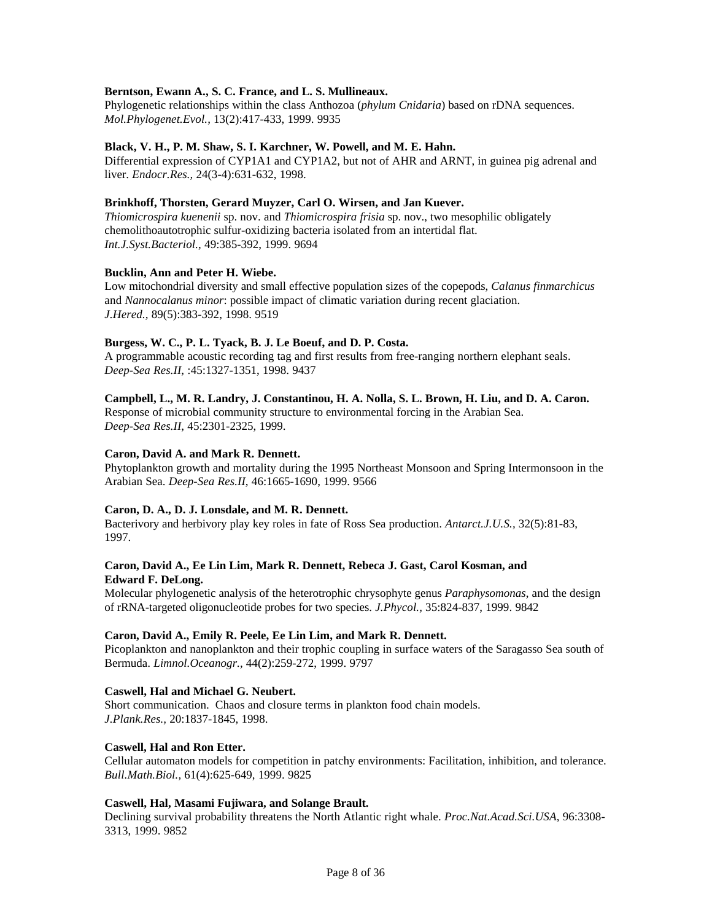**Berntson, Ewann A., S. C. France, and L. S. Mullineaux.**
Phylogenetic relationships within the class Anthozoa (*phylum Cnidaria*) based on rDNA sequences. *Mol.Phylogenet.Evol.,* 13(2):417-433, 1999. 9935

**Black, V. H., P. M. Shaw, S. I. Karchner, W. Powell, and M. E. Hahn.**
Differential expression of CYP1A1 and CYP1A2, but not of AHR and ARNT, in guinea pig adrenal and liver. *Endocr.Res.,* 24(3-4):631-632, 1998.

**Brinkhoff, Thorsten, Gerard Muyzer, Carl O. Wirsen, and Jan Kuever.**
*Thiomicrospira kuenenii* sp. nov. and *Thiomicrospira frisia* sp. nov., two mesophilic obligately chemolithoautotrophic sulfur-oxidizing bacteria isolated from an intertidal flat. *Int.J.Syst.Bacteriol.*, 49:385-392, 1999. 9694

**Bucklin, Ann and Peter H. Wiebe.**
Low mitochondrial diversity and small effective population sizes of the copepods, *Calanus finmarchicus* and *Nannocalanus minor*: possible impact of climatic variation during recent glaciation. *J.Hered.,* 89(5):383-392, 1998. 9519

**Burgess, W. C., P. L. Tyack, B. J. Le Boeuf, and D. P. Costa.**
A programmable acoustic recording tag and first results from free-ranging northern elephant seals. *Deep-Sea Res.II*, :45:1327-1351, 1998. 9437

**Campbell, L., M. R. Landry, J. Constantinou, H. A. Nolla, S. L. Brown, H. Liu, and D. A. Caron.**
Response of microbial community structure to environmental forcing in the Arabian Sea. *Deep-Sea Res.II*, 45:2301-2325, 1999.

**Caron, David A. and Mark R. Dennett.**
Phytoplankton growth and mortality during the 1995 Northeast Monsoon and Spring Intermonsoon in the Arabian Sea. *Deep-Sea Res.II*, 46:1665-1690, 1999. 9566

**Caron, D. A., D. J. Lonsdale, and M. R. Dennett.**
Bacterivory and herbivory play key roles in fate of Ross Sea production. *Antarct.J.U.S.,* 32(5):81-83, 1997.

**Caron, David A., Ee Lin Lim, Mark R. Dennett, Rebeca J. Gast, Carol Kosman, and Edward F. DeLong.**
Molecular phylogenetic analysis of the heterotrophic chrysophyte genus *Paraphysomonas*, and the design of rRNA-targeted oligonucleotide probes for two species. *J.Phycol.,* 35:824-837, 1999. 9842

**Caron, David A., Emily R. Peele, Ee Lin Lim, and Mark R. Dennett.**
Picoplankton and nanoplankton and their trophic coupling in surface waters of the Saragasso Sea south of Bermuda. *Limnol.Oceanogr.,* 44(2):259-272, 1999. 9797

**Caswell, Hal and Michael G. Neubert.**
Short communication. Chaos and closure terms in plankton food chain models. *J.Plank.Res.,* 20:1837-1845, 1998.

**Caswell, Hal and Ron Etter.**
Cellular automaton models for competition in patchy environments: Facilitation, inhibition, and tolerance. *Bull.Math.Biol.,* 61(4):625-649, 1999. 9825

**Caswell, Hal, Masami Fujiwara, and Solange Brault.**
Declining survival probability threatens the North Atlantic right whale. *Proc.Nat.Acad.Sci.USA*, 96:3308-3313, 1999. 9852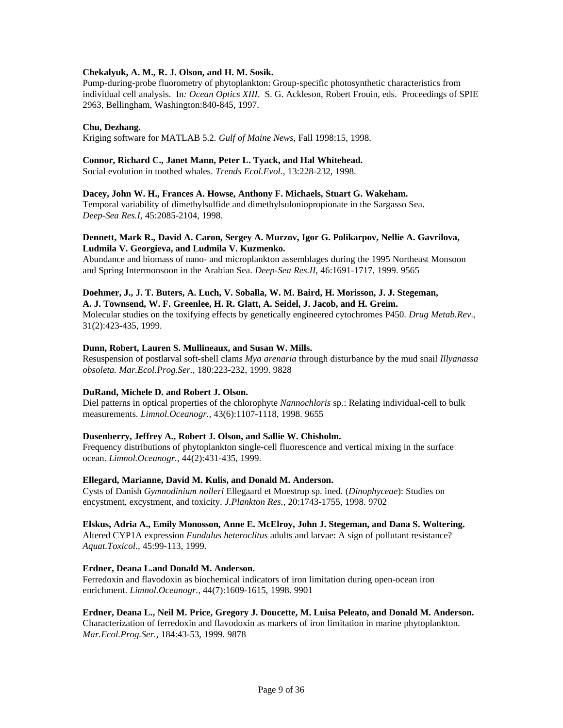**Chekalyuk, A. M., R. J. Olson, and H. M. Sosik.**
Pump-during-probe fluorometry of phytoplankton: Group-specific photosynthetic characteristics from individual cell analysis. In*: Ocean Optics XIII*. S. G. Ackleson, Robert Frouin, eds. Proceedings of SPIE 2963, Bellingham, Washington:840-845, 1997.

**Chu, Dezhang.**
Kriging software for MATLAB 5.2. *Gulf of Maine News*, Fall 1998:15, 1998.

**Connor, Richard C., Janet Mann, Peter L. Tyack, and Hal Whitehead.**
Social evolution in toothed whales. *Trends Ecol.Evol.*, 13:228-232, 1998.

**Dacey, John W. H., Frances A. Howse, Anthony F. Michaels, Stuart G. Wakeham.**
Temporal variability of dimethylsulfide and dimethylsulonioptropionate in the Sargasso Sea. *Deep-Sea Res.I*, 45:2085-2104, 1998.

**Dennett, Mark R., David A. Caron, Sergey A. Murzov, Igor G. Polikarpov, Nellie A. Gavrilova, Ludmila V. Georgieva, and Ludmila V. Kuzmenko.**
Abundance and biomass of nano- and microplankton assemblages during the 1995 Northeast Monsoon and Spring Intermonsoon in the Arabian Sea. *Deep-Sea Res.II*, 46:1691-1717, 1999. 9565

**Doehmer, J., J. T. Buters, A. Luch, V. Soballa, W. M. Baird, H. Morisson, J. J. Stegeman, A. J. Townsend, W. F. Greenlee, H. R. Glatt, A. Seidel, J. Jacob, and H. Greim.**
Molecular studies on the toxifying effects by genetically engineered cytochromes P450. *Drug Metab.Rev.*, 31(2):423-435, 1999.

**Dunn, Robert, Lauren S. Mullineaux, and Susan W. Mills.**
Resuspension of postlarval soft-shell clams *Mya arenaria* through disturbance by the mud snail *Illyanassa obsoleta. Mar.Ecol.Prog.Ser.,* 180:223-232, 1999. 9828

**DuRand, Michele D. and Robert J. Olson.**
Diel patterns in optical properties of the chlorophyte *Nannochloris* sp.: Relating individual-cell to bulk measurements. *Limnol.Oceanogr.,* 43(6):1107-1118, 1998. 9655

**Dusenberry, Jeffrey A., Robert J. Olson, and Sallie W. Chisholm.**
Frequency distributions of phytoplankton single-cell fluorescence and vertical mixing in the surface ocean. *Limnol.Oceanogr.,* 44(2):431-435, 1999.

**Ellegard, Marianne, David M. Kulis, and Donald M. Anderson.**
Cysts of Danish *Gymnodinium nolleri* Ellegaard et Moestrup sp. ined. (*Dinophyceae*): Studies on encystment, excystment, and toxicity. *J.Plankton Res.,* 20:1743-1755, 1998. 9702

**Elskus, Adria A., Emily Monosson, Anne E. McElroy, John J. Stegeman, and Dana S. Woltering.**
Altered CYP1A expression *Fundulus heteroclitus* adults and larvae: A sign of pollutant resistance? *Aquat.Toxicol.,* 45:99-113, 1999.

**Erdner, Deana L.and Donald M. Anderson.**
Ferredoxin and flavodoxin as biochemical indicators of iron limitation during open-ocean iron enrichment. *Limnol.Oceanogr.,* 44(7):1609-1615, 1998. 9901

**Erdner, Deana L., Neil M. Price, Gregory J. Doucette, M. Luisa Peleato, and Donald M. Anderson.**
Characterization of ferredoxin and flavodoxin as markers of iron limitation in marine phytoplankton. *Mar.Ecol.Prog.Ser.,* 184:43-53, 1999. 9878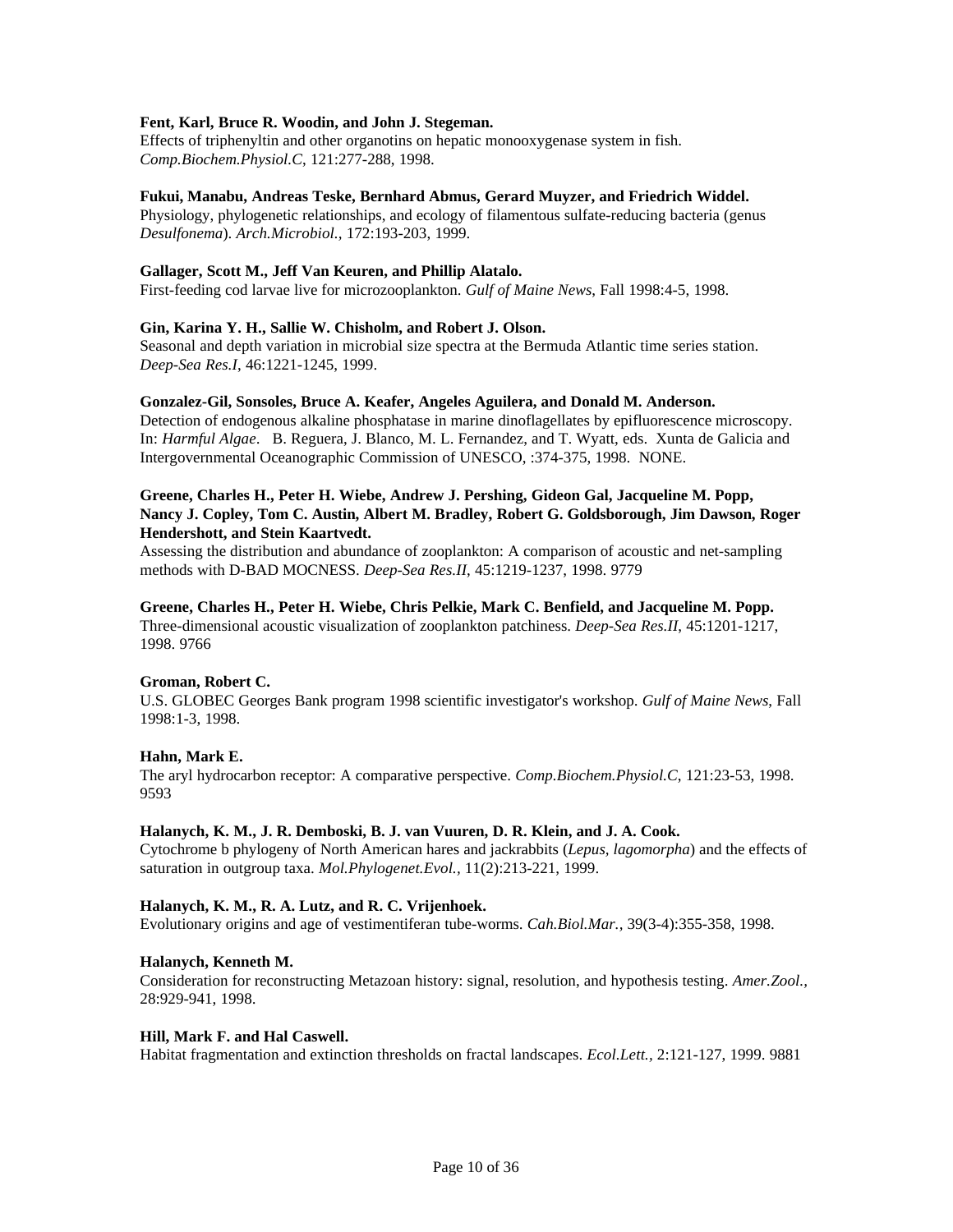**Fent, Karl, Bruce R. Woodin, and John J. Stegeman.**
Effects of triphenyltin and other organotins on hepatic monooxygenase system in fish. *Comp.Biochem.Physiol.C*, 121:277-288, 1998.

**Fukui, Manabu, Andreas Teske, Bernhard Abmus, Gerard Muyzer, and Friedrich Widdel.**
Physiology, phylogenetic relationships, and ecology of filamentous sulfate-reducing bacteria (genus *Desulfonema*). *Arch.Microbiol.*, 172:193-203, 1999.

**Gallager, Scott M., Jeff Van Keuren, and Phillip Alatalo.**
First-feeding cod larvae live for microzooplankton. *Gulf of Maine News*, Fall 1998:4-5, 1998.

**Gin, Karina Y. H., Sallie W. Chisholm, and Robert J. Olson.**
Seasonal and depth variation in microbial size spectra at the Bermuda Atlantic time series station. *Deep-Sea Res.I*, 46:1221-1245, 1999.

**Gonzalez-Gil, Sonsoles, Bruce A. Keafer, Angeles Aguilera, and Donald M. Anderson.**
Detection of endogenous alkaline phosphatase in marine dinoflagellates by epifluorescence microscopy. In: *Harmful Algae*. B. Reguera, J. Blanco, M. L. Fernandez, and T. Wyatt, eds. Xunta de Galicia and Intergovernmental Oceanographic Commission of UNESCO, :374-375, 1998. NONE.

**Greene, Charles H., Peter H. Wiebe, Andrew J. Pershing, Gideon Gal, Jacqueline M. Popp, Nancy J. Copley, Tom C. Austin, Albert M. Bradley, Robert G. Goldsborough, Jim Dawson, Roger Hendershott, and Stein Kaartvedt.**
Assessing the distribution and abundance of zooplankton: A comparison of acoustic and net-sampling methods with D-BAD MOCNESS. *Deep-Sea Res.II*, 45:1219-1237, 1998. 9779

**Greene, Charles H., Peter H. Wiebe, Chris Pelkie, Mark C. Benfield, and Jacqueline M. Popp.**
Three-dimensional acoustic visualization of zooplankton patchiness. *Deep-Sea Res.II*, 45:1201-1217, 1998. 9766

**Groman, Robert C.**
U.S. GLOBEC Georges Bank program 1998 scientific investigator's workshop. *Gulf of Maine News*, Fall 1998:1-3, 1998.

**Hahn, Mark E.**
The aryl hydrocarbon receptor: A comparative perspective. *Comp.Biochem.Physiol.C*, 121:23-53, 1998. 9593

**Halanych, K. M., J. R. Demboski, B. J. van Vuuren, D. R. Klein, and J. A. Cook.**
Cytochrome b phylogeny of North American hares and jackrabbits (*Lepus*, *lagomorpha*) and the effects of saturation in outgroup taxa. *Mol.Phylogenet.Evol.*, 11(2):213-221, 1999.

**Halanych, K. M., R. A. Lutz, and R. C. Vrijenhoek.**
Evolutionary origins and age of vestimentiferan tube-worms. *Cah.Biol.Mar.*, 39(3-4):355-358, 1998.

**Halanych, Kenneth M.**
Consideration for reconstructing Metazoan history: signal, resolution, and hypothesis testing. *Amer.Zool.*, 28:929-941, 1998.

**Hill, Mark F. and Hal Caswell.**
Habitat fragmentation and extinction thresholds on fractal landscapes. *Ecol.Lett.*, 2:121-127, 1999. 9881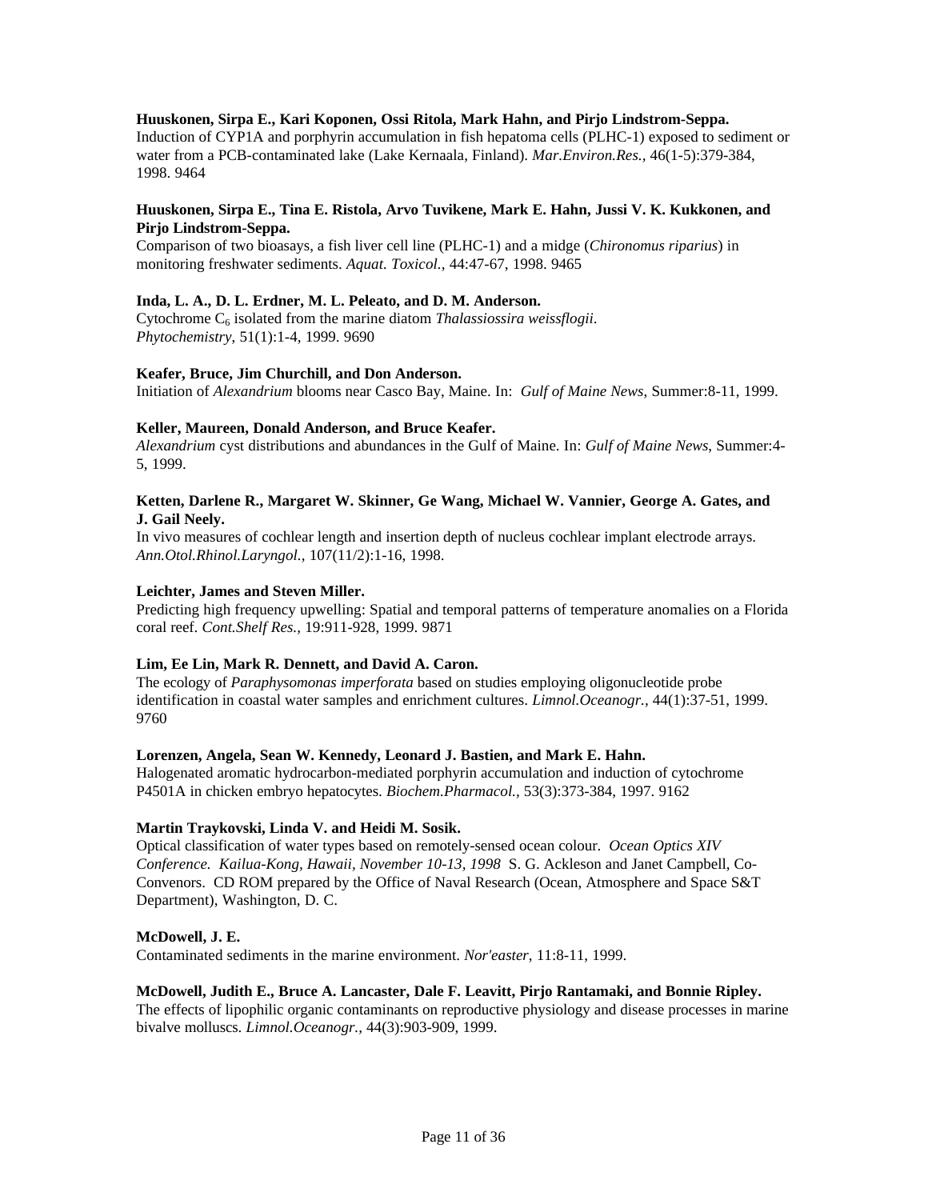**Huuskonen, Sirpa E., Kari Koponen, Ossi Ritola, Mark Hahn, and Pirjo Lindstrom-Seppa.**
Induction of CYP1A and porphyrin accumulation in fish hepatoma cells (PLHC-1) exposed to sediment or water from a PCB-contaminated lake (Lake Kernaala, Finland). *Mar.Environ.Res.*, 46(1-5):379-384, 1998. 9464

**Huuskonen, Sirpa E., Tina E. Ristola, Arvo Tuvikene, Mark E. Hahn, Jussi V. K. Kukkonen, and Pirjo Lindstrom-Seppa.**
Comparison of two bioasays, a fish liver cell line (PLHC-1) and a midge (*Chironomus riparius*) in monitoring freshwater sediments. *Aquat. Toxicol.*, 44:47-67, 1998. 9465

**Inda, L. A., D. L. Erdner, M. L. Peleato, and D. M. Anderson.**
Cytochrome $C_6$ isolated from the marine diatom *Thalassiossira weissflogii*. *Phytochemistry*, 51(1):1-4, 1999. 9690

**Keafer, Bruce, Jim Churchill, and Don Anderson.**
Initiation of *Alexandrium* blooms near Casco Bay, Maine. In: *Gulf of Maine News*, Summer:8-11, 1999.

**Keller, Maureen, Donald Anderson, and Bruce Keafer.**
*Alexandrium* cyst distributions and abundances in the Gulf of Maine. In: *Gulf of Maine News*, Summer:4-5, 1999.

**Ketten, Darlene R., Margaret W. Skinner, Ge Wang, Michael W. Vannier, George A. Gates, and J. Gail Neely.**
In vivo measures of cochlear length and insertion depth of nucleus cochlear implant electrode arrays. *Ann.Otol.Rhinol.Laryngol.*, 107(11/2):1-16, 1998.

**Leichter, James and Steven Miller.**
Predicting high frequency upwelling: Spatial and temporal patterns of temperature anomalies on a Florida coral reef. *Cont.Shelf Res.*, 19:911-928, 1999. 9871

**Lim, Ee Lin, Mark R. Dennett, and David A. Caron.**
The ecology of *Paraphysomonas imperforata* based on studies employing oligonucleotide probe identification in coastal water samples and enrichment cultures. *Limnol.Oceanogr.*, 44(1):37-51, 1999. 9760

**Lorenzen, Angela, Sean W. Kennedy, Leonard J. Bastien, and Mark E. Hahn.**
Halogenated aromatic hydrocarbon-mediated porphyrin accumulation and induction of cytochrome P4501A in chicken embryo hepatocytes. *Biochem.Pharmacol.*, 53(3):373-384, 1997. 9162

**Martin Traykovski, Linda V. and Heidi M. Sosik.**
Optical classification of water types based on remotely-sensed ocean colour. *Ocean Optics XIV Conference. Kailua-Kong, Hawaii, November 10-13, 1998* S. G. Ackleson and Janet Campbell, Co-Convenors. CD ROM prepared by the Office of Naval Research (Ocean, Atmosphere and Space S&T Department), Washington, D. C.

**McDowell, J. E.**
Contaminated sediments in the marine environment. *Nor'easter*, 11:8-11, 1999.

**McDowell, Judith E., Bruce A. Lancaster, Dale F. Leavitt, Pirjo Rantamaki, and Bonnie Ripley.**
The effects of lipophilic organic contaminants on reproductive physiology and disease processes in marine bivalve molluscs. *Limnol.Oceanogr.*, 44(3):903-909, 1999.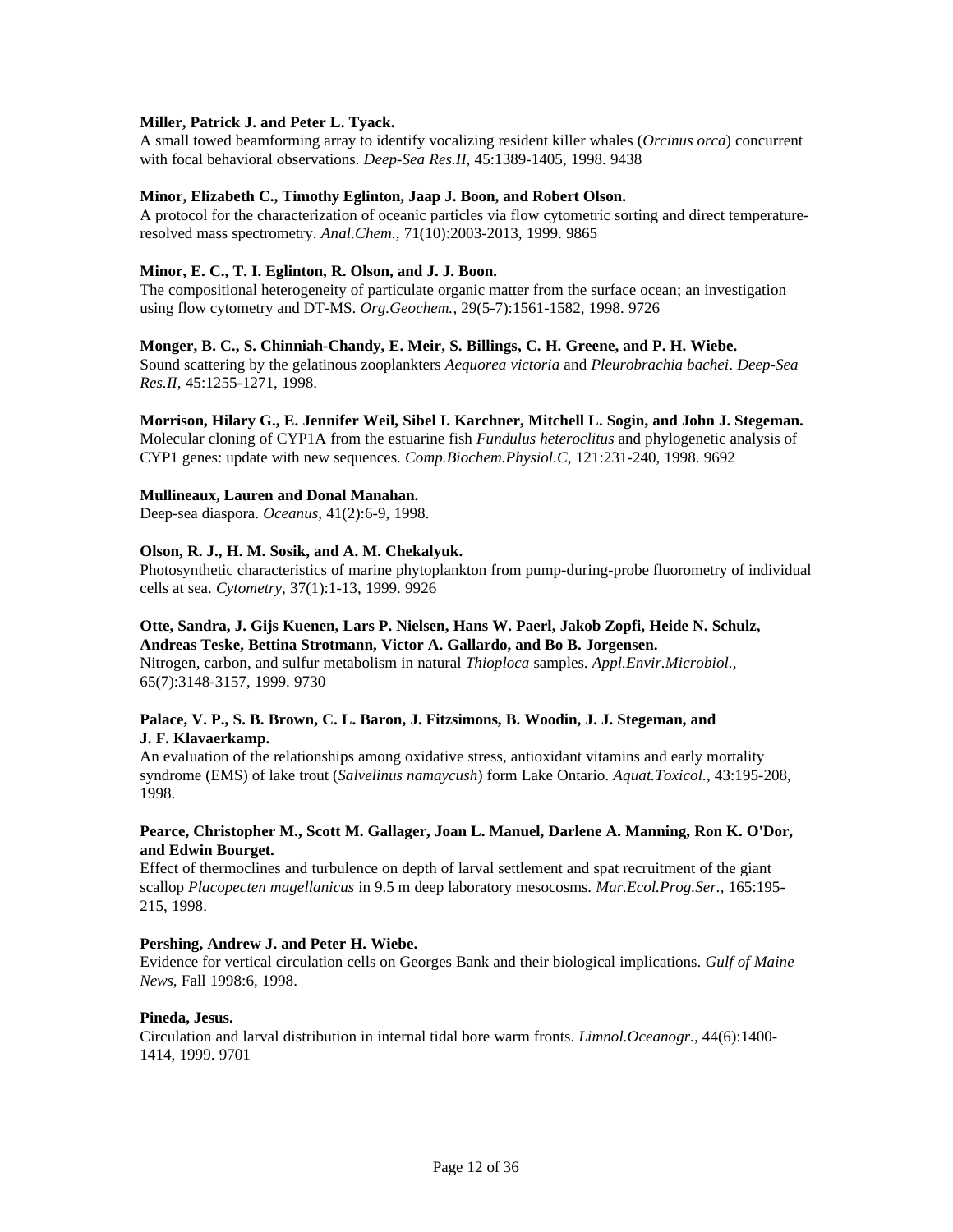**Miller, Patrick J. and Peter L. Tyack.**
A small towed beamforming array to identify vocalizing resident killer whales (*Orcinus orca*) concurrent with focal behavioral observations. *Deep-Sea Res.II*, 45:1389-1405, 1998. 9438

**Minor, Elizabeth C., Timothy Eglinton, Jaap J. Boon, and Robert Olson.**
A protocol for the characterization of oceanic particles via flow cytometric sorting and direct temperature-resolved mass spectrometry. *Anal.Chem.*, 71(10):2003-2013, 1999. 9865

**Minor, E. C., T. I. Eglinton, R. Olson, and J. J. Boon.**
The compositional heterogeneity of particulate organic matter from the surface ocean; an investigation using flow cytometry and DT-MS. *Org.Geochem.*, 29(5-7):1561-1582, 1998. 9726

**Monger, B. C., S. Chinniah-Chandy, E. Meir, S. Billings, C. H. Greene, and P. H. Wiebe.**
Sound scattering by the gelatinous zooplankters *Aequorea victoria* and *Pleurobrachia bachei*. *Deep-Sea Res.II*, 45:1255-1271, 1998.

**Morrison, Hilary G., E. Jennifer Weil, Sibel I. Karchner, Mitchell L. Sogin, and John J. Stegeman.**
Molecular cloning of CYP1A from the estuarine fish *Fundulus heteroclitus* and phylogenetic analysis of CYP1 genes: update with new sequences. *Comp.Biochem.Physiol.C*, 121:231-240, 1998. 9692

**Mullineaux, Lauren and Donal Manahan.**
Deep-sea diaspora. *Oceanus*, 41(2):6-9, 1998.

**Olson, R. J., H. M. Sosik, and A. M. Chekalyuk.**
Photosynthetic characteristics of marine phytoplankton from pump-during-probe fluorometry of individual cells at sea. *Cytometry*, 37(1):1-13, 1999. 9926

**Otte, Sandra, J. Gijs Kuenen, Lars P. Nielsen, Hans W. Paerl, Jakob Zopfi, Heide N. Schulz, Andreas Teske, Bettina Strotmann, Victor A. Gallardo, and Bo B. Jorgensen.**
Nitrogen, carbon, and sulfur metabolism in natural *Thioploca* samples. *Appl.Envir.Microbiol.*, 65(7):3148-3157, 1999. 9730

**Palace, V. P., S. B. Brown, C. L. Baron, J. Fitzsimons, B. Woodin, J. J. Stegeman, and J. F. Klavaerkamp.**
An evaluation of the relationships among oxidative stress, antioxidant vitamins and early mortality syndrome (EMS) of lake trout (*Salvelinus namaycush*) form Lake Ontario. *Aquat.Toxicol.*, 43:195-208, 1998.

**Pearce, Christopher M., Scott M. Gallager, Joan L. Manuel, Darlene A. Manning, Ron K. O'Dor, and Edwin Bourget.**
Effect of thermoclines and turbulence on depth of larval settlement and spat recruitment of the giant scallop *Placopecten magellanicus* in 9.5 m deep laboratory mesocosms. *Mar.Ecol.Prog.Ser.*, 165:195-215, 1998.

**Pershing, Andrew J. and Peter H. Wiebe.**
Evidence for vertical circulation cells on Georges Bank and their biological implications. *Gulf of Maine News*, Fall 1998:6, 1998.

**Pineda, Jesus.**
Circulation and larval distribution in internal tidal bore warm fronts. *Limnol.Oceanogr.*, 44(6):1400-1414, 1999. 9701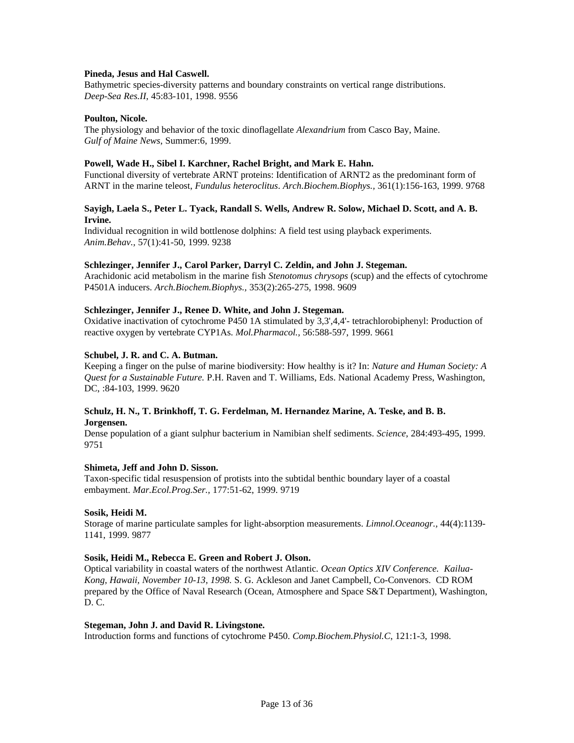**Pineda, Jesus and Hal Caswell.**
Bathymetric species-diversity patterns and boundary constraints on vertical range distributions. *Deep-Sea Res.II*, 45:83-101, 1998. 9556

**Poulton, Nicole.**
The physiology and behavior of the toxic dinoflagellate *Alexandrium* from Casco Bay, Maine. *Gulf of Maine News*, Summer:6, 1999.

**Powell, Wade H., Sibel I. Karchner, Rachel Bright, and Mark E. Hahn.**
Functional diversity of vertebrate ARNT proteins: Identification of ARNT2 as the predominant form of ARNT in the marine teleost, *Fundulus heteroclitus*. *Arch.Biochem.Biophys.*, 361(1):156-163, 1999. 9768

**Sayigh, Laela S., Peter L. Tyack, Randall S. Wells, Andrew R. Solow, Michael D. Scott, and A. B. Irvine.**
Individual recognition in wild bottlenose dolphins: A field test using playback experiments. *Anim.Behav.*, 57(1):41-50, 1999. 9238

**Schlezinger, Jennifer J., Carol Parker, Darryl C. Zeldin, and John J. Stegeman.**
Arachidonic acid metabolism in the marine fish *Stenotomus chrysops* (scup) and the effects of cytochrome P4501A inducers. *Arch.Biochem.Biophys.*, 353(2):265-275, 1998. 9609

**Schlezinger, Jennifer J., Renee D. White, and John J. Stegeman.**
Oxidative inactivation of cytochrome P450 1A stimulated by 3,3',4,4'- tetrachlorobiphenyl: Production of reactive oxygen by vertebrate CYP1As. *Mol.Pharmacol.*, 56:588-597, 1999. 9661

**Schubel, J. R. and C. A. Butman.**
Keeping a finger on the pulse of marine biodiversity: How healthy is it? In: *Nature and Human Society: A Quest for a Sustainable Future.* P.H. Raven and T. Williams, Eds. National Academy Press, Washington, DC, :84-103, 1999. 9620

**Schulz, H. N., T. Brinkhoff, T. G. Ferdelman, M. Hernandez Marine, A. Teske, and B. B. Jorgensen.**
Dense population of a giant sulphur bacterium in Namibian shelf sediments. *Science*, 284:493-495, 1999. 9751

**Shimeta, Jeff and John D. Sisson.**
Taxon-specific tidal resuspension of protists into the subtidal benthic boundary layer of a coastal embayment. *Mar.Ecol.Prog.Ser.*, 177:51-62, 1999. 9719

**Sosik, Heidi M.**
Storage of marine particulate samples for light-absorption measurements. *Limnol.Oceanogr.*, 44(4):1139-1141, 1999. 9877

**Sosik, Heidi M., Rebecca E. Green and Robert J. Olson.**
Optical variability in coastal waters of the northwest Atlantic. *Ocean Optics XIV Conference. Kailua-Kong, Hawaii, November 10-13, 1998.* S. G. Ackleson and Janet Campbell, Co-Convenors. CD ROM prepared by the Office of Naval Research (Ocean, Atmosphere and Space S&T Department), Washington, D. C.

**Stegeman, John J. and David R. Livingstone.**
Introduction forms and functions of cytochrome P450. *Comp.Biochem.Physiol.C*, 121:1-3, 1998.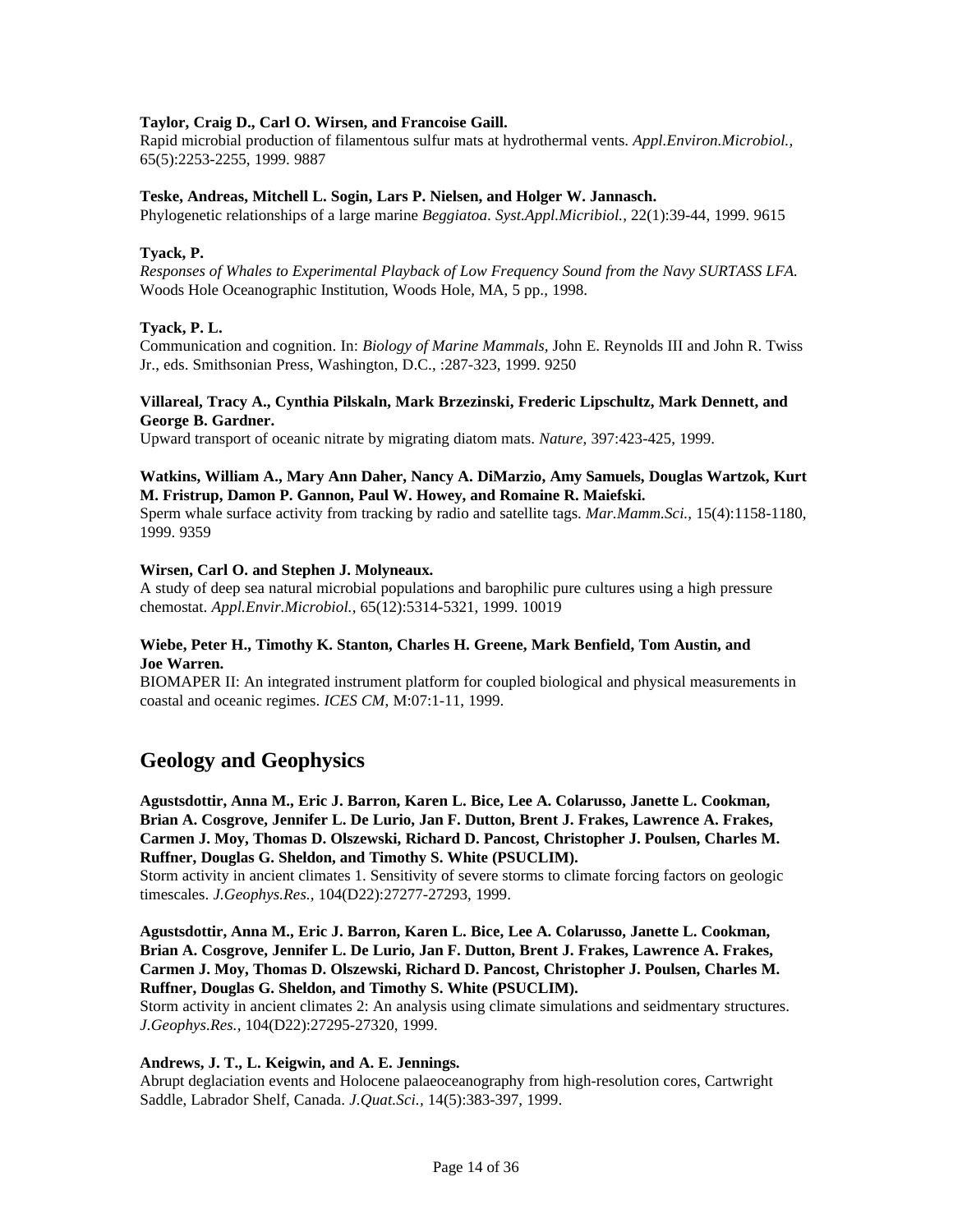**Taylor, Craig D., Carl O. Wirsen, and Francoise Gaill.**
Rapid microbial production of filamentous sulfur mats at hydrothermal vents. *Appl.Environ.Microbiol.*, 65(5):2253-2255, 1999. 9887

**Teske, Andreas, Mitchell L. Sogin, Lars P. Nielsen, and Holger W. Jannasch.**
Phylogenetic relationships of a large marine *Beggiatoa*. *Syst.Appl.Micribiol.*, 22(1):39-44, 1999. 9615

**Tyack, P.**
*Responses of Whales to Experimental Playback of Low Frequency Sound from the Navy SURTASS LFA.* Woods Hole Oceanographic Institution, Woods Hole, MA, 5 pp., 1998.

**Tyack, P. L.**
Communication and cognition. In: *Biology of Marine Mammals,* John E. Reynolds III and John R. Twiss Jr., eds. Smithsonian Press, Washington, D.C., :287-323, 1999. 9250

**Villareal, Tracy A., Cynthia Pilskaln, Mark Brzezinski, Frederic Lipschultz, Mark Dennett, and George B. Gardner.**
Upward transport of oceanic nitrate by migrating diatom mats. *Nature*, 397:423-425, 1999.

**Watkins, William A., Mary Ann Daher, Nancy A. DiMarzio, Amy Samuels, Douglas Wartzok, Kurt M. Fristrup, Damon P. Gannon, Paul W. Howey, and Romaine R. Maiefski.**
Sperm whale surface activity from tracking by radio and satellite tags. *Mar.Mamm.Sci.*, 15(4):1158-1180, 1999. 9359

**Wirsen, Carl O. and Stephen J. Molyneaux.**
A study of deep sea natural microbial populations and barophilic pure cultures using a high pressure chemostat. *Appl.Envir.Microbiol.*, 65(12):5314-5321, 1999. 10019

**Wiebe, Peter H., Timothy K. Stanton, Charles H. Greene, Mark Benfield, Tom Austin, and Joe Warren.**
BIOMAPER II: An integrated instrument platform for coupled biological and physical measurements in coastal and oceanic regimes. *ICES CM*, M:07:1-11, 1999.

## Geology and Geophysics

**Agustsdottir, Anna M., Eric J. Barron, Karen L. Bice, Lee A. Colarusso, Janette L. Cookman, Brian A. Cosgrove, Jennifer L. De Lurio, Jan F. Dutton, Brent J. Frakes, Lawrence A. Frakes, Carmen J. Moy, Thomas D. Olszewski, Richard D. Pancost, Christopher J. Poulsen, Charles M. Ruffner, Douglas G. Sheldon, and Timothy S. White (PSUCLIM).**
Storm activity in ancient climates 1. Sensitivity of severe storms to climate forcing factors on geologic timescales. *J.Geophys.Res.*, 104(D22):27277-27293, 1999.

**Agustsdottir, Anna M., Eric J. Barron, Karen L. Bice, Lee A. Colarusso, Janette L. Cookman, Brian A. Cosgrove, Jennifer L. De Lurio, Jan F. Dutton, Brent J. Frakes, Lawrence A. Frakes, Carmen J. Moy, Thomas D. Olszewski, Richard D. Pancost, Christopher J. Poulsen, Charles M. Ruffner, Douglas G. Sheldon, and Timothy S. White (PSUCLIM).**
Storm activity in ancient climates 2: An analysis using climate simulations and seidmentary structures. *J.Geophys.Res.*, 104(D22):27295-27320, 1999.

**Andrews, J. T., L. Keigwin, and A. E. Jennings.**
Abrupt deglaciation events and Holocene palaeoceanography from high-resolution cores, Cartwright Saddle, Labrador Shelf, Canada. *J.Quat.Sci.*, 14(5):383-397, 1999.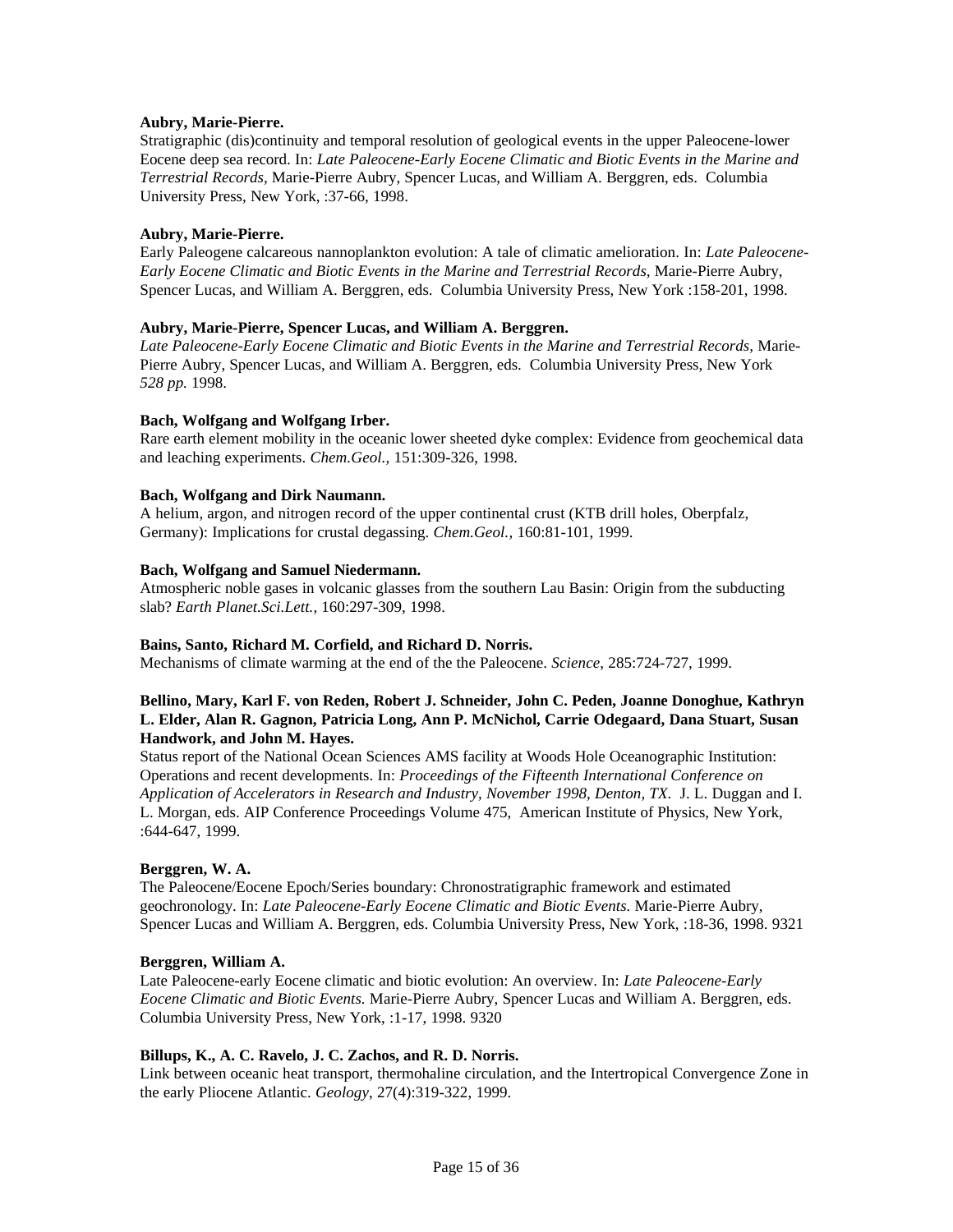**Aubry, Marie-Pierre.**
Stratigraphic (dis)continuity and temporal resolution of geological events in the upper Paleocene-lower Eocene deep sea record. In: *Late Paleocene-Early Eocene Climatic and Biotic Events in the Marine and Terrestrial Records*, Marie-Pierre Aubry, Spencer Lucas, and William A. Berggren, eds. Columbia University Press, New York, :37-66, 1998.

**Aubry, Marie-Pierre.**
Early Paleogene calcareous nannoplankton evolution: A tale of climatic amelioration. In: *Late Paleocene-Early Eocene Climatic and Biotic Events in the Marine and Terrestrial Records*, Marie-Pierre Aubry, Spencer Lucas, and William A. Berggren, eds. Columbia University Press, New York :158-201, 1998.

**Aubry, Marie-Pierre, Spencer Lucas, and William A. Berggren.**
*Late Paleocene-Early Eocene Climatic and Biotic Events in the Marine and Terrestrial Records,* Marie-Pierre Aubry, Spencer Lucas, and William A. Berggren, eds. Columbia University Press, New York *528 pp.* 1998.

**Bach, Wolfgang and Wolfgang Irber.**
Rare earth element mobility in the oceanic lower sheeted dyke complex: Evidence from geochemical data and leaching experiments. *Chem.Geol.,* 151:309-326, 1998.

**Bach, Wolfgang and Dirk Naumann.**
A helium, argon, and nitrogen record of the upper continental crust (KTB drill holes, Oberpfalz, Germany): Implications for crustal degassing. *Chem.Geol.,* 160:81-101, 1999.

**Bach, Wolfgang and Samuel Niedermann.**
Atmospheric noble gases in volcanic glasses from the southern Lau Basin: Origin from the subducting slab? *Earth Planet.Sci.Lett.,* 160:297-309, 1998.

**Bains, Santo, Richard M. Corfield, and Richard D. Norris.**
Mechanisms of climate warming at the end of the the Paleocene. *Science*, 285:724-727, 1999.

**Bellino, Mary, Karl F. von Reden, Robert J. Schneider, John C. Peden, Joanne Donoghue, Kathryn L. Elder, Alan R. Gagnon, Patricia Long, Ann P. McNichol, Carrie Odegaard, Dana Stuart, Susan Handwork, and John M. Hayes.**
Status report of the National Ocean Sciences AMS facility at Woods Hole Oceanographic Institution: Operations and recent developments. In: *Proceedings of the Fifteenth International Conference on Application of Accelerators in Research and Industry, November 1998, Denton, TX*. J. L. Duggan and I. L. Morgan, eds. AIP Conference Proceedings Volume 475, American Institute of Physics, New York, :644-647, 1999.

**Berggren, W. A.**
The Paleocene/Eocene Epoch/Series boundary: Chronostratigraphic framework and estimated geochronology. In: *Late Paleocene-Early Eocene Climatic and Biotic Events.* Marie-Pierre Aubry, Spencer Lucas and William A. Berggren, eds. Columbia University Press, New York, :18-36, 1998. 9321

**Berggren, William A.**
Late Paleocene-early Eocene climatic and biotic evolution: An overview. In: *Late Paleocene-Early Eocene Climatic and Biotic Events.* Marie-Pierre Aubry, Spencer Lucas and William A. Berggren, eds. Columbia University Press, New York, :1-17, 1998. 9320

**Billups, K., A. C. Ravelo, J. C. Zachos, and R. D. Norris.**
Link between oceanic heat transport, thermohaline circulation, and the Intertropical Convergence Zone in the early Pliocene Atlantic. *Geology*, 27(4):319-322, 1999.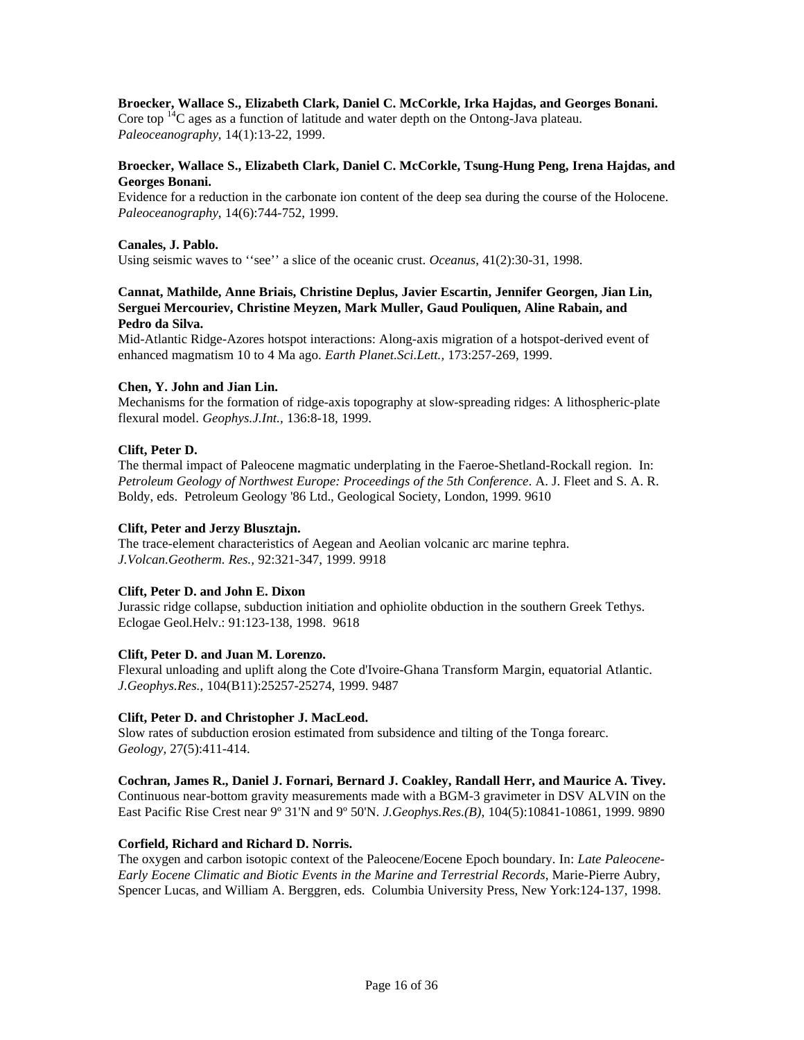**Broecker, Wallace S., Elizabeth Clark, Daniel C. McCorkle, Irka Hajdas, and Georges Bonani.**
Core top $^{14}$C ages as a function of latitude and water depth on the Ontong-Java plateau. *Paleoceanography*, 14(1):13-22, 1999.

**Broecker, Wallace S., Elizabeth Clark, Daniel C. McCorkle, Tsung-Hung Peng, Irena Hajdas, and Georges Bonani.**
Evidence for a reduction in the carbonate ion content of the deep sea during the course of the Holocene. *Paleoceanography*, 14(6):744-752, 1999.

**Canales, J. Pablo.**
Using seismic waves to ''see'' a slice of the oceanic crust. *Oceanus*, 41(2):30-31, 1998.

**Cannat, Mathilde, Anne Briais, Christine Deplus, Javier Escartin, Jennifer Georgen, Jian Lin, Serguei Mercouriev, Christine Meyzen, Mark Muller, Gaud Pouliquen, Aline Rabain, and Pedro da Silva.**
Mid-Atlantic Ridge-Azores hotspot interactions: Along-axis migration of a hotspot-derived event of enhanced magmatism 10 to 4 Ma ago. *Earth Planet.Sci.Lett.*, 173:257-269, 1999.

**Chen, Y. John and Jian Lin.**
Mechanisms for the formation of ridge-axis topography at slow-spreading ridges: A lithospheric-plate flexural model. *Geophys.J.Int.*, 136:8-18, 1999.

**Clift, Peter D.**
The thermal impact of Paleocene magmatic underplating in the Faeroe-Shetland-Rockall region. In: *Petroleum Geology of Northwest Europe: Proceedings of the 5th Conference*. A. J. Fleet and S. A. R. Boldy, eds. Petroleum Geology '86 Ltd., Geological Society, London, 1999. 9610

**Clift, Peter and Jerzy Blusztajn.**
The trace-element characteristics of Aegean and Aeolian volcanic arc marine tephra. *J.Volcan.Geotherm. Res.*, 92:321-347, 1999. 9918

**Clift, Peter D. and John E. Dixon**
Jurassic ridge collapse, subduction initiation and ophiolite obduction in the southern Greek Tethys. Eclogae Geol.Helv.: 91:123-138, 1998. 9618

**Clift, Peter D. and Juan M. Lorenzo.**
Flexural unloading and uplift along the Cote d'Ivoire-Ghana Transform Margin, equatorial Atlantic. *J.Geophys.Res.*, 104(B11):25257-25274, 1999. 9487

**Clift, Peter D. and Christopher J. MacLeod.**
Slow rates of subduction erosion estimated from subsidence and tilting of the Tonga forearc. *Geology*, 27(5):411-414.

**Cochran, James R., Daniel J. Fornari, Bernard J. Coakley, Randall Herr, and Maurice A. Tivey.**
Continuous near-bottom gravity measurements made with a BGM-3 gravimeter in DSV ALVIN on the East Pacific Rise Crest near 9º 31'N and 9º 50'N. *J.Geophys.Res.(B)*, 104(5):10841-10861, 1999. 9890

**Corfield, Richard and Richard D. Norris.**
The oxygen and carbon isotopic context of the Paleocene/Eocene Epoch boundary. In: *Late Paleocene-Early Eocene Climatic and Biotic Events in the Marine and Terrestrial Records*, Marie-Pierre Aubry, Spencer Lucas, and William A. Berggren, eds. Columbia University Press, New York:124-137, 1998.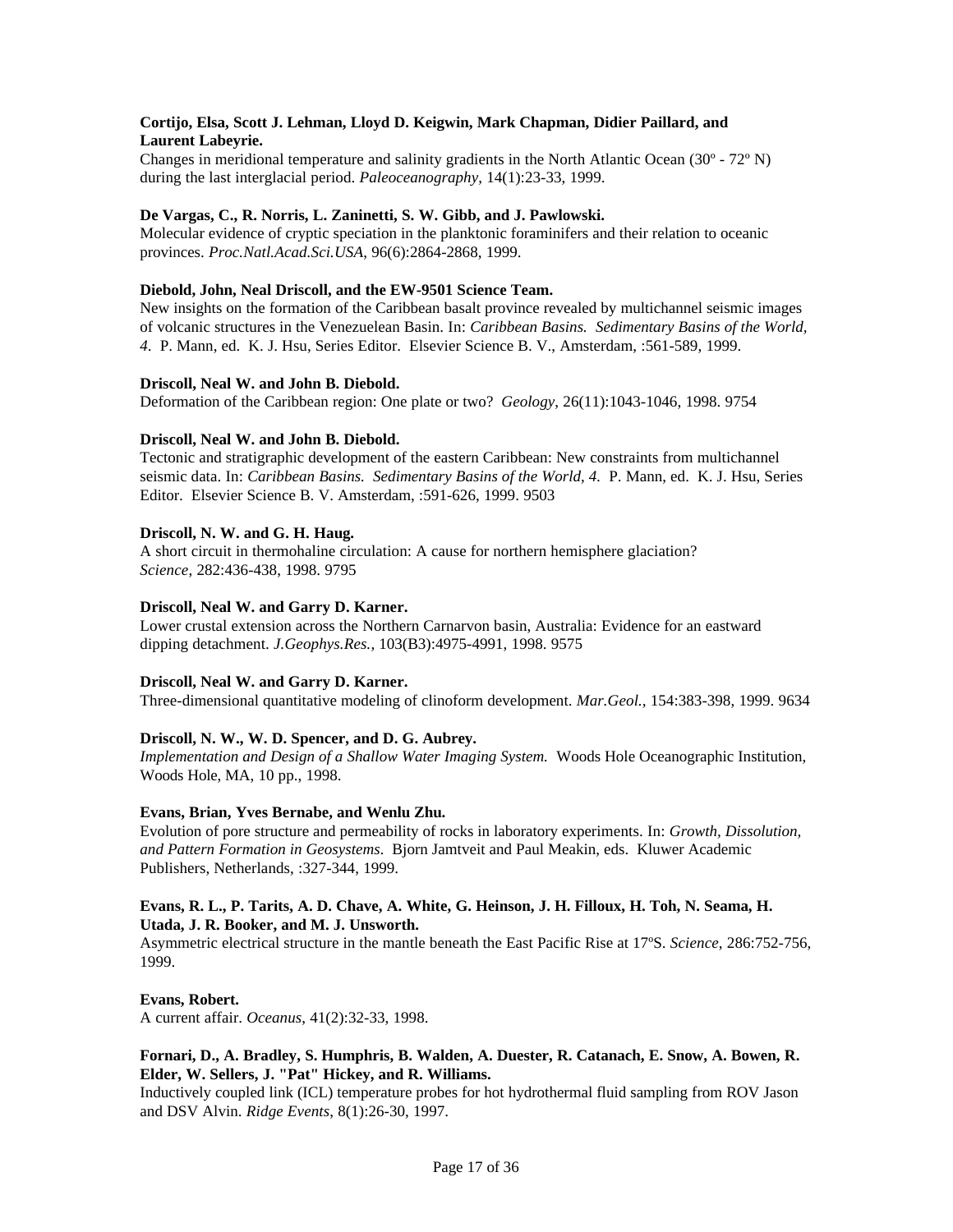**Cortijo, Elsa, Scott J. Lehman, Lloyd D. Keigwin, Mark Chapman, Didier Paillard, and Laurent Labeyrie.**
Changes in meridional temperature and salinity gradients in the North Atlantic Ocean (30º - 72º N) during the last interglacial period. *Paleoceanography*, 14(1):23-33, 1999.

**De Vargas, C., R. Norris, L. Zaninetti, S. W. Gibb, and J. Pawlowski.**
Molecular evidence of cryptic speciation in the planktonic foraminifers and their relation to oceanic provinces. *Proc.Natl.Acad.Sci.USA*, 96(6):2864-2868, 1999.

**Diebold, John, Neal Driscoll, and the EW-9501 Science Team.**
New insights on the formation of the Caribbean basalt province revealed by multichannel seismic images of volcanic structures in the Venezuelean Basin. In: *Caribbean Basins. Sedimentary Basins of the World, 4*. P. Mann, ed. K. J. Hsu, Series Editor. Elsevier Science B. V., Amsterdam, :561-589, 1999.

**Driscoll, Neal W. and John B. Diebold.**
Deformation of the Caribbean region: One plate or two? *Geology*, 26(11):1043-1046, 1998. 9754

**Driscoll, Neal W. and John B. Diebold.**
Tectonic and stratigraphic development of the eastern Caribbean: New constraints from multichannel seismic data. In: *Caribbean Basins. Sedimentary Basins of the World, 4.* P. Mann, ed. K. J. Hsu, Series Editor. Elsevier Science B. V. Amsterdam, :591-626, 1999. 9503

**Driscoll, N. W. and G. H. Haug.**
A short circuit in thermohaline circulation: A cause for northern hemisphere glaciation? *Science*, 282:436-438, 1998. 9795

**Driscoll, Neal W. and Garry D. Karner.**
Lower crustal extension across the Northern Carnarvon basin, Australia: Evidence for an eastward dipping detachment. *J.Geophys.Res.,* 103(B3):4975-4991, 1998. 9575

**Driscoll, Neal W. and Garry D. Karner.**
Three-dimensional quantitative modeling of clinoform development. *Mar.Geol.,* 154:383-398, 1999. 9634

**Driscoll, N. W., W. D. Spencer, and D. G. Aubrey.**
*Implementation and Design of a Shallow Water Imaging System.* Woods Hole Oceanographic Institution, Woods Hole, MA, 10 pp., 1998.

**Evans, Brian, Yves Bernabe, and Wenlu Zhu.**
Evolution of pore structure and permeability of rocks in laboratory experiments. In: *Growth, Dissolution, and Pattern Formation in Geosystems*. Bjorn Jamtveit and Paul Meakin, eds. Kluwer Academic Publishers, Netherlands, :327-344, 1999.

**Evans, R. L., P. Tarits, A. D. Chave, A. White, G. Heinson, J. H. Filloux, H. Toh, N. Seama, H. Utada, J. R. Booker, and M. J. Unsworth.**
Asymmetric electrical structure in the mantle beneath the East Pacific Rise at 17ºS. *Science*, 286:752-756, 1999.

**Evans, Robert.**
A current affair. *Oceanus*, 41(2):32-33, 1998.

**Fornari, D., A. Bradley, S. Humphris, B. Walden, A. Duester, R. Catanach, E. Snow, A. Bowen, R. Elder, W. Sellers, J. "Pat" Hickey, and R. Williams.**
Inductively coupled link (ICL) temperature probes for hot hydrothermal fluid sampling from ROV Jason and DSV Alvin. *Ridge Events*, 8(1):26-30, 1997.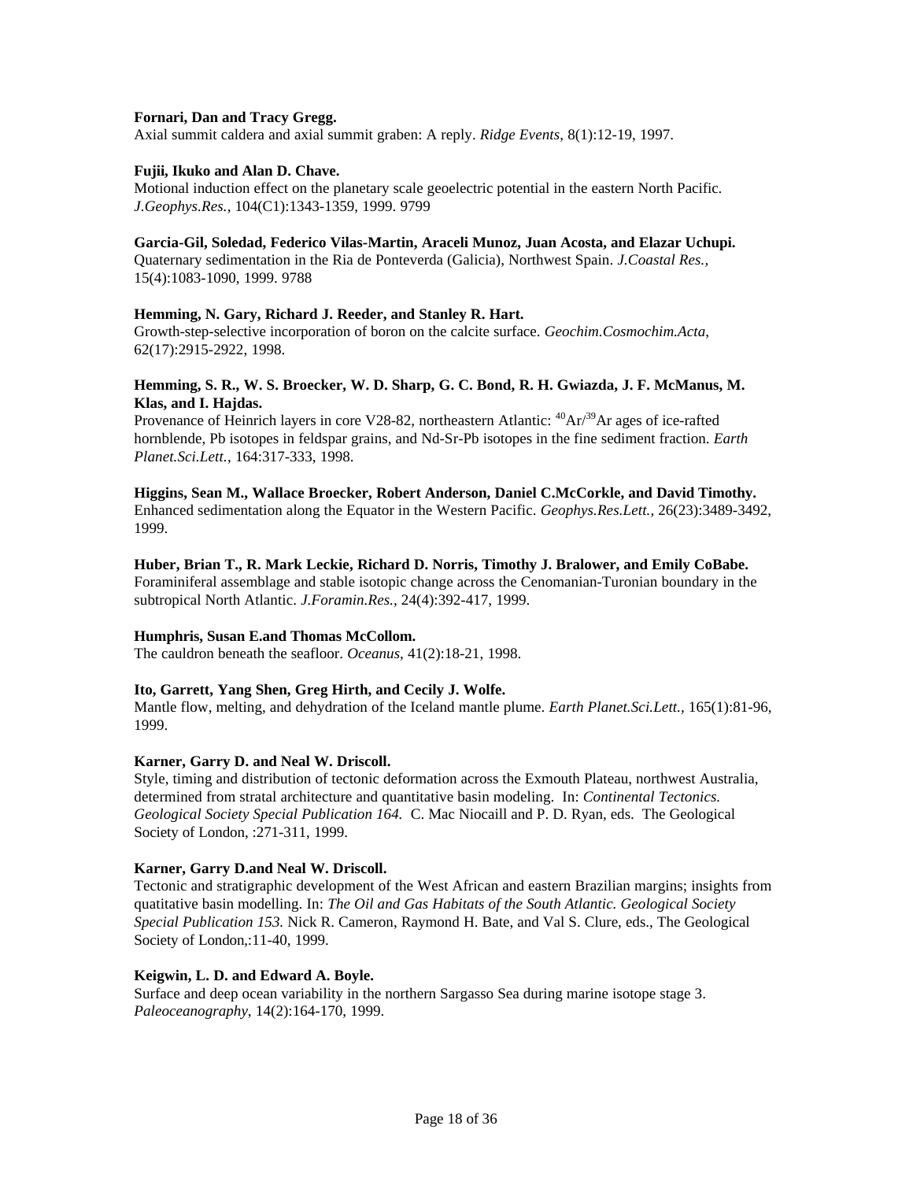**Fornari, Dan and Tracy Gregg.**
Axial summit caldera and axial summit graben: A reply. *Ridge Events*, 8(1):12-19, 1997.

**Fujii, Ikuko and Alan D. Chave.**
Motional induction effect on the planetary scale geoelectric potential in the eastern North Pacific. *J.Geophys.Res.*, 104(C1):1343-1359, 1999. 9799

**Garcia-Gil, Soledad, Federico Vilas-Martin, Araceli Munoz, Juan Acosta, and Elazar Uchupi.**
Quaternary sedimentation in the Ria de Ponteverda (Galicia), Northwest Spain. *J.Coastal Res.*, 15(4):1083-1090, 1999. 9788

**Hemming, N. Gary, Richard J. Reeder, and Stanley R. Hart.**
Growth-step-selective incorporation of boron on the calcite surface. *Geochim.Cosmochim.Acta*, 62(17):2915-2922, 1998.

**Hemming, S. R., W. S. Broecker, W. D. Sharp, G. C. Bond, R. H. Gwiazda, J. F. McManus, M. Klas, and I. Hajdas.**
Provenance of Heinrich layers in core V28-82, northeastern Atlantic: $^{40}Ar/^{39}Ar$ ages of ice-rafted hornblende, Pb isotopes in feldspar grains, and Nd-Sr-Pb isotopes in the fine sediment fraction. *Earth Planet.Sci.Lett.*, 164:317-333, 1998.

**Higgins, Sean M., Wallace Broecker, Robert Anderson, Daniel C.McCorkle, and David Timothy.**
Enhanced sedimentation along the Equator in the Western Pacific. *Geophys.Res.Lett.*, 26(23):3489-3492, 1999.

**Huber, Brian T., R. Mark Leckie, Richard D. Norris, Timothy J. Bralower, and Emily CoBabe.**
Foraminiferal assemblage and stable isotopic change across the Cenomanian-Turonian boundary in the subtropical North Atlantic. *J.Foramin.Res.*, 24(4):392-417, 1999.

**Humphris, Susan E.and Thomas McCollom.**
The cauldron beneath the seafloor. *Oceanus*, 41(2):18-21, 1998.

**Ito, Garrett, Yang Shen, Greg Hirth, and Cecily J. Wolfe.**
Mantle flow, melting, and dehydration of the Iceland mantle plume. *Earth Planet.Sci.Lett.*, 165(1):81-96, 1999.

**Karner, Garry D. and Neal W. Driscoll.**
Style, timing and distribution of tectonic deformation across the Exmouth Plateau, northwest Australia, determined from stratal architecture and quantitative basin modeling. In: *Continental Tectonics. Geological Society Special Publication 164.* C. Mac Niocaill and P. D. Ryan, eds. The Geological Society of London, :271-311, 1999.

**Karner, Garry D.and Neal W. Driscoll.**
Tectonic and stratigraphic development of the West African and eastern Brazilian margins; insights from quatitative basin modelling. In: *The Oil and Gas Habitats of the South Atlantic. Geological Society Special Publication 153.* Nick R. Cameron, Raymond H. Bate, and Val S. Clure, eds., The Geological Society of London,:11-40, 1999.

**Keigwin, L. D. and Edward A. Boyle.**
Surface and deep ocean variability in the northern Sargasso Sea during marine isotope stage 3. *Paleoceanography*, 14(2):164-170, 1999.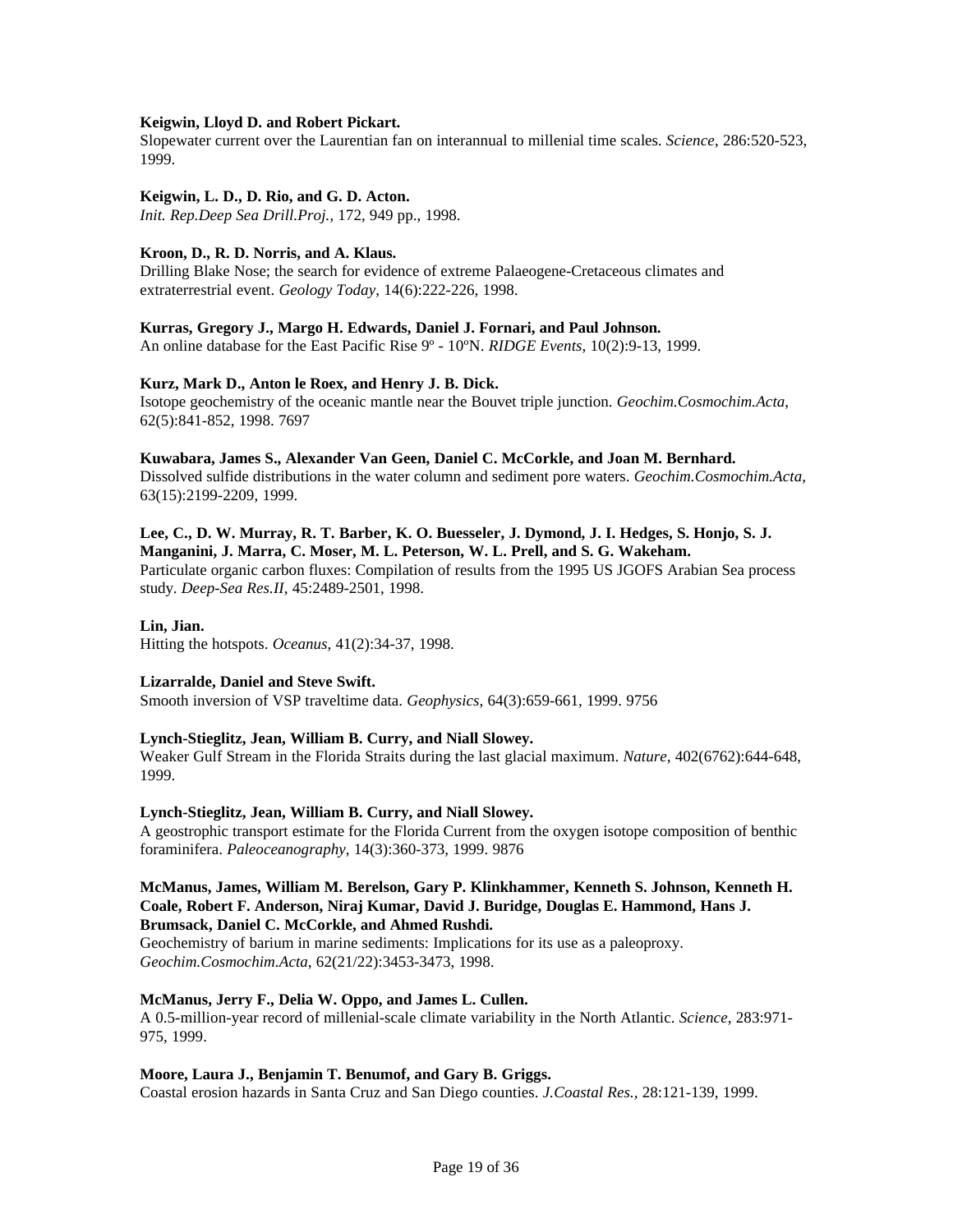**Keigwin, Lloyd D. and Robert Pickart.**
Slopewater current over the Laurentian fan on interannual to millenial time scales. *Science*, 286:520-523, 1999.

**Keigwin, L. D., D. Rio, and G. D. Acton.**
*Init. Rep.Deep Sea Drill.Proj.*, 172, 949 pp., 1998.

**Kroon, D., R. D. Norris, and A. Klaus.**
Drilling Blake Nose; the search for evidence of extreme Palaeogene-Cretaceous climates and extraterrestrial event. *Geology Today*, 14(6):222-226, 1998.

**Kurras, Gregory J., Margo H. Edwards, Daniel J. Fornari, and Paul Johnson.**
An online database for the East Pacific Rise 9º - 10ºN. *RIDGE Events*, 10(2):9-13, 1999.

**Kurz, Mark D., Anton le Roex, and Henry J. B. Dick.**
Isotope geochemistry of the oceanic mantle near the Bouvet triple junction. *Geochim.Cosmochim.Acta*, 62(5):841-852, 1998. 7697

**Kuwabara, James S., Alexander Van Geen, Daniel C. McCorkle, and Joan M. Bernhard.**
Dissolved sulfide distributions in the water column and sediment pore waters. *Geochim.Cosmochim.Acta*, 63(15):2199-2209, 1999.

**Lee, C., D. W. Murray, R. T. Barber, K. O. Buesseler, J. Dymond, J. I. Hedges, S. Honjo, S. J. Manganini, J. Marra, C. Moser, M. L. Peterson, W. L. Prell, and S. G. Wakeham.**
Particulate organic carbon fluxes: Compilation of results from the 1995 US JGOFS Arabian Sea process study. *Deep-Sea Res.II*, 45:2489-2501, 1998.

**Lin, Jian.**
Hitting the hotspots. *Oceanus*, 41(2):34-37, 1998.

**Lizarralde, Daniel and Steve Swift.**
Smooth inversion of VSP traveltime data. *Geophysics*, 64(3):659-661, 1999. 9756

**Lynch-Stieglitz, Jean, William B. Curry, and Niall Slowey.**
Weaker Gulf Stream in the Florida Straits during the last glacial maximum. *Nature*, 402(6762):644-648, 1999.

**Lynch-Stieglitz, Jean, William B. Curry, and Niall Slowey.**
A geostrophic transport estimate for the Florida Current from the oxygen isotope composition of benthic foraminifera. *Paleoceanography*, 14(3):360-373, 1999. 9876

**McManus, James, William M. Berelson, Gary P. Klinkhammer, Kenneth S. Johnson, Kenneth H. Coale, Robert F. Anderson, Niraj Kumar, David J. Buridge, Douglas E. Hammond, Hans J. Brumsack, Daniel C. McCorkle, and Ahmed Rushdi.**
Geochemistry of barium in marine sediments: Implications for its use as a paleoproxy. *Geochim.Cosmochim.Acta*, 62(21/22):3453-3473, 1998.

**McManus, Jerry F., Delia W. Oppo, and James L. Cullen.**
A 0.5-million-year record of millenial-scale climate variability in the North Atlantic. *Science*, 283:971-975, 1999.

**Moore, Laura J., Benjamin T. Benumof, and Gary B. Griggs.**
Coastal erosion hazards in Santa Cruz and San Diego counties. *J.Coastal Res.*, 28:121-139, 1999.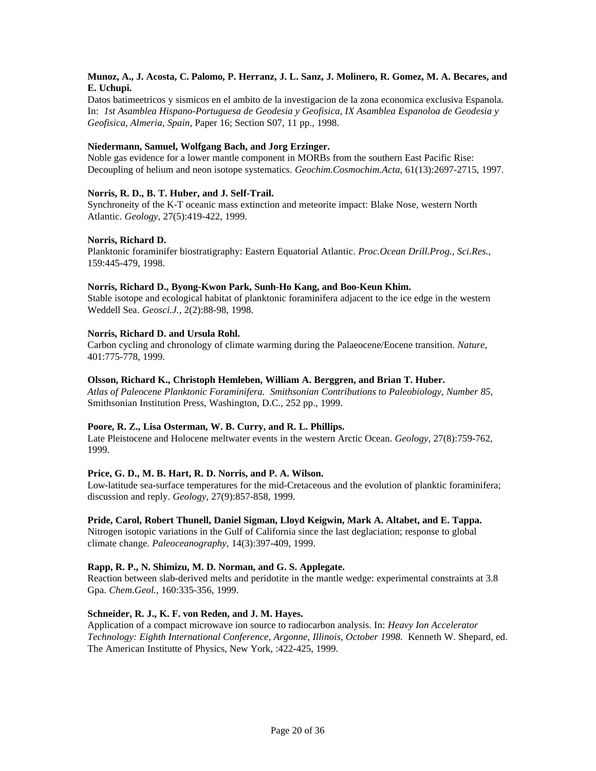**Munoz, A., J. Acosta, C. Palomo, P. Herranz, J. L. Sanz, J. Molinero, R. Gomez, M. A. Becares, and E. Uchupi.**
Datos batimeetricos y sismicos en el ambito de la investigacion de la zona economica exclusiva Espanola. In: *1st Asamblea Hispano-Portuguesa de Geodesia y Geofisica, IX Asamblea Espanoloa de Geodesia y Geofisica, Almeria, Spain*, Paper 16; Section S07, 11 pp., 1998.

**Niedermann, Samuel, Wolfgang Bach, and Jorg Erzinger.**
Noble gas evidence for a lower mantle component in MORBs from the southern East Pacific Rise: Decoupling of helium and neon isotope systematics. *Geochim.Cosmochim.Acta*, 61(13):2697-2715, 1997.

**Norris, R. D., B. T. Huber, and J. Self-Trail.**
Synchroneity of the K-T oceanic mass extinction and meteorite impact: Blake Nose, western North Atlantic. *Geology*, 27(5):419-422, 1999.

**Norris, Richard D.**
Planktonic foraminifer biostratigraphy: Eastern Equatorial Atlantic. *Proc.Ocean Drill.Prog., Sci.Res.*, 159:445-479, 1998.

**Norris, Richard D., Byong-Kwon Park, Sunh-Ho Kang, and Boo-Keun Khim.**
Stable isotope and ecological habitat of planktonic foraminifera adjacent to the ice edge in the western Weddell Sea. *Geosci.J.*, 2(2):88-98, 1998.

**Norris, Richard D. and Ursula Rohl.**
Carbon cycling and chronology of climate warming during the Palaeocene/Eocene transition. *Nature*, 401:775-778, 1999.

**Olsson, Richard K., Christoph Hemleben, William A. Berggren, and Brian T. Huber.**
*Atlas of Paleocene Planktonic Foraminifera. Smithsonian Contributions to Paleobiology, Number 85,* Smithsonian Institution Press, Washington, D.C., 252 pp., 1999.

**Poore, R. Z., Lisa Osterman, W. B. Curry, and R. L. Phillips.**
Late Pleistocene and Holocene meltwater events in the western Arctic Ocean. *Geology*, 27(8):759-762, 1999.

**Price, G. D., M. B. Hart, R. D. Norris, and P. A. Wilson.**
Low-latitude sea-surface temperatures for the mid-Cretaceous and the evolution of planktic foraminifera; discussion and reply. *Geology*, 27(9):857-858, 1999.

**Pride, Carol, Robert Thunell, Daniel Sigman, Lloyd Keigwin, Mark A. Altabet, and E. Tappa.**
Nitrogen isotopic variations in the Gulf of California since the last deglaciation; response to global climate change. *Paleoceanography*, 14(3):397-409, 1999.

**Rapp, R. P., N. Shimizu, M. D. Norman, and G. S. Applegate.**
Reaction between slab-derived melts and peridotite in the mantle wedge: experimental constraints at 3.8 Gpa. *Chem.Geol.*, 160:335-356, 1999.

**Schneider, R. J., K. F. von Reden, and J. M. Hayes.**
Application of a compact microwave ion source to radiocarbon analysis. In: *Heavy Ion Accelerator Technology: Eighth International Conference, Argonne, Illinois, October 1998.* Kenneth W. Shepard, ed. The American Institutte of Physics, New York, :422-425, 1999.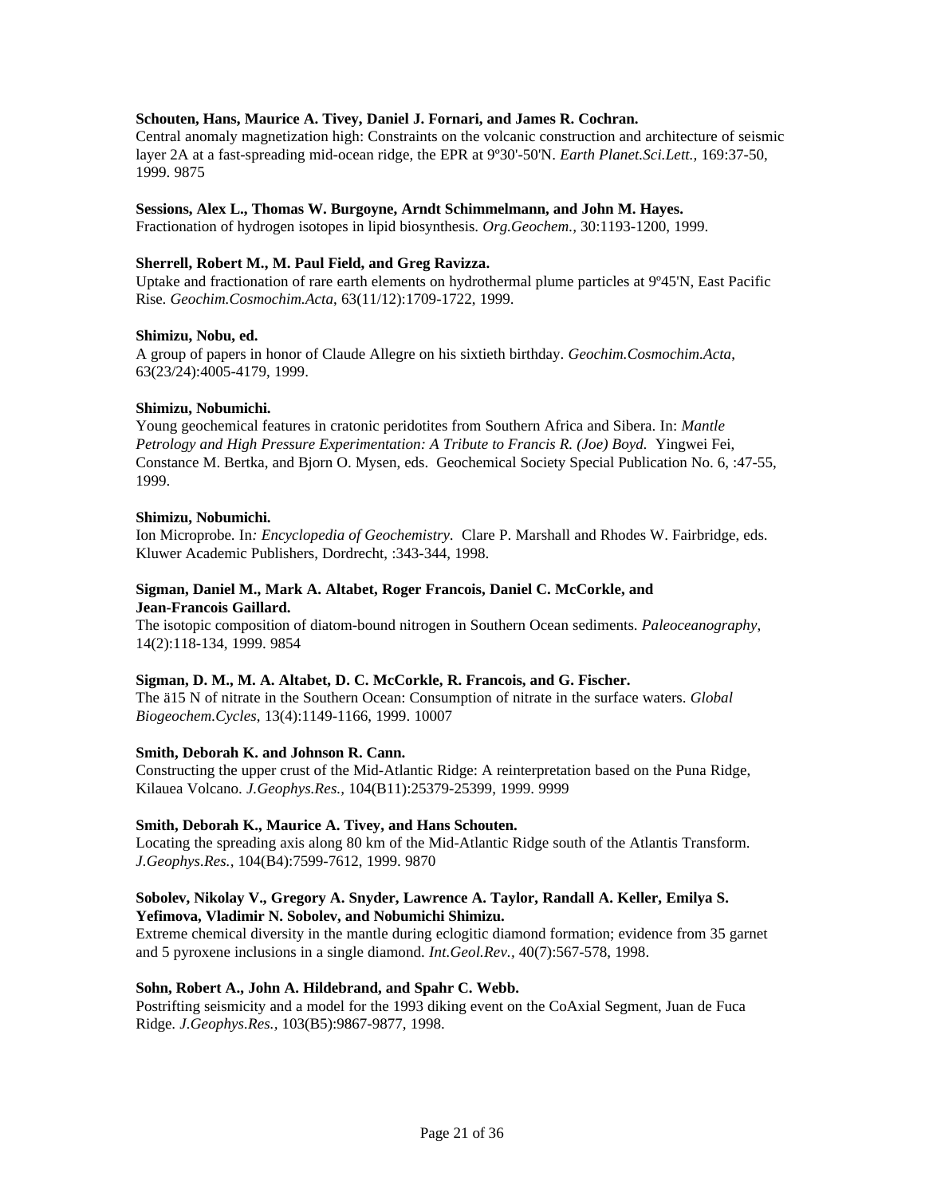**Schouten, Hans, Maurice A. Tivey, Daniel J. Fornari, and James R. Cochran.**
Central anomaly magnetization high: Constraints on the volcanic construction and architecture of seismic layer 2A at a fast-spreading mid-ocean ridge, the EPR at 9º30'-50'N. *Earth Planet.Sci.Lett.,* 169:37-50, 1999. 9875

**Sessions, Alex L., Thomas W. Burgoyne, Arndt Schimmelmann, and John M. Hayes.**
Fractionation of hydrogen isotopes in lipid biosynthesis. *Org.Geochem.,* 30:1193-1200, 1999.

**Sherrell, Robert M., M. Paul Field, and Greg Ravizza.**
Uptake and fractionation of rare earth elements on hydrothermal plume particles at 9º45'N, East Pacific Rise. *Geochim.Cosmochim.Acta,* 63(11/12):1709-1722, 1999.

**Shimizu, Nobu, ed.**
A group of papers in honor of Claude Allegre on his sixtieth birthday. *Geochim.Cosmochim.Acta*, 63(23/24):4005-4179, 1999.

**Shimizu, Nobumichi.**
Young geochemical features in cratonic peridotites from Southern Africa and Sibera. In: *Mantle Petrology and High Pressure Experimentation: A Tribute to Francis R. (Joe) Boyd.* Yingwei Fei, Constance M. Bertka, and Bjorn O. Mysen, eds. Geochemical Society Special Publication No. 6, :47-55, 1999.

**Shimizu, Nobumichi.**
Ion Microprobe. In*: Encyclopedia of Geochemistry.* Clare P. Marshall and Rhodes W. Fairbridge, eds. Kluwer Academic Publishers, Dordrecht, :343-344, 1998.

**Sigman, Daniel M., Mark A. Altabet, Roger Francois, Daniel C. McCorkle, and Jean-Francois Gaillard.**
The isotopic composition of diatom-bound nitrogen in Southern Ocean sediments. *Paleoceanography,* 14(2):118-134, 1999. 9854

**Sigman, D. M., M. A. Altabet, D. C. McCorkle, R. Francois, and G. Fischer.**
The ä15 N of nitrate in the Southern Ocean: Consumption of nitrate in the surface waters. *Global Biogeochem.Cycles*, 13(4):1149-1166, 1999. 10007

**Smith, Deborah K. and Johnson R. Cann.**
Constructing the upper crust of the Mid-Atlantic Ridge: A reinterpretation based on the Puna Ridge, Kilauea Volcano. *J.Geophys.Res.*, 104(B11):25379-25399, 1999. 9999

**Smith, Deborah K., Maurice A. Tivey, and Hans Schouten.**
Locating the spreading axis along 80 km of the Mid-Atlantic Ridge south of the Atlantis Transform. *J.Geophys.Res.*, 104(B4):7599-7612, 1999. 9870

**Sobolev, Nikolay V., Gregory A. Snyder, Lawrence A. Taylor, Randall A. Keller, Emilya S. Yefimova, Vladimir N. Sobolev, and Nobumichi Shimizu.**
Extreme chemical diversity in the mantle during eclogitic diamond formation; evidence from 35 garnet and 5 pyroxene inclusions in a single diamond. *Int.Geol.Rev.*, 40(7):567-578, 1998.

**Sohn, Robert A., John A. Hildebrand, and Spahr C. Webb.**
Postrifting seismicity and a model for the 1993 diking event on the CoAxial Segment, Juan de Fuca Ridge. *J.Geophys.Res.,* 103(B5):9867-9877, 1998.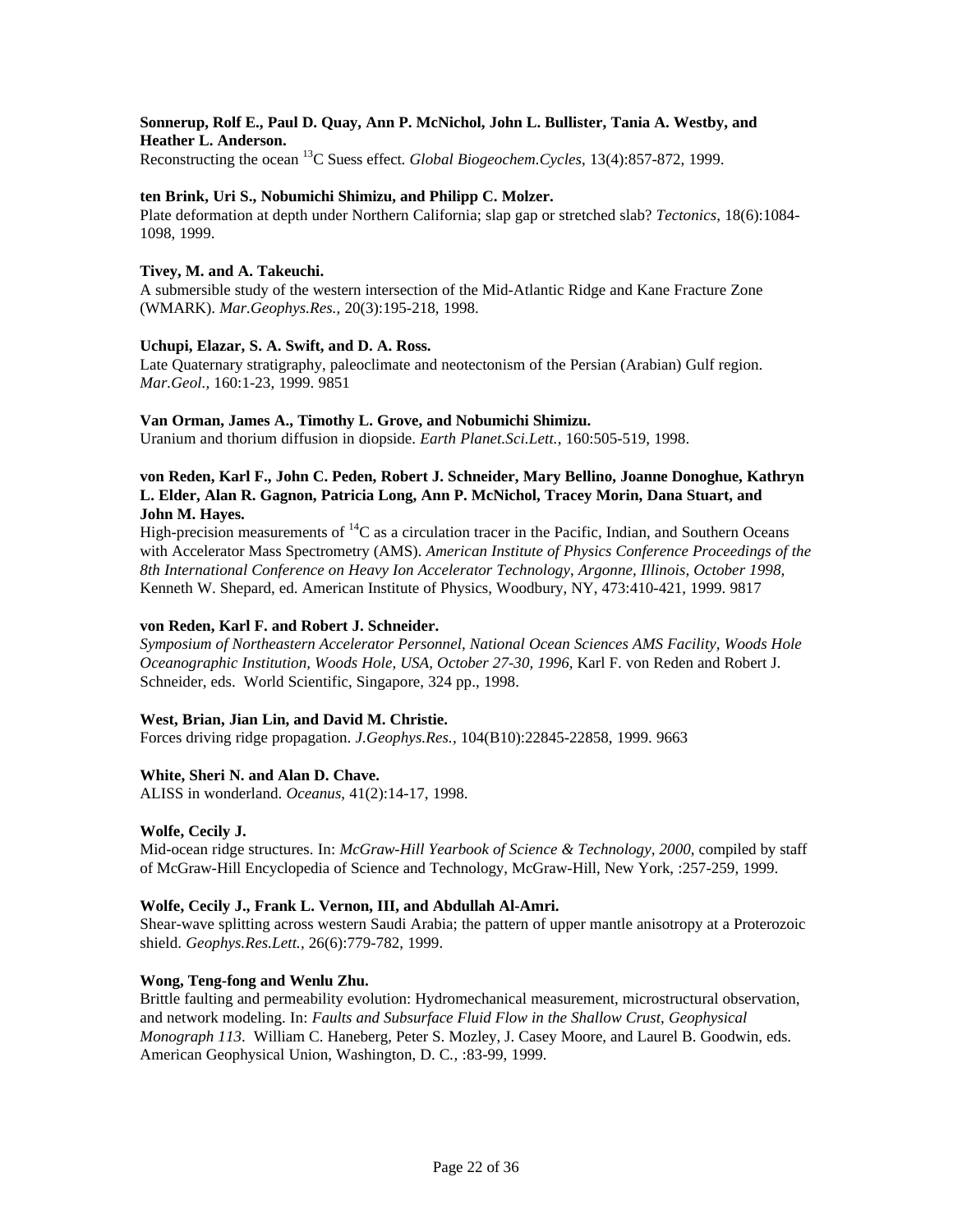**Sonnerup, Rolf E., Paul D. Quay, Ann P. McNichol, John L. Bullister, Tania A. Westby, and Heather L. Anderson.**
Reconstructing the ocean $^{13}$C Suess effect. *Global Biogeochem.Cycles*, 13(4):857-872, 1999.

**ten Brink, Uri S., Nobumichi Shimizu, and Philipp C. Molzer.**
Plate deformation at depth under Northern California; slap gap or stretched slab? *Tectonics*, 18(6):1084-1098, 1999.

**Tivey, M. and A. Takeuchi.**
A submersible study of the western intersection of the Mid-Atlantic Ridge and Kane Fracture Zone (WMARK). *Mar.Geophys.Res.*, 20(3):195-218, 1998.

**Uchupi, Elazar, S. A. Swift, and D. A. Ross.**
Late Quaternary stratigraphy, paleoclimate and neotectonism of the Persian (Arabian) Gulf region. *Mar.Geol.*, 160:1-23, 1999. 9851

**Van Orman, James A., Timothy L. Grove, and Nobumichi Shimizu.**
Uranium and thorium diffusion in diopside. *Earth Planet.Sci.Lett.*, 160:505-519, 1998.

**von Reden, Karl F., John C. Peden, Robert J. Schneider, Mary Bellino, Joanne Donoghue, Kathryn L. Elder, Alan R. Gagnon, Patricia Long, Ann P. McNichol, Tracey Morin, Dana Stuart, and John M. Hayes.**
High-precision measurements of $^{14}$C as a circulation tracer in the Pacific, Indian, and Southern Oceans with Accelerator Mass Spectrometry (AMS). *American Institute of Physics Conference Proceedings of the 8th International Conference on Heavy Ion Accelerator Technology, Argonne, Illinois, October 1998*, Kenneth W. Shepard, ed. American Institute of Physics, Woodbury, NY, 473:410-421, 1999. 9817

**von Reden, Karl F. and Robert J. Schneider.**
*Symposium of Northeastern Accelerator Personnel, National Ocean Sciences AMS Facility, Woods Hole Oceanographic Institution, Woods Hole, USA, October 27-30, 1996*, Karl F. von Reden and Robert J. Schneider, eds. World Scientific, Singapore, 324 pp., 1998.

**West, Brian, Jian Lin, and David M. Christie.**
Forces driving ridge propagation. *J.Geophys.Res.*, 104(B10):22845-22858, 1999. 9663

**White, Sheri N. and Alan D. Chave.**
ALISS in wonderland. *Oceanus*, 41(2):14-17, 1998.

**Wolfe, Cecily J.**
Mid-ocean ridge structures. In: *McGraw-Hill Yearbook of Science & Technology, 2000*, compiled by staff of McGraw-Hill Encyclopedia of Science and Technology, McGraw-Hill, New York, :257-259, 1999.

**Wolfe, Cecily J., Frank L. Vernon, III, and Abdullah Al-Amri.**
Shear-wave splitting across western Saudi Arabia; the pattern of upper mantle anisotropy at a Proterozoic shield. *Geophys.Res.Lett.*, 26(6):779-782, 1999.

**Wong, Teng-fong and Wenlu Zhu.**
Brittle faulting and permeability evolution: Hydromechanical measurement, microstructural observation, and network modeling. In: *Faults and Subsurface Fluid Flow in the Shallow Crust, Geophysical Monograph 113*. William C. Haneberg, Peter S. Mozley, J. Casey Moore, and Laurel B. Goodwin, eds. American Geophysical Union, Washington, D. C., :83-99, 1999.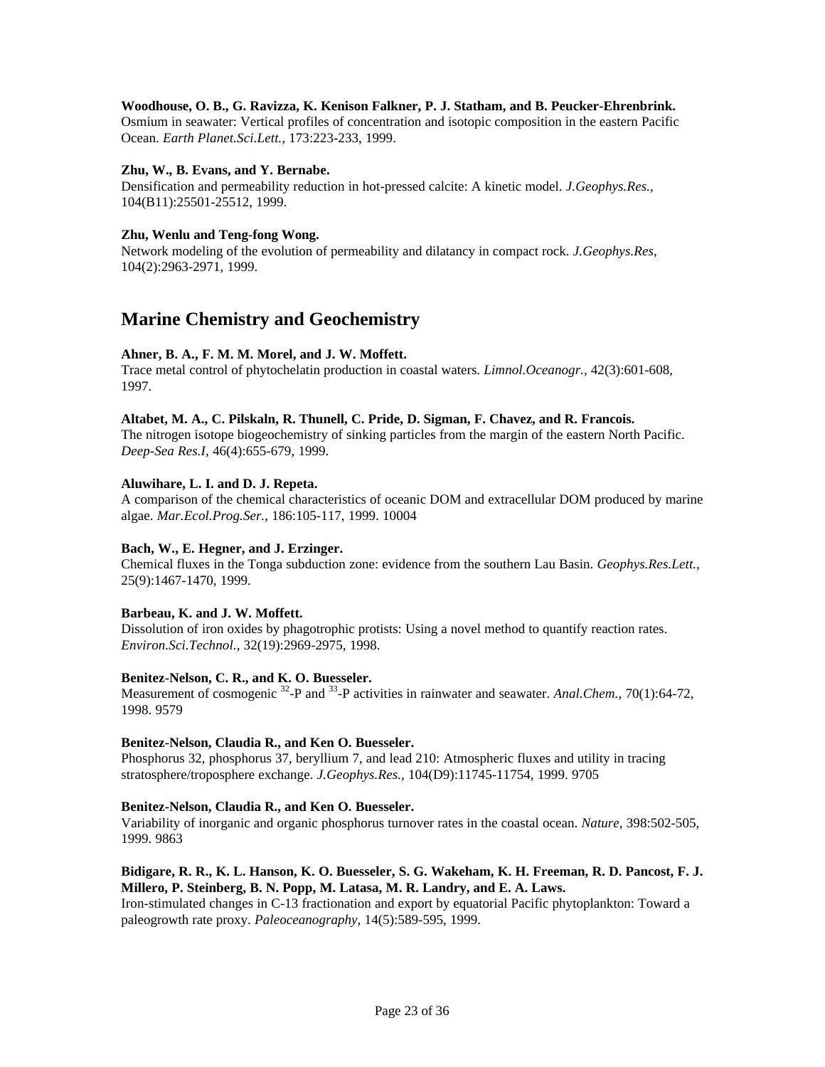**Woodhouse, O. B., G. Ravizza, K. Kenison Falkner, P. J. Statham, and B. Peucker-Ehrenbrink.**
Osmium in seawater: Vertical profiles of concentration and isotopic composition in the eastern Pacific Ocean. *Earth Planet.Sci.Lett.,* 173:223-233, 1999.

**Zhu, W., B. Evans, and Y. Bernabe.**
Densification and permeability reduction in hot-pressed calcite: A kinetic model. *J.Geophys.Res.*, 104(B11):25501-25512, 1999.

**Zhu, Wenlu and Teng-fong Wong.**
Network modeling of the evolution of permeability and dilatancy in compact rock. *J.Geophys.Res*, 104(2):2963-2971, 1999.

## Marine Chemistry and Geochemistry

**Ahner, B. A., F. M. M. Morel, and J. W. Moffett.**
Trace metal control of phytochelatin production in coastal waters. *Limnol.Oceanogr.,* 42(3):601-608, 1997.

**Altabet, M. A., C. Pilskaln, R. Thunell, C. Pride, D. Sigman, F. Chavez, and R. Francois.**
The nitrogen isotope biogeochemistry of sinking particles from the margin of the eastern North Pacific. *Deep-Sea Res.I*, 46(4):655-679, 1999.

**Aluwihare, L. I. and D. J. Repeta.**
A comparison of the chemical characteristics of oceanic DOM and extracellular DOM produced by marine algae. *Mar.Ecol.Prog.Ser.,* 186:105-117, 1999. 10004

**Bach, W., E. Hegner, and J. Erzinger.**
Chemical fluxes in the Tonga subduction zone: evidence from the southern Lau Basin. *Geophys.Res.Lett.*, 25(9):1467-1470, 1999.

**Barbeau, K. and J. W. Moffett.**
Dissolution of iron oxides by phagotrophic protists: Using a novel method to quantify reaction rates. *Environ.Sci.Technol.,* 32(19):2969-2975, 1998.

**Benitez-Nelson, C. R., and K. O. Buesseler.**
Measurement of cosmogenic $^{32}$-P and $^{33}$-P activities in rainwater and seawater. *Anal.Chem.,* 70(1):64-72, 1998. 9579

**Benitez-Nelson, Claudia R., and Ken O. Buesseler.**
Phosphorus 32, phosphorus 37, beryllium 7, and lead 210: Atmospheric fluxes and utility in tracing stratosphere/troposphere exchange. *J.Geophys.Res.,* 104(D9):11745-11754, 1999. 9705

**Benitez-Nelson, Claudia R., and Ken O. Buesseler.**
Variability of inorganic and organic phosphorus turnover rates in the coastal ocean. *Nature*, 398:502-505, 1999. 9863

**Bidigare, R. R., K. L. Hanson, K. O. Buesseler, S. G. Wakeham, K. H. Freeman, R. D. Pancost, F. J. Millero, P. Steinberg, B. N. Popp, M. Latasa, M. R. Landry, and E. A. Laws.**
Iron-stimulated changes in C-13 fractionation and export by equatorial Pacific phytoplankton: Toward a paleogrowth rate proxy. *Paleoceanography*, 14(5):589-595, 1999.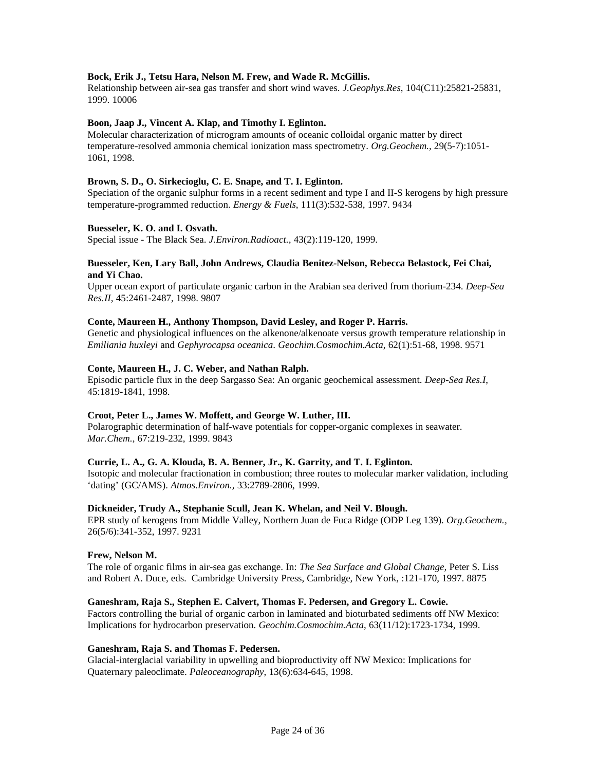**Bock, Erik J., Tetsu Hara, Nelson M. Frew, and Wade R. McGillis.**
Relationship between air-sea gas transfer and short wind waves. *J.Geophys.Res*, 104(C11):25821-25831, 1999. 10006

**Boon, Jaap J., Vincent A. Klap, and Timothy I. Eglinton.**
Molecular characterization of microgram amounts of oceanic colloidal organic matter by direct temperature-resolved ammonia chemical ionization mass spectrometry. *Org.Geochem.,* 29(5-7):1051-1061, 1998.

**Brown, S. D., O. Sirkecioglu, C. E. Snape, and T. I. Eglinton.**
Speciation of the organic sulphur forms in a recent sediment and type I and II-S kerogens by high pressure temperature-programmed reduction. *Energy & Fuels*, 111(3):532-538, 1997. 9434

**Buesseler, K. O. and I. Osvath.**
Special issue - The Black Sea. *J.Environ.Radioact.,* 43(2):119-120, 1999.

**Buesseler, Ken, Lary Ball, John Andrews, Claudia Benitez-Nelson, Rebecca Belastock, Fei Chai, and Yi Chao.**
Upper ocean export of particulate organic carbon in the Arabian sea derived from thorium-234. *Deep-Sea Res.II*, 45:2461-2487, 1998. 9807

**Conte, Maureen H., Anthony Thompson, David Lesley, and Roger P. Harris.**
Genetic and physiological influences on the alkenone/alkenoate versus growth temperature relationship in *Emiliania huxleyi* and *Gephyrocapsa oceanica*. *Geochim.Cosmochim.Acta*, 62(1):51-68, 1998. 9571

**Conte, Maureen H., J. C. Weber, and Nathan Ralph.**
Episodic particle flux in the deep Sargasso Sea: An organic geochemical assessment. *Deep-Sea Res.I*, 45:1819-1841, 1998.

**Croot, Peter L., James W. Moffett, and George W. Luther, III.**
Polarographic determination of half-wave potentials for copper-organic complexes in seawater. *Mar.Chem.,* 67:219-232, 1999. 9843

**Currie, L. A., G. A. Klouda, B. A. Benner, Jr., K. Garrity, and T. I. Eglinton.**
Isotopic and molecular fractionation in combustion; three routes to molecular marker validation, including 'dating' (GC/AMS). *Atmos.Environ.,* 33:2789-2806, 1999.

**Dickneider, Trudy A., Stephanie Scull, Jean K. Whelan, and Neil V. Blough.**
EPR study of kerogens from Middle Valley, Northern Juan de Fuca Ridge (ODP Leg 139). *Org.Geochem.,* 26(5/6):341-352, 1997. 9231

**Frew, Nelson M.**
The role of organic films in air-sea gas exchange. In: *The Sea Surface and Global Change*, Peter S. Liss and Robert A. Duce, eds. Cambridge University Press, Cambridge, New York, :121-170, 1997. 8875

**Ganeshram, Raja S., Stephen E. Calvert, Thomas F. Pedersen, and Gregory L. Cowie.**
Factors controlling the burial of organic carbon in laminated and bioturbated sediments off NW Mexico: Implications for hydrocarbon preservation. *Geochim.Cosmochim.Acta*, 63(11/12):1723-1734, 1999.

**Ganeshram, Raja S. and Thomas F. Pedersen.**
Glacial-interglacial variability in upwelling and bioproductivity off NW Mexico: Implications for Quaternary paleoclimate. *Paleoceanography*, 13(6):634-645, 1998.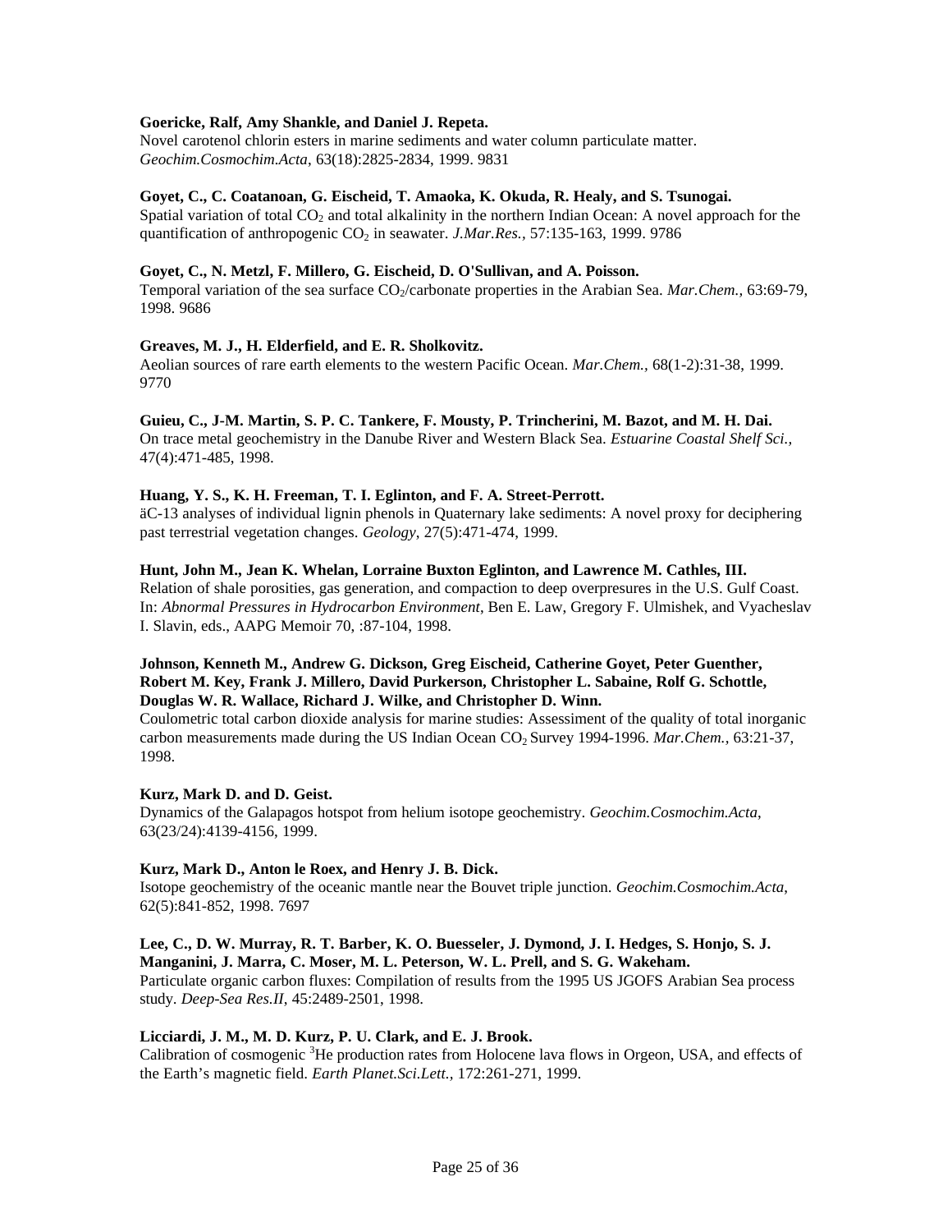**Goericke, Ralf, Amy Shankle, and Daniel J. Repeta.**
Novel carotenol chlorin esters in marine sediments and water column particulate matter. *Geochim.Cosmochim.Acta*, 63(18):2825-2834, 1999. 9831

**Goyet, C., C. Coatanoan, G. Eischeid, T. Amaoka, K. Okuda, R. Healy, and S. Tsunogai.**
Spatial variation of total $CO_2$ and total alkalinity in the northern Indian Ocean: A novel approach for the quantification of anthropogenic $CO_2$ in seawater. *J.Mar.Res.*, 57:135-163, 1999. 9786

**Goyet, C., N. Metzl, F. Millero, G. Eischeid, D. O'Sullivan, and A. Poisson.**
Temporal variation of the sea surface $CO_2$/carbonate properties in the Arabian Sea. *Mar.Chem.*, 63:69-79, 1998. 9686

**Greaves, M. J., H. Elderfield, and E. R. Sholkovitz.**
Aeolian sources of rare earth elements to the western Pacific Ocean. *Mar.Chem.*, 68(1-2):31-38, 1999. 9770

**Guieu, C., J-M. Martin, S. P. C. Tankere, F. Mousty, P. Trincherini, M. Bazot, and M. H. Dai.**
On trace metal geochemistry in the Danube River and Western Black Sea. *Estuarine Coastal Shelf Sci.*, 47(4):471-485, 1998.

**Huang, Y. S., K. H. Freeman, T. I. Eglinton, and F. A. Street-Perrott.**
äC-13 analyses of individual lignin phenols in Quaternary lake sediments: A novel proxy for deciphering past terrestrial vegetation changes. *Geology*, 27(5):471-474, 1999.

**Hunt, John M., Jean K. Whelan, Lorraine Buxton Eglinton, and Lawrence M. Cathles, III.**
Relation of shale porosities, gas generation, and compaction to deep overpresures in the U.S. Gulf Coast. In: *Abnormal Pressures in Hydrocarbon Environment*, Ben E. Law, Gregory F. Ulmishek, and Vyacheslav I. Slavin, eds., AAPG Memoir 70, :87-104, 1998.

**Johnson, Kenneth M., Andrew G. Dickson, Greg Eischeid, Catherine Goyet, Peter Guenther, Robert M. Key, Frank J. Millero, David Purkerson, Christopher L. Sabaine, Rolf G. Schottle, Douglas W. R. Wallace, Richard J. Wilke, and Christopher D. Winn.**
Coulometric total carbon dioxide analysis for marine studies: Assessment of the quality of total inorganic carbon measurements made during the US Indian Ocean $CO_2$ Survey 1994-1996. *Mar.Chem.*, 63:21-37, 1998.

**Kurz, Mark D. and D. Geist.**
Dynamics of the Galapagos hotspot from helium isotope geochemistry. *Geochim.Cosmochim.Acta*, 63(23/24):4139-4156, 1999.

**Kurz, Mark D., Anton le Roex, and Henry J. B. Dick.**
Isotope geochemistry of the oceanic mantle near the Bouvet triple junction. *Geochim.Cosmochim.Acta*, 62(5):841-852, 1998. 7697

**Lee, C., D. W. Murray, R. T. Barber, K. O. Buesseler, J. Dymond, J. I. Hedges, S. Honjo, S. J. Manganini, J. Marra, C. Moser, M. L. Peterson, W. L. Prell, and S. G. Wakeham.**
Particulate organic carbon fluxes: Compilation of results from the 1995 US JGOFS Arabian Sea process study. *Deep-Sea Res.II*, 45:2489-2501, 1998.

**Licciardi, J. M., M. D. Kurz, P. U. Clark, and E. J. Brook.**
Calibration of cosmogenic $^3$He production rates from Holocene lava flows in Orgeon, USA, and effects of the Earth's magnetic field. *Earth Planet.Sci.Lett.*, 172:261-271, 1999.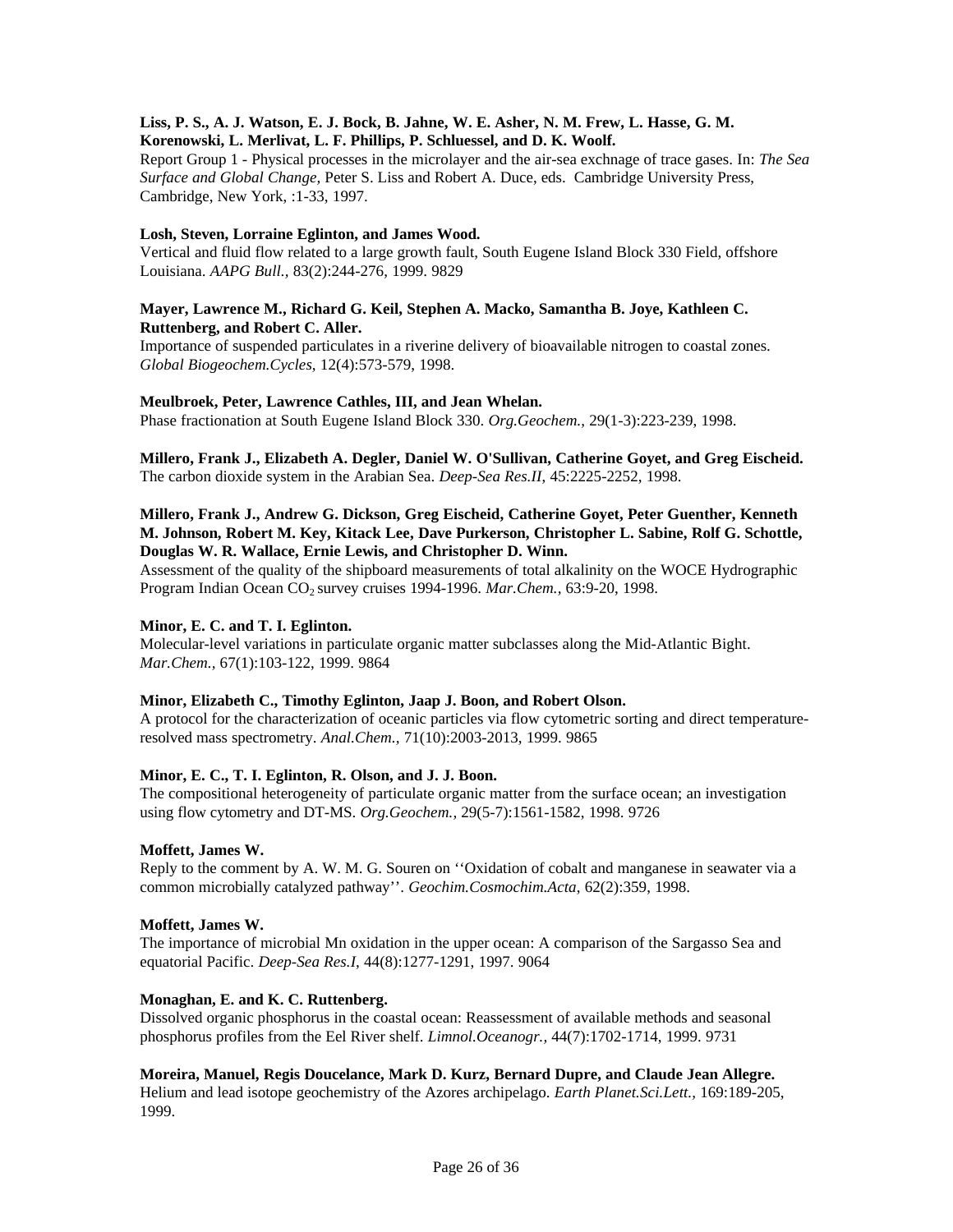**Liss, P. S., A. J. Watson, E. J. Bock, B. Jahne, W. E. Asher, N. M. Frew, L. Hasse, G. M. Korenowski, L. Merlivat, L. F. Phillips, P. Schluessel, and D. K. Woolf.**
Report Group 1 - Physical processes in the microlayer and the air-sea exchnage of trace gases. In: *The Sea Surface and Global Change,* Peter S. Liss and Robert A. Duce, eds. Cambridge University Press, Cambridge, New York, :1-33, 1997.

**Losh, Steven, Lorraine Eglinton, and James Wood.**
Vertical and fluid flow related to a large growth fault, South Eugene Island Block 330 Field, offshore Louisiana. *AAPG Bull.,* 83(2):244-276, 1999. 9829

**Mayer, Lawrence M., Richard G. Keil, Stephen A. Macko, Samantha B. Joye, Kathleen C. Ruttenberg, and Robert C. Aller.**
Importance of suspended particulates in a riverine delivery of bioavailable nitrogen to coastal zones. *Global Biogeochem.Cycles*, 12(4):573-579, 1998.

**Meulbroek, Peter, Lawrence Cathles, III, and Jean Whelan.**
Phase fractionation at South Eugene Island Block 330. *Org.Geochem.,* 29(1-3):223-239, 1998.

**Millero, Frank J., Elizabeth A. Degler, Daniel W. O'Sullivan, Catherine Goyet, and Greg Eischeid.**
The carbon dioxide system in the Arabian Sea. *Deep-Sea Res.II*, 45:2225-2252, 1998.

**Millero, Frank J., Andrew G. Dickson, Greg Eischeid, Catherine Goyet, Peter Guenther, Kenneth M. Johnson, Robert M. Key, Kitack Lee, Dave Purkerson, Christopher L. Sabine, Rolf G. Schottle, Douglas W. R. Wallace, Ernie Lewis, and Christopher D. Winn.**
Assessment of the quality of the shipboard measurements of total alkalinity on the WOCE Hydrographic Program Indian Ocean $CO_2$ survey cruises 1994-1996. *Mar.Chem.*, 63:9-20, 1998.

**Minor, E. C. and T. I. Eglinton.**
Molecular-level variations in particulate organic matter subclasses along the Mid-Atlantic Bight. *Mar.Chem.,* 67(1):103-122, 1999. 9864

**Minor, Elizabeth C., Timothy Eglinton, Jaap J. Boon, and Robert Olson.**
A protocol for the characterization of oceanic particles via flow cytometric sorting and direct temperature-resolved mass spectrometry. *Anal.Chem.,* 71(10):2003-2013, 1999. 9865

**Minor, E. C., T. I. Eglinton, R. Olson, and J. J. Boon.**
The compositional heterogeneity of particulate organic matter from the surface ocean; an investigation using flow cytometry and DT-MS. *Org.Geochem.,* 29(5-7):1561-1582, 1998. 9726

**Moffett, James W.**
Reply to the comment by A. W. M. G. Souren on ''Oxidation of cobalt and manganese in seawater via a common microbially catalyzed pathway''. *Geochim.Cosmochim.Acta*, 62(2):359, 1998.

**Moffett, James W.**
The importance of microbial Mn oxidation in the upper ocean: A comparison of the Sargasso Sea and equatorial Pacific. *Deep-Sea Res.I*, 44(8):1277-1291, 1997. 9064

**Monaghan, E. and K. C. Ruttenberg.**
Dissolved organic phosphorus in the coastal ocean: Reassessment of available methods and seasonal phosphorus profiles from the Eel River shelf. *Limnol.Oceanogr.,* 44(7):1702-1714, 1999. 9731

**Moreira, Manuel, Regis Doucelance, Mark D. Kurz, Bernard Dupre, and Claude Jean Allegre.**
Helium and lead isotope geochemistry of the Azores archipelago. *Earth Planet.Sci.Lett.,* 169:189-205, 1999.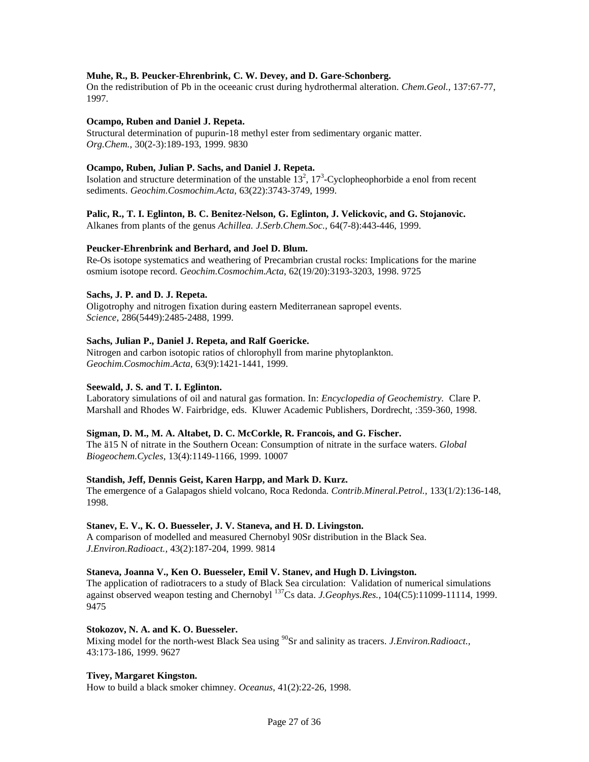**Muhe, R., B. Peucker-Ehrenbrink, C. W. Devey, and D. Gare-Schonberg.**
On the redistribution of Pb in the oceeanic crust during hydrothermal alteration. *Chem.Geol.,* 137:67-77, 1997.

**Ocampo, Ruben and Daniel J. Repeta.**
Structural determination of pupurin-18 methyl ester from sedimentary organic matter. *Org.Chem.,* 30(2-3):189-193, 1999. 9830

**Ocampo, Ruben, Julian P. Sachs, and Daniel J. Repeta.**
Isolation and structure determination of the unstable $13^2$, $17^3$-Cyclopheophorbide a enol from recent sediments. *Geochim.Cosmochim.Acta,* 63(22):3743-3749, 1999.

**Palic, R., T. I. Eglinton, B. C. Benitez-Nelson, G. Eglinton, J. Velickovic, and G. Stojanovic.**
Alkanes from plants of the genus *Achillea. J.Serb.Chem.Soc.,* 64(7-8):443-446, 1999.

**Peucker-Ehrenbrink and Berhard, and Joel D. Blum.**
Re-Os isotope systematics and weathering of Precambrian crustal rocks: Implications for the marine osmium isotope record. *Geochim.Cosmochim.Acta,* 62(19/20):3193-3203, 1998. 9725

**Sachs, J. P. and D. J. Repeta.**
Oligotrophy and nitrogen fixation during eastern Mediterranean sapropel events. *Science,* 286(5449):2485-2488, 1999.

**Sachs, Julian P., Daniel J. Repeta, and Ralf Goericke.**
Nitrogen and carbon isotopic ratios of chlorophyll from marine phytoplankton. *Geochim.Cosmochim.Acta,* 63(9):1421-1441, 1999.

**Seewald, J. S. and T. I. Eglinton.**
Laboratory simulations of oil and natural gas formation. In: *Encyclopedia of Geochemistry.* Clare P. Marshall and Rhodes W. Fairbridge, eds. Kluwer Academic Publishers, Dordrecht, :359-360, 1998.

**Sigman, D. M., M. A. Altabet, D. C. McCorkle, R. Francois, and G. Fischer.**
The ä15 N of nitrate in the Southern Ocean: Consumption of nitrate in the surface waters. *Global Biogeochem.Cycles,* 13(4):1149-1166, 1999. 10007

**Standish, Jeff, Dennis Geist, Karen Harpp, and Mark D. Kurz.**
The emergence of a Galapagos shield volcano, Roca Redonda. *Contrib.Mineral.Petrol.,* 133(1/2):136-148, 1998.

**Stanev, E. V., K. O. Buesseler, J. V. Staneva, and H. D. Livingston.**
A comparison of modelled and measured Chernobyl 90Sr distribution in the Black Sea. *J.Environ.Radioact.,* 43(2):187-204, 1999. 9814

**Staneva, Joanna V., Ken O. Buesseler, Emil V. Stanev, and Hugh D. Livingston.**
The application of radiotracers to a study of Black Sea circulation: Validation of numerical simulations against observed weapon testing and Chernobyl $^{137}$Cs data. *J.Geophys.Res.,* 104(C5):11099-11114, 1999. 9475

**Stokozov, N. A. and K. O. Buesseler.**
Mixing model for the north-west Black Sea using $^{90}$Sr and salinity as tracers. *J.Environ.Radioact.,* 43:173-186, 1999. 9627

**Tivey, Margaret Kingston.**
How to build a black smoker chimney. *Oceanus,* 41(2):22-26, 1998.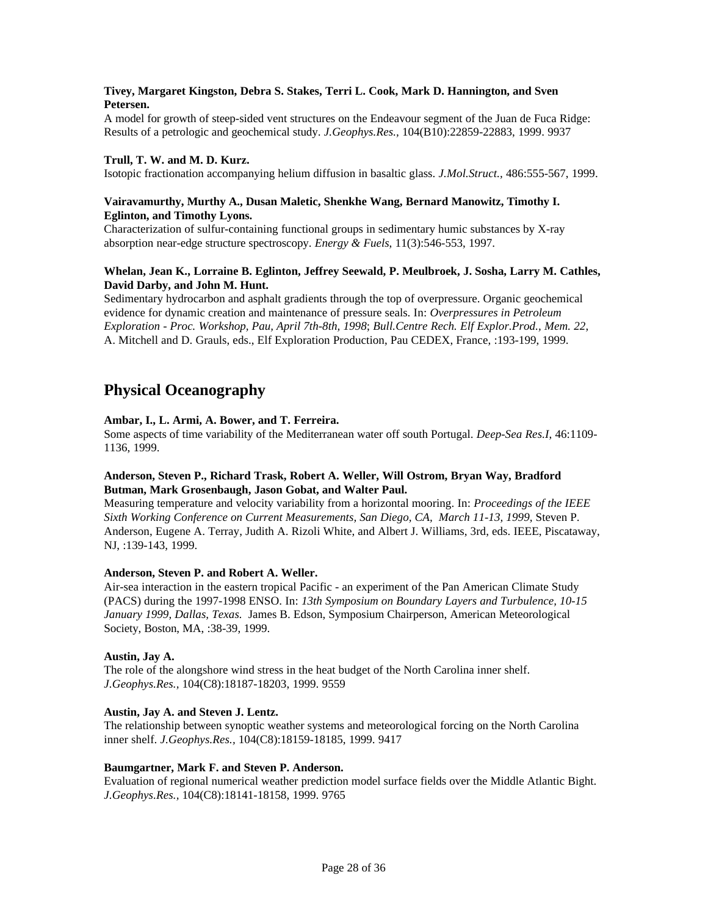**Tivey, Margaret Kingston, Debra S. Stakes, Terri L. Cook, Mark D. Hannington, and Sven Petersen.**
A model for growth of steep-sided vent structures on the Endeavour segment of the Juan de Fuca Ridge: Results of a petrologic and geochemical study. *J.Geophys.Res.*, 104(B10):22859-22883, 1999. 9937

**Trull, T. W. and M. D. Kurz.**
Isotopic fractionation accompanying helium diffusion in basaltic glass. *J.Mol.Struct.*, 486:555-567, 1999.

**Vairavamurthy, Murthy A., Dusan Maletic, Shenkhe Wang, Bernard Manowitz, Timothy I. Eglinton, and Timothy Lyons.**
Characterization of sulfur-containing functional groups in sedimentary humic substances by X-ray absorption near-edge structure spectroscopy. *Energy & Fuels*, 11(3):546-553, 1997.

**Whelan, Jean K., Lorraine B. Eglinton, Jeffrey Seewald, P. Meulbroek, J. Sosha, Larry M. Cathles, David Darby, and John M. Hunt.**
Sedimentary hydrocarbon and asphalt gradients through the top of overpressure. Organic geochemical evidence for dynamic creation and maintenance of pressure seals. In: *Overpressures in Petroleum Exploration - Proc. Workshop, Pau, April 7th-8th, 1998*; *Bull.Centre Rech. Elf Explor.Prod., Mem. 22*, A. Mitchell and D. Grauls, eds., Elf Exploration Production, Pau CEDEX, France, :193-199, 1999.

## Physical Oceanography

**Ambar, I., L. Armi, A. Bower, and T. Ferreira.**
Some aspects of time variability of the Mediterranean water off south Portugal. *Deep-Sea Res.I*, 46:1109-1136, 1999.

**Anderson, Steven P., Richard Trask, Robert A. Weller, Will Ostrom, Bryan Way, Bradford Butman, Mark Grosenbaugh, Jason Gobat, and Walter Paul.**
Measuring temperature and velocity variability from a horizontal mooring. In: *Proceedings of the IEEE Sixth Working Conference on Current Measurements, San Diego, CA, March 11-13, 1999*, Steven P. Anderson, Eugene A. Terray, Judith A. Rizoli White, and Albert J. Williams, 3rd, eds. IEEE, Piscataway, NJ, :139-143, 1999.

**Anderson, Steven P. and Robert A. Weller.**
Air-sea interaction in the eastern tropical Pacific - an experiment of the Pan American Climate Study (PACS) during the 1997-1998 ENSO. In: *13th Symposium on Boundary Layers and Turbulence, 10-15 January 1999, Dallas, Texas*. James B. Edson, Symposium Chairperson, American Meteorological Society, Boston, MA, :38-39, 1999.

**Austin, Jay A.**
The role of the alongshore wind stress in the heat budget of the North Carolina inner shelf. *J.Geophys.Res.*, 104(C8):18187-18203, 1999. 9559

**Austin, Jay A. and Steven J. Lentz.**
The relationship between synoptic weather systems and meteorological forcing on the North Carolina inner shelf. *J.Geophys.Res.*, 104(C8):18159-18185, 1999. 9417

**Baumgartner, Mark F. and Steven P. Anderson.**
Evaluation of regional numerical weather prediction model surface fields over the Middle Atlantic Bight. *J.Geophys.Res.*, 104(C8):18141-18158, 1999. 9765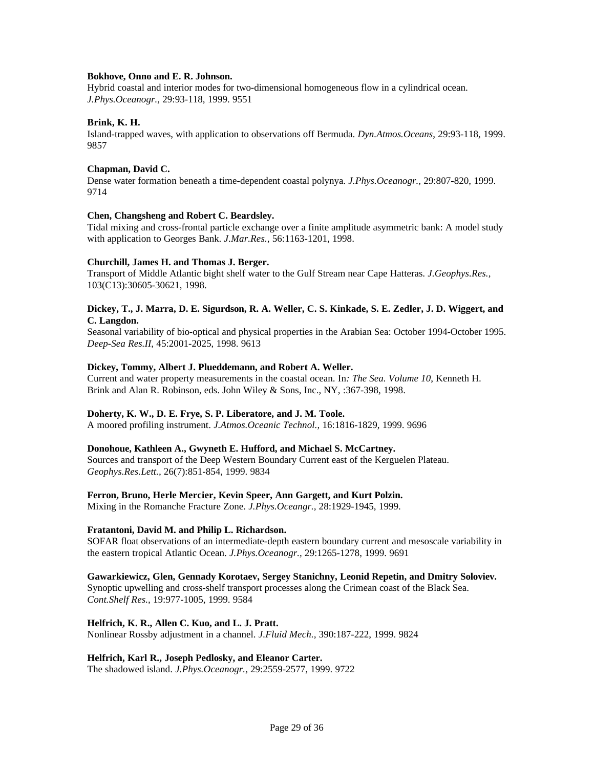**Bokhove, Onno and E. R. Johnson.**
Hybrid coastal and interior modes for two-dimensional homogeneous flow in a cylindrical ocean. *J.Phys.Oceanogr.,* 29:93-118, 1999. 9551

**Brink, K. H.**
Island-trapped waves, with application to observations off Bermuda. *Dyn.Atmos.Oceans*, 29:93-118, 1999. 9857

**Chapman, David C.**
Dense water formation beneath a time-dependent coastal polynya. *J.Phys.Oceanogr.,* 29:807-820, 1999. 9714

**Chen, Changsheng and Robert C. Beardsley.**
Tidal mixing and cross-frontal particle exchange over a finite amplitude asymmetric bank: A model study with application to Georges Bank. *J.Mar.Res.,* 56:1163-1201, 1998.

**Churchill, James H. and Thomas J. Berger.**
Transport of Middle Atlantic bight shelf water to the Gulf Stream near Cape Hatteras. *J.Geophys.Res.,* 103(C13):30605-30621, 1998.

**Dickey, T., J. Marra, D. E. Sigurdson, R. A. Weller, C. S. Kinkade, S. E. Zedler, J. D. Wiggert, and C. Langdon.**
Seasonal variability of bio-optical and physical properties in the Arabian Sea: October 1994-October 1995. *Deep-Sea Res.II*, 45:2001-2025, 1998. 9613

**Dickey, Tommy, Albert J. Plueddemann, and Robert A. Weller.**
Current and water property measurements in the coastal ocean. In*: The Sea. Volume 10*, Kenneth H. Brink and Alan R. Robinson, eds. John Wiley & Sons, Inc., NY, :367-398, 1998.

**Doherty, K. W., D. E. Frye, S. P. Liberatore, and J. M. Toole.**
A moored profiling instrument. *J.Atmos.Oceanic Technol.,* 16:1816-1829, 1999. 9696

**Donohoue, Kathleen A., Gwyneth E. Hufford, and Michael S. McCartney.**
Sources and transport of the Deep Western Boundary Current east of the Kerguelen Plateau. *Geophys.Res.Lett.,* 26(7):851-854, 1999. 9834

**Ferron, Bruno, Herle Mercier, Kevin Speer, Ann Gargett, and Kurt Polzin.**
Mixing in the Romanche Fracture Zone. *J.Phys.Oceangr.,* 28:1929-1945, 1999.

**Fratantoni, David M. and Philip L. Richardson.**
SOFAR float observations of an intermediate-depth eastern boundary current and mesoscale variability in the eastern tropical Atlantic Ocean. *J.Phys.Oceanogr.,* 29:1265-1278, 1999. 9691

**Gawarkiewicz, Glen, Gennady Korotaev, Sergey Stanichny, Leonid Repetin, and Dmitry Soloviev.**
Synoptic upwelling and cross-shelf transport processes along the Crimean coast of the Black Sea. *Cont.Shelf Res.,* 19:977-1005, 1999. 9584

**Helfrich, K. R., Allen C. Kuo, and L. J. Pratt.**
Nonlinear Rossby adjustment in a channel. *J.Fluid Mech.,* 390:187-222, 1999. 9824

**Helfrich, Karl R., Joseph Pedlosky, and Eleanor Carter.**
The shadowed island. *J.Phys.Oceanogr.,* 29:2559-2577, 1999. 9722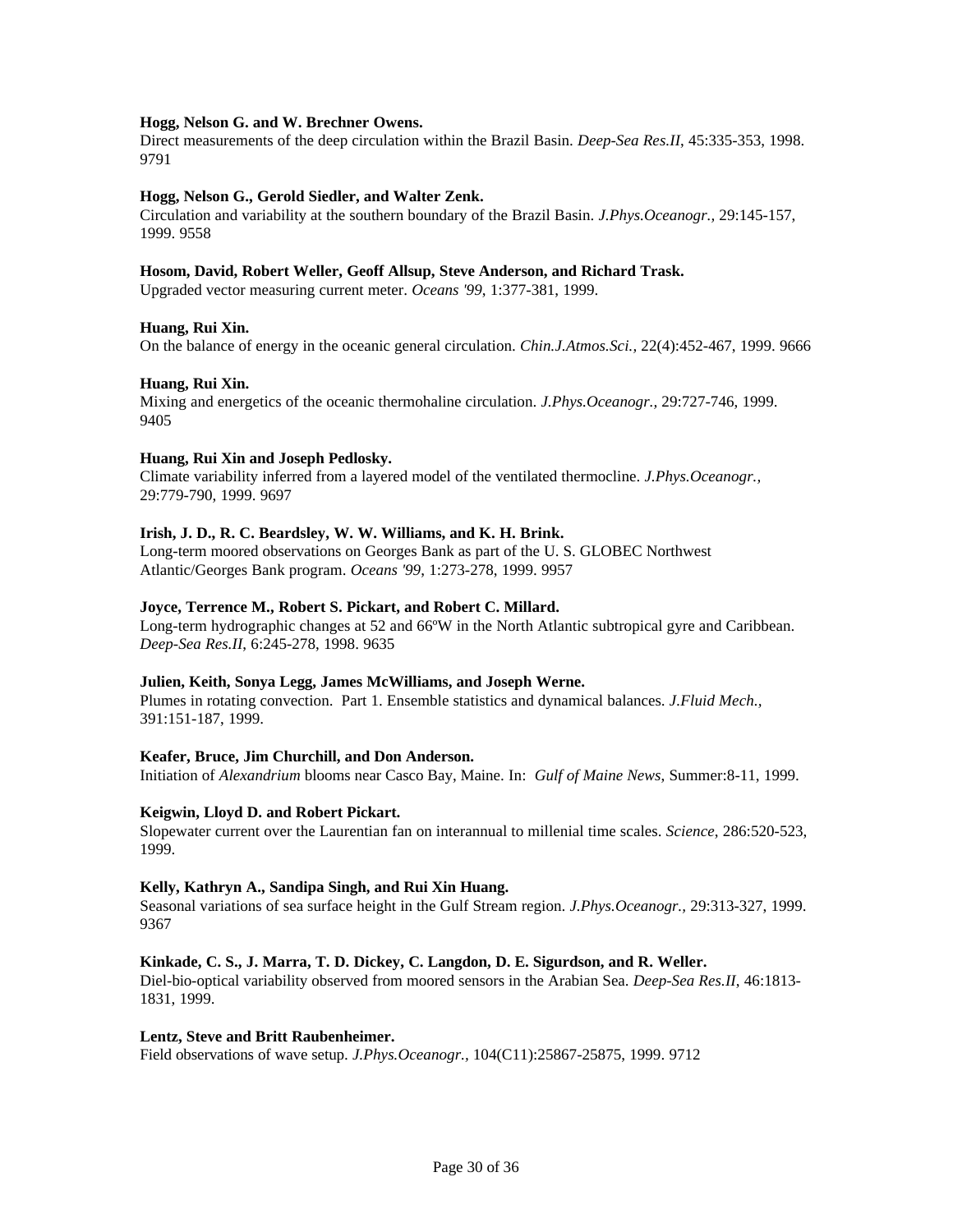**Hogg, Nelson G. and W. Brechner Owens.**
Direct measurements of the deep circulation within the Brazil Basin. *Deep-Sea Res.II*, 45:335-353, 1998. 9791

**Hogg, Nelson G., Gerold Siedler, and Walter Zenk.**
Circulation and variability at the southern boundary of the Brazil Basin. *J.Phys.Oceanogr.*, 29:145-157, 1999. 9558

**Hosom, David, Robert Weller, Geoff Allsup, Steve Anderson, and Richard Trask.**
Upgraded vector measuring current meter. *Oceans '99*, 1:377-381, 1999.

**Huang, Rui Xin.**
On the balance of energy in the oceanic general circulation. *Chin.J.Atmos.Sci.*, 22(4):452-467, 1999. 9666

**Huang, Rui Xin.**
Mixing and energetics of the oceanic thermohaline circulation. *J.Phys.Oceanogr.*, 29:727-746, 1999. 9405

**Huang, Rui Xin and Joseph Pedlosky.**
Climate variability inferred from a layered model of the ventilated thermocline. *J.Phys.Oceanogr.*, 29:779-790, 1999. 9697

**Irish, J. D., R. C. Beardsley, W. W. Williams, and K. H. Brink.**
Long-term moored observations on Georges Bank as part of the U. S. GLOBEC Northwest Atlantic/Georges Bank program. *Oceans '99*, 1:273-278, 1999. 9957

**Joyce, Terrence M., Robert S. Pickart, and Robert C. Millard.**
Long-term hydrographic changes at 52 and 66ºW in the North Atlantic subtropical gyre and Caribbean. *Deep-Sea Res.II*, 6:245-278, 1998. 9635

**Julien, Keith, Sonya Legg, James McWilliams, and Joseph Werne.**
Plumes in rotating convection. Part 1. Ensemble statistics and dynamical balances. *J.Fluid Mech.*, 391:151-187, 1999.

**Keafer, Bruce, Jim Churchill, and Don Anderson.**
Initiation of *Alexandrium* blooms near Casco Bay, Maine. In: *Gulf of Maine News*, Summer:8-11, 1999.

**Keigwin, Lloyd D. and Robert Pickart.**
Slopewater current over the Laurentian fan on interannual to millenial time scales. *Science*, 286:520-523, 1999.

**Kelly, Kathryn A., Sandipa Singh, and Rui Xin Huang.**
Seasonal variations of sea surface height in the Gulf Stream region. *J.Phys.Oceanogr.*, 29:313-327, 1999. 9367

**Kinkade, C. S., J. Marra, T. D. Dickey, C. Langdon, D. E. Sigurdson, and R. Weller.**
Diel-bio-optical variability observed from moored sensors in the Arabian Sea. *Deep-Sea Res.II*, 46:1813-1831, 1999.

**Lentz, Steve and Britt Raubenheimer.**
Field observations of wave setup. *J.Phys.Oceanogr.*, 104(C11):25867-25875, 1999. 9712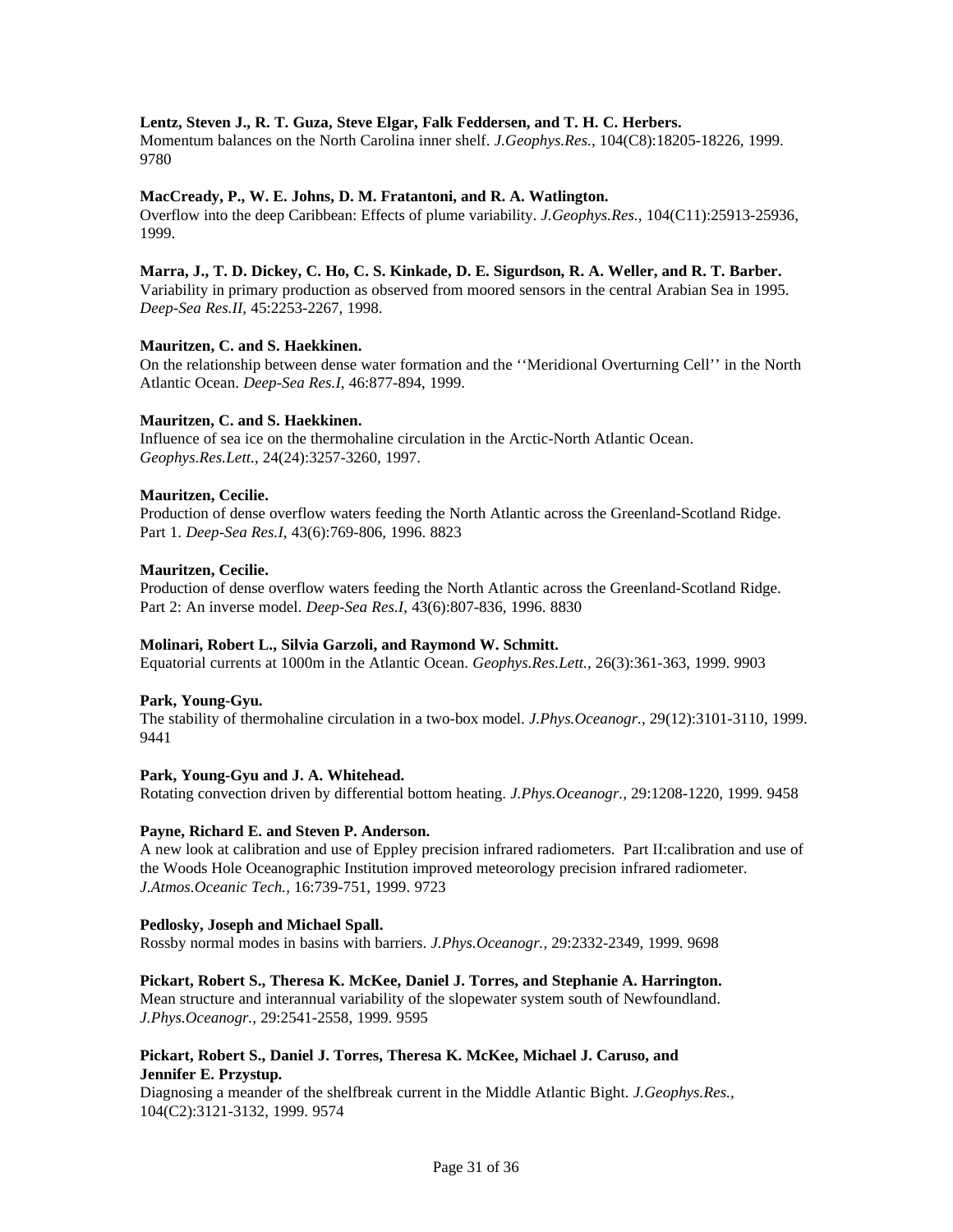**Lentz, Steven J., R. T. Guza, Steve Elgar, Falk Feddersen, and T. H. C. Herbers.**
Momentum balances on the North Carolina inner shelf. *J.Geophys.Res.,* 104(C8):18205-18226, 1999. 9780

**MacCready, P., W. E. Johns, D. M. Fratantoni, and R. A. Watlington.**
Overflow into the deep Caribbean: Effects of plume variability. *J.Geophys.Res.,* 104(C11):25913-25936, 1999.

**Marra, J., T. D. Dickey, C. Ho, C. S. Kinkade, D. E. Sigurdson, R. A. Weller, and R. T. Barber.**
Variability in primary production as observed from moored sensors in the central Arabian Sea in 1995. *Deep-Sea Res.II*, 45:2253-2267, 1998.

**Mauritzen, C. and S. Haekkinen.**
On the relationship between dense water formation and the ''Meridional Overturning Cell'' in the North Atlantic Ocean. *Deep-Sea Res.I*, 46:877-894, 1999.

**Mauritzen, C. and S. Haekkinen.**
Influence of sea ice on the thermohaline circulation in the Arctic-North Atlantic Ocean. *Geophys.Res.Lett.,* 24(24):3257-3260, 1997.

**Mauritzen, Cecilie.**
Production of dense overflow waters feeding the North Atlantic across the Greenland-Scotland Ridge. Part 1. *Deep-Sea Res.I*, 43(6):769-806, 1996. 8823

**Mauritzen, Cecilie.**
Production of dense overflow waters feeding the North Atlantic across the Greenland-Scotland Ridge. Part 2: An inverse model. *Deep-Sea Res.I*, 43(6):807-836, 1996. 8830

**Molinari, Robert L., Silvia Garzoli, and Raymond W. Schmitt.**
Equatorial currents at 1000m in the Atlantic Ocean. *Geophys.Res.Lett.,* 26(3):361-363, 1999. 9903

**Park, Young-Gyu.**
The stability of thermohaline circulation in a two-box model. *J.Phys.Oceanogr.,* 29(12):3101-3110, 1999. 9441

**Park, Young-Gyu and J. A. Whitehead.**
Rotating convection driven by differential bottom heating. *J.Phys.Oceanogr.,* 29:1208-1220, 1999. 9458

**Payne, Richard E. and Steven P. Anderson.**
A new look at calibration and use of Eppley precision infrared radiometers. Part II:calibration and use of the Woods Hole Oceanographic Institution improved meteorology precision infrared radiometer. *J.Atmos.Oceanic Tech.,* 16:739-751, 1999. 9723

**Pedlosky, Joseph and Michael Spall.**
Rossby normal modes in basins with barriers. *J.Phys.Oceanogr.,* 29:2332-2349, 1999. 9698

**Pickart, Robert S., Theresa K. McKee, Daniel J. Torres, and Stephanie A. Harrington.**
Mean structure and interannual variability of the slopewater system south of Newfoundland. *J.Phys.Oceanogr.,* 29:2541-2558, 1999. 9595

**Pickart, Robert S., Daniel J. Torres, Theresa K. McKee, Michael J. Caruso, and Jennifer E. Przystup.**
Diagnosing a meander of the shelfbreak current in the Middle Atlantic Bight. *J.Geophys.Res.,* 104(C2):3121-3132, 1999. 9574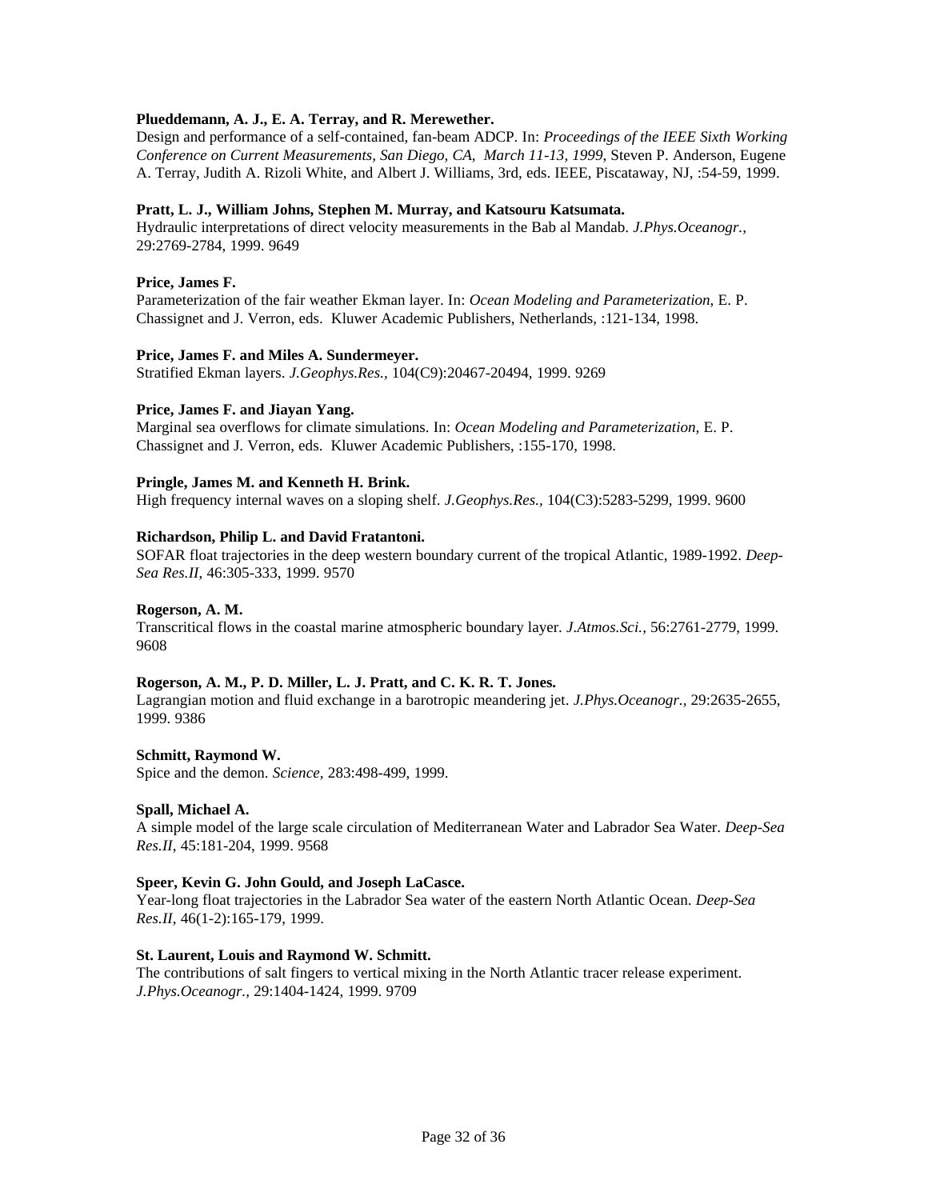**Plueddemann, A. J., E. A. Terray, and R. Merewether.**
Design and performance of a self-contained, fan-beam ADCP. In: *Proceedings of the IEEE Sixth Working Conference on Current Measurements, San Diego, CA, March 11-13, 1999*, Steven P. Anderson, Eugene A. Terray, Judith A. Rizoli White, and Albert J. Williams, 3rd, eds. IEEE, Piscataway, NJ, :54-59, 1999.

**Pratt, L. J., William Johns, Stephen M. Murray, and Katsouru Katsumata.**
Hydraulic interpretations of direct velocity measurements in the Bab al Mandab. *J.Phys.Oceanogr.*, 29:2769-2784, 1999. 9649

**Price, James F.**
Parameterization of the fair weather Ekman layer. In: *Ocean Modeling and Parameterization*, E. P. Chassignet and J. Verron, eds. Kluwer Academic Publishers, Netherlands, :121-134, 1998.

**Price, James F. and Miles A. Sundermeyer.**
Stratified Ekman layers. *J.Geophys.Res.*, 104(C9):20467-20494, 1999. 9269

**Price, James F. and Jiayan Yang.**
Marginal sea overflows for climate simulations. In: *Ocean Modeling and Parameterization,* E. P. Chassignet and J. Verron, eds. Kluwer Academic Publishers, :155-170, 1998.

**Pringle, James M. and Kenneth H. Brink.**
High frequency internal waves on a sloping shelf. *J.Geophys.Res.*, 104(C3):5283-5299, 1999. 9600

**Richardson, Philip L. and David Fratantoni.**
SOFAR float trajectories in the deep western boundary current of the tropical Atlantic, 1989-1992. *Deep-Sea Res.II*, 46:305-333, 1999. 9570

**Rogerson, A. M.**
Transcritical flows in the coastal marine atmospheric boundary layer. *J.Atmos.Sci.*, 56:2761-2779, 1999. 9608

**Rogerson, A. M., P. D. Miller, L. J. Pratt, and C. K. R. T. Jones.**
Lagrangian motion and fluid exchange in a barotropic meandering jet. *J.Phys.Oceanogr.*, 29:2635-2655, 1999. 9386

**Schmitt, Raymond W.**
Spice and the demon. *Science*, 283:498-499, 1999.

**Spall, Michael A.**
A simple model of the large scale circulation of Mediterranean Water and Labrador Sea Water. *Deep-Sea Res.II*, 45:181-204, 1999. 9568

**Speer, Kevin G. John Gould, and Joseph LaCasce.**
Year-long float trajectories in the Labrador Sea water of the eastern North Atlantic Ocean. *Deep-Sea Res.II*, 46(1-2):165-179, 1999.

**St. Laurent, Louis and Raymond W. Schmitt.**
The contributions of salt fingers to vertical mixing in the North Atlantic tracer release experiment. *J.Phys.Oceanogr.*, 29:1404-1424, 1999. 9709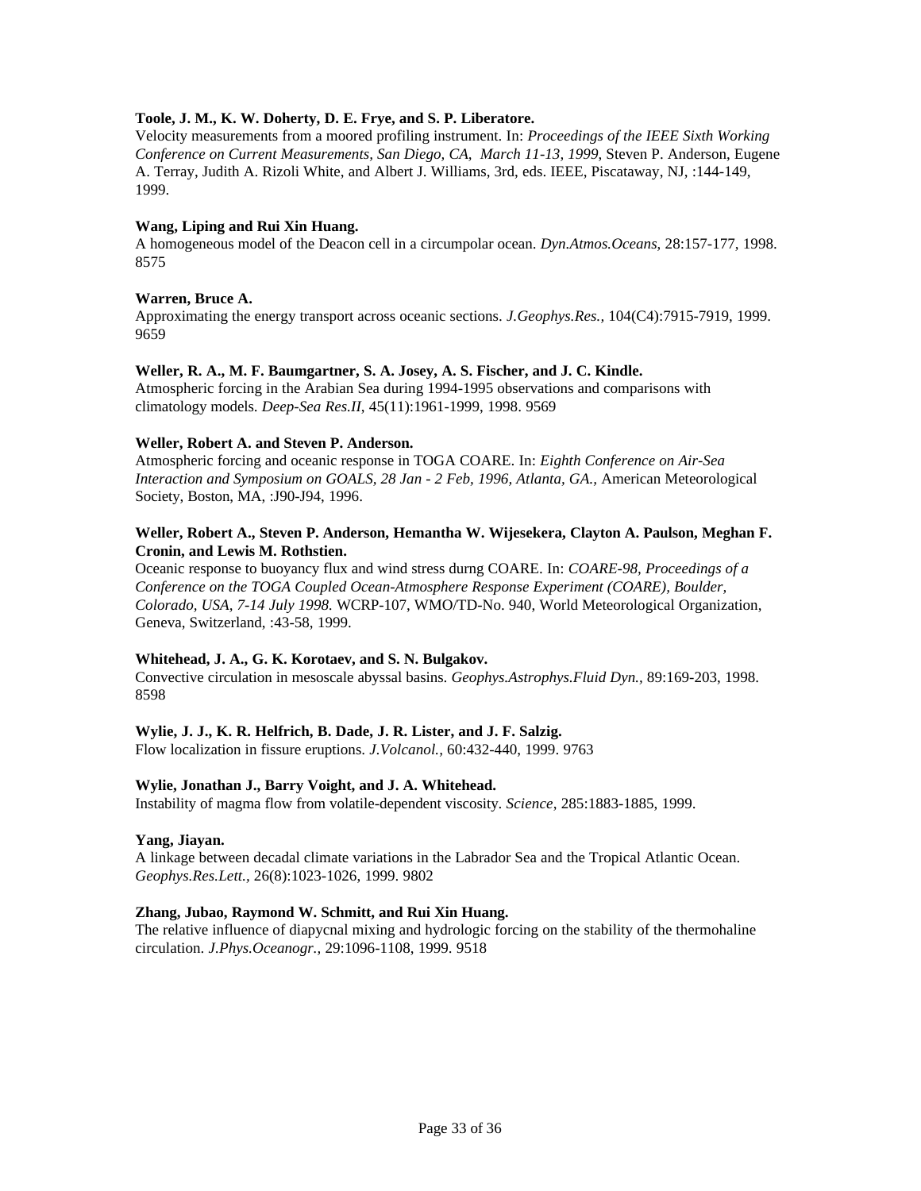**Toole, J. M., K. W. Doherty, D. E. Frye, and S. P. Liberatore.**
Velocity measurements from a moored profiling instrument. In: *Proceedings of the IEEE Sixth Working Conference on Current Measurements, San Diego, CA, March 11-13, 1999*, Steven P. Anderson, Eugene A. Terray, Judith A. Rizoli White, and Albert J. Williams, 3rd, eds. IEEE, Piscataway, NJ, :144-149, 1999.

**Wang, Liping and Rui Xin Huang.**
A homogeneous model of the Deacon cell in a circumpolar ocean. *Dyn.Atmos.Oceans*, 28:157-177, 1998. 8575

**Warren, Bruce A.**
Approximating the energy transport across oceanic sections. *J.Geophys.Res.*, 104(C4):7915-7919, 1999. 9659

**Weller, R. A., M. F. Baumgartner, S. A. Josey, A. S. Fischer, and J. C. Kindle.**
Atmospheric forcing in the Arabian Sea during 1994-1995 observations and comparisons with climatology models. *Deep-Sea Res.II*, 45(11):1961-1999, 1998. 9569

**Weller, Robert A. and Steven P. Anderson.**
Atmospheric forcing and oceanic response in TOGA COARE. In: *Eighth Conference on Air-Sea Interaction and Symposium on GOALS, 28 Jan - 2 Feb, 1996, Atlanta, GA.,* American Meteorological Society, Boston, MA, :J90-J94, 1996.

**Weller, Robert A., Steven P. Anderson, Hemantha W. Wijesekera, Clayton A. Paulson, Meghan F. Cronin, and Lewis M. Rothstien.**
Oceanic response to buoyancy flux and wind stress durng COARE. In: *COARE-98, Proceedings of a Conference on the TOGA Coupled Ocean-Atmosphere Response Experiment (COARE), Boulder, Colorado, USA, 7-14 July 1998.* WCRP-107, WMO/TD-No. 940, World Meteorological Organization, Geneva, Switzerland, :43-58, 1999.

**Whitehead, J. A., G. K. Korotaev, and S. N. Bulgakov.**
Convective circulation in mesoscale abyssal basins. *Geophys.Astrophys.Fluid Dyn.*, 89:169-203, 1998. 8598

**Wylie, J. J., K. R. Helfrich, B. Dade, J. R. Lister, and J. F. Salzig.**
Flow localization in fissure eruptions. *J.Volcanol.*, 60:432-440, 1999. 9763

**Wylie, Jonathan J., Barry Voight, and J. A. Whitehead.**
Instability of magma flow from volatile-dependent viscosity. *Science*, 285:1883-1885, 1999.

**Yang, Jiayan.**
A linkage between decadal climate variations in the Labrador Sea and the Tropical Atlantic Ocean. *Geophys.Res.Lett.*, 26(8):1023-1026, 1999. 9802

**Zhang, Jubao, Raymond W. Schmitt, and Rui Xin Huang.**
The relative influence of diapycnal mixing and hydrologic forcing on the stability of the thermohaline circulation. *J.Phys.Oceanogr.*, 29:1096-1108, 1999. 9518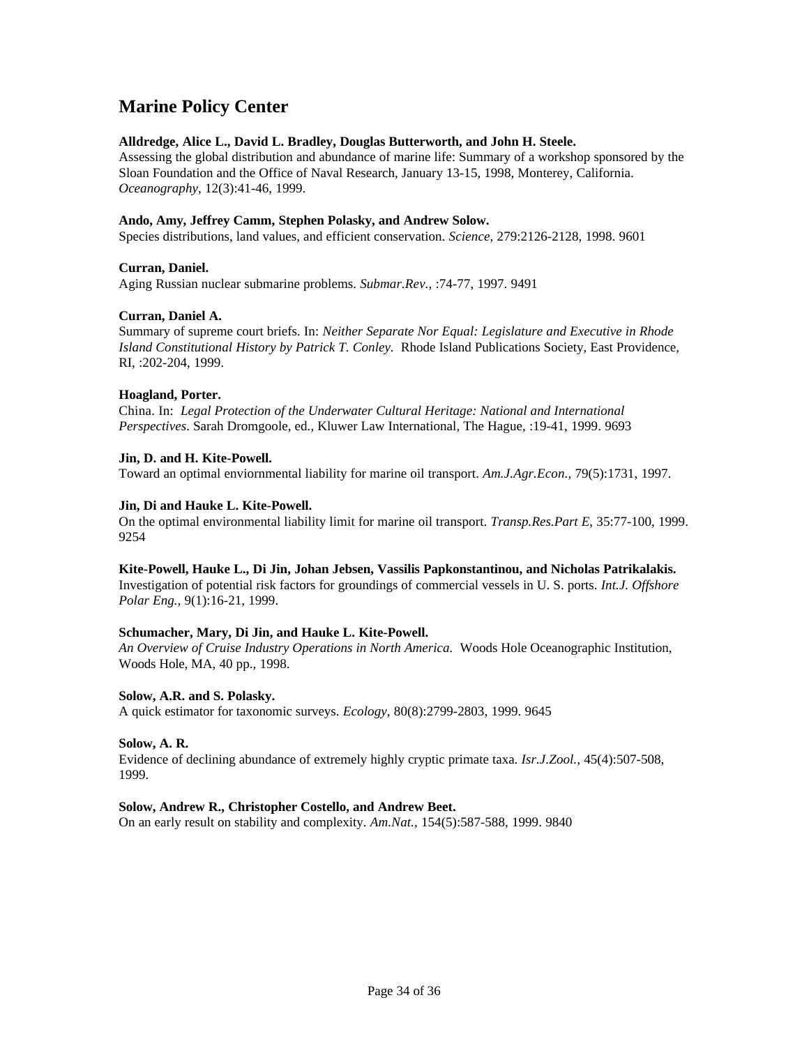## Marine Policy Center

**Alldredge, Alice L., David L. Bradley, Douglas Butterworth, and John H. Steele.**
Assessing the global distribution and abundance of marine life: Summary of a workshop sponsored by the Sloan Foundation and the Office of Naval Research, January 13-15, 1998, Monterey, California. *Oceanography*, 12(3):41-46, 1999.

**Ando, Amy, Jeffrey Camm, Stephen Polasky, and Andrew Solow.**
Species distributions, land values, and efficient conservation. *Science*, 279:2126-2128, 1998. 9601

**Curran, Daniel.**
Aging Russian nuclear submarine problems. *Submar.Rev.*, :74-77, 1997. 9491

**Curran, Daniel A.**
Summary of supreme court briefs. In: *Neither Separate Nor Equal: Legislature and Executive in Rhode Island Constitutional History by Patrick T. Conley.* Rhode Island Publications Society, East Providence, RI, :202-204, 1999.

**Hoagland, Porter.**
China. In: *Legal Protection of the Underwater Cultural Heritage: National and International Perspectives*. Sarah Dromgoole, ed., Kluwer Law International, The Hague, :19-41, 1999. 9693

**Jin, D. and H. Kite-Powell.**
Toward an optimal enviornmental liability for marine oil transport. *Am.J.Agr.Econ.*, 79(5):1731, 1997.

**Jin, Di and Hauke L. Kite-Powell.**
On the optimal environmental liability limit for marine oil transport. *Transp.Res.Part E*, 35:77-100, 1999. 9254

**Kite-Powell, Hauke L., Di Jin, Johan Jebsen, Vassilis Papkonstantinou, and Nicholas Patrikalakis.**
Investigation of potential risk factors for groundings of commercial vessels in U. S. ports. *Int.J. Offshore Polar Eng.*, 9(1):16-21, 1999.

**Schumacher, Mary, Di Jin, and Hauke L. Kite-Powell.**
*An Overview of Cruise Industry Operations in North America.* Woods Hole Oceanographic Institution, Woods Hole, MA, 40 pp., 1998.

**Solow, A.R. and S. Polasky.**
A quick estimator for taxonomic surveys. *Ecology*, 80(8):2799-2803, 1999. 9645

**Solow, A. R.**
Evidence of declining abundance of extremely highly cryptic primate taxa. *Isr.J.Zool.*, 45(4):507-508, 1999.

**Solow, Andrew R., Christopher Costello, and Andrew Beet.**
On an early result on stability and complexity. *Am.Nat.*, 154(5):587-588, 1999. 9840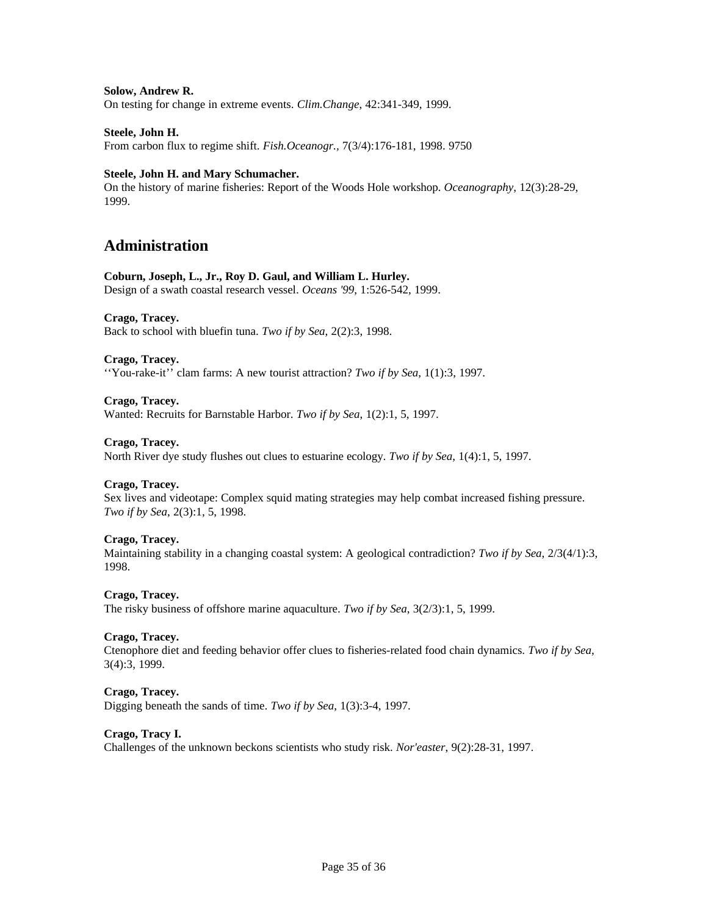**Solow, Andrew R.**
On testing for change in extreme events. *Clim.Change*, 42:341-349, 1999.

**Steele, John H.**
From carbon flux to regime shift. *Fish.Oceanogr.*, 7(3/4):176-181, 1998. 9750

**Steele, John H. and Mary Schumacher.**
On the history of marine fisheries: Report of the Woods Hole workshop. *Oceanography*, 12(3):28-29, 1999.

## Administration

**Coburn, Joseph, L., Jr., Roy D. Gaul, and William L. Hurley.**
Design of a swath coastal research vessel. *Oceans '99*, 1:526-542, 1999.

**Crago, Tracey.**
Back to school with bluefin tuna. *Two if by Sea*, 2(2):3, 1998.

**Crago, Tracey.**
''You-rake-it'' clam farms: A new tourist attraction? *Two if by Sea*, 1(1):3, 1997.

**Crago, Tracey.**
Wanted: Recruits for Barnstable Harbor. *Two if by Sea*, 1(2):1, 5, 1997.

**Crago, Tracey.**
North River dye study flushes out clues to estuarine ecology. *Two if by Sea*, 1(4):1, 5, 1997.

**Crago, Tracey.**
Sex lives and videotape: Complex squid mating strategies may help combat increased fishing pressure. *Two if by Sea*, 2(3):1, 5, 1998.

**Crago, Tracey.**
Maintaining stability in a changing coastal system: A geological contradiction? *Two if by Sea*, 2/3(4/1):3, 1998.

**Crago, Tracey.**
The risky business of offshore marine aquaculture. *Two if by Sea*, 3(2/3):1, 5, 1999.

**Crago, Tracey.**
Ctenophore diet and feeding behavior offer clues to fisheries-related food chain dynamics. *Two if by Sea*, 3(4):3, 1999.

**Crago, Tracey.**
Digging beneath the sands of time. *Two if by Sea*, 1(3):3-4, 1997.

**Crago, Tracy I.**
Challenges of the unknown beckons scientists who study risk. *Nor'easter*, 9(2):28-31, 1997.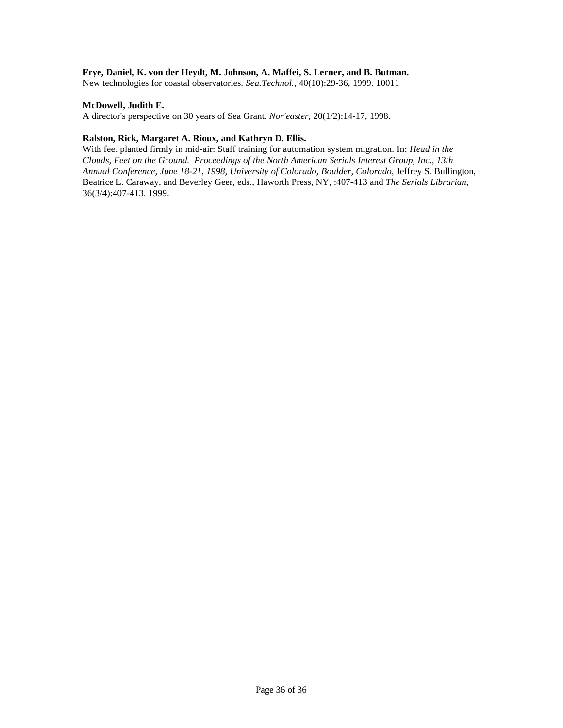**Frye, Daniel, K. von der Heydt, M. Johnson, A. Maffei, S. Lerner, and B. Butman.**
New technologies for coastal observatories. *Sea.Technol.*, 40(10):29-36, 1999. 10011

**McDowell, Judith E.**
A director's perspective on 30 years of Sea Grant. *Nor'easter*, 20(1/2):14-17, 1998.

**Ralston, Rick, Margaret A. Rioux, and Kathryn D. Ellis.**
With feet planted firmly in mid-air: Staff training for automation system migration. In: *Head in the Clouds, Feet on the Ground. Proceedings of the North American Serials Interest Group, Inc., 13th Annual Conference, June 18-21, 1998, University of Colorado, Boulder, Colorado,* Jeffrey S. Bullington, Beatrice L. Caraway, and Beverley Geer, eds., Haworth Press, NY, :407-413 and *The Serials Librarian*, 36(3/4):407-413. 1999.